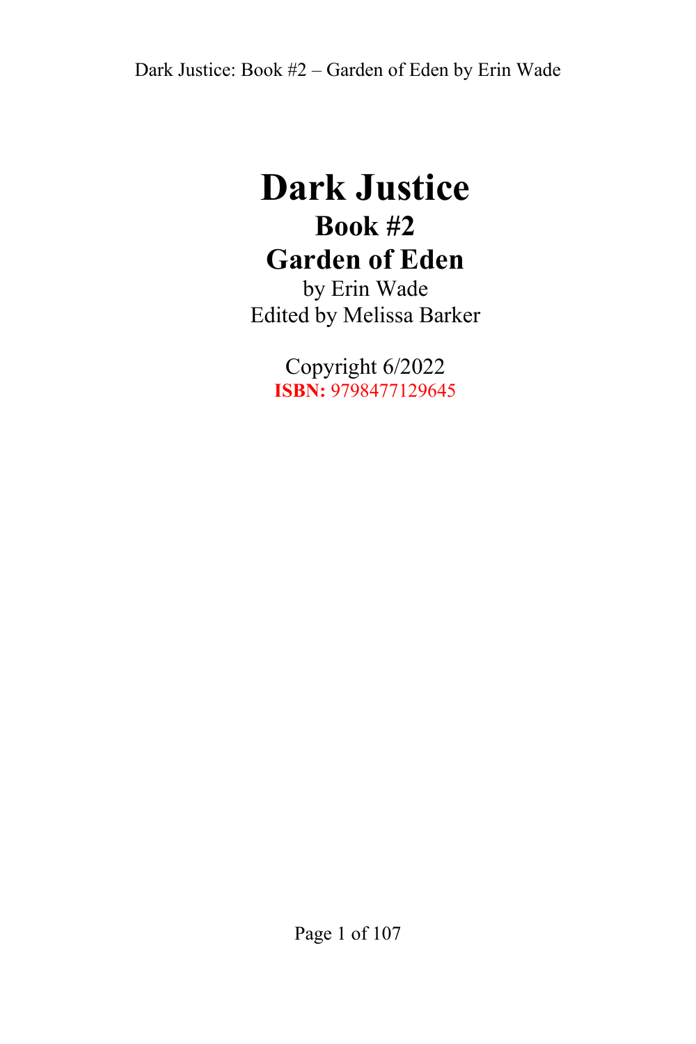# Dark Justice

## Book #2

## Garden of Eden

by Erin Wade

Edited by Melissa Barker

Copyright 6/2022

**ISBN:** 9798477129645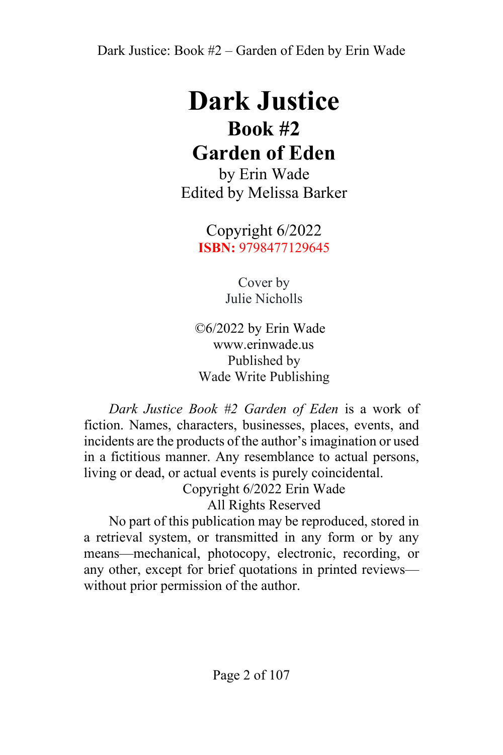# Dark Justice

## Book #2

## Garden of Eden

by Erin Wade

Edited by Melissa Barker

Copyright 6/2022

**ISBN:** 9798477129645

Cover by

Julie Nicholls

©6/2022 by Erin Wade

www.erinwade.us

Published by

Wade Write Publishing

*Dark Justice Book #2 Garden of Eden* is a work of fiction. Names, characters, businesses, places, events, and incidents are the products of the author's imagination or used in a fictitious manner. Any resemblance to actual persons, living or dead, or actual events is purely coincidental.

Copyright 6/2022 Erin Wade

All Rights Reserved

No part of this publication may be reproduced, stored in a retrieval system, or transmitted in any form or by any means—mechanical, photocopy, electronic, recording, or any other, except for brief quotations in printed reviews—without prior permission of the author.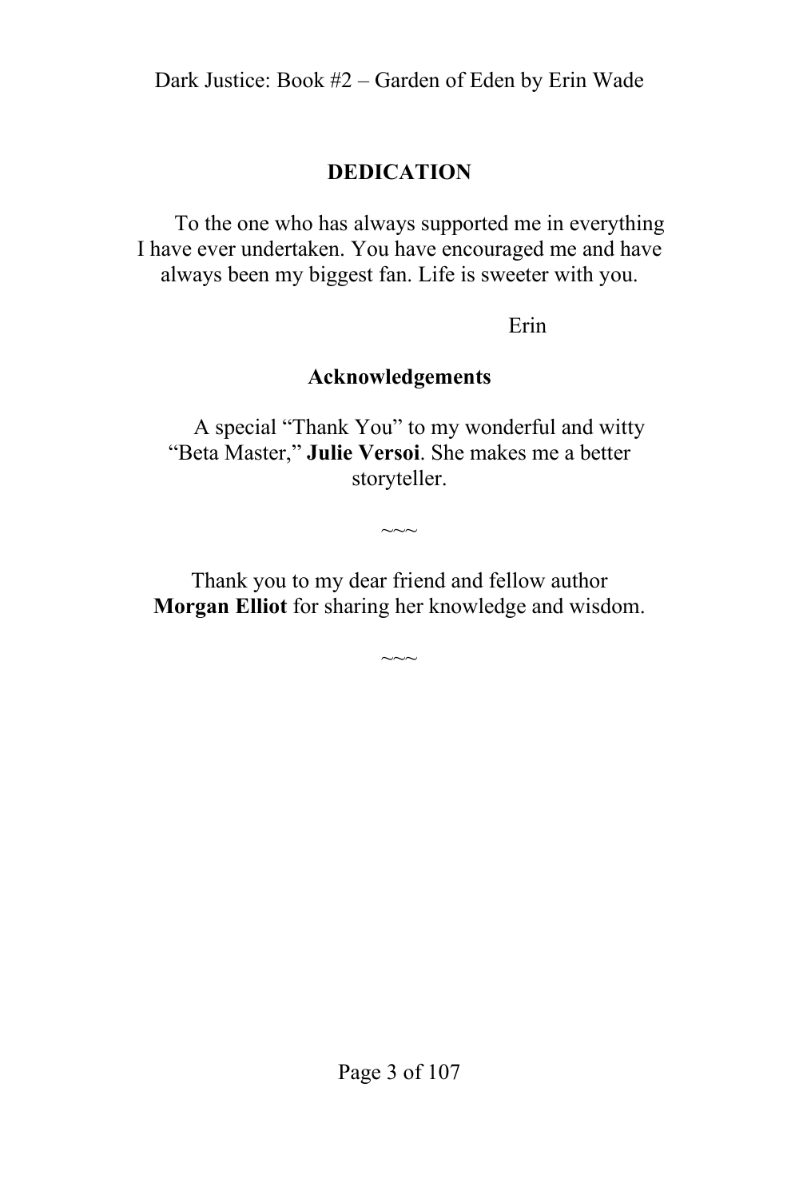## DEDICATION

To the one who has always supported me in everything I have ever undertaken. You have encouraged me and have always been my biggest fan. Life is sweeter with you.

Erin

## Acknowledgements

A special "Thank You" to my wonderful and witty "Beta Master," **Julie Versoi**. She makes me a better storyteller.

~~~

Thank you to my dear friend and fellow author **Morgan Elliot** for sharing her knowledge and wisdom.

~~~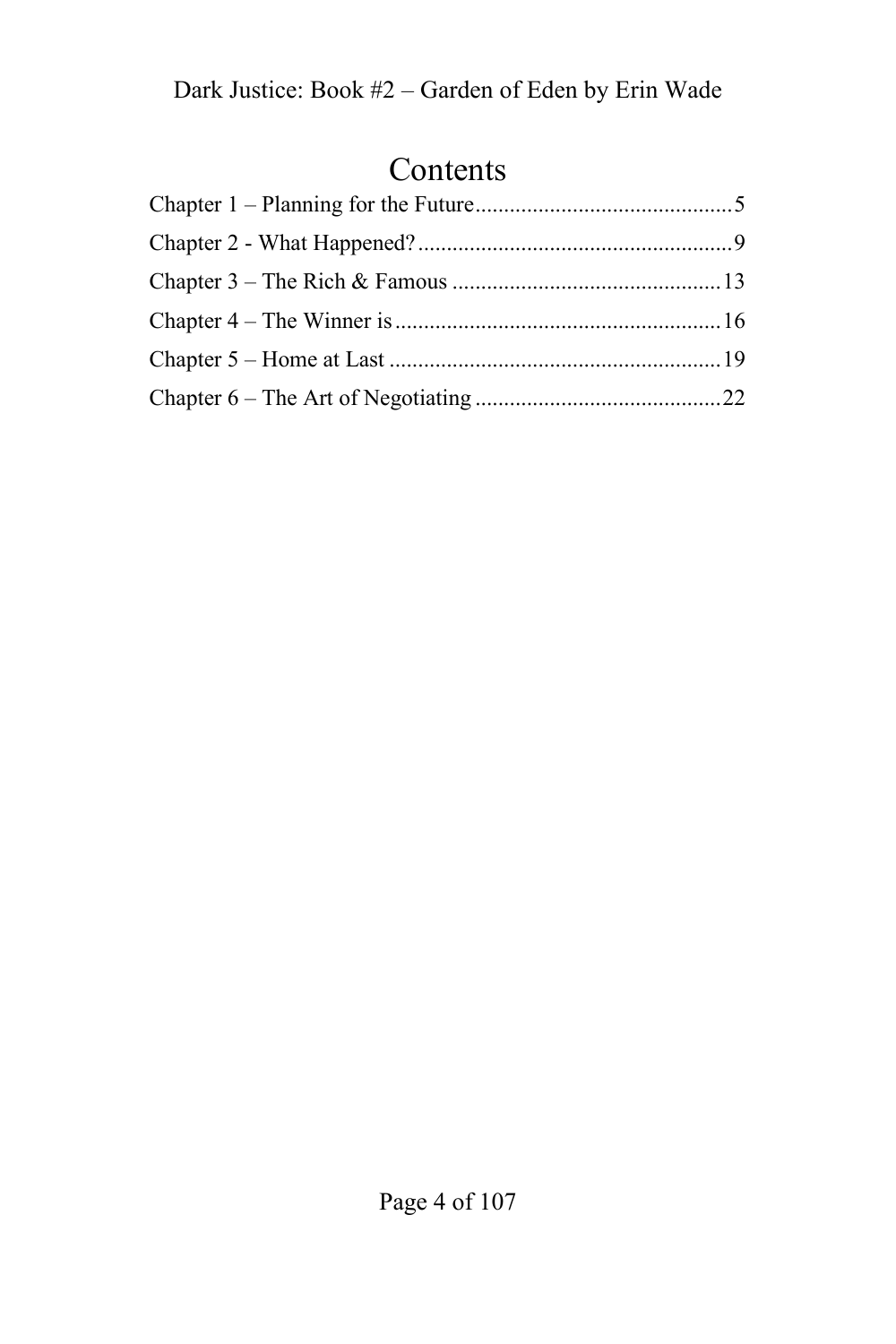# Contents

Chapter 1 – Planning for the Future............................................5

Chapter 2 - What Happened?......................................................9

Chapter 3 – The Rich & Famous ..............................................13

Chapter 4 – The Winner is........................................................16

Chapter 5 – Home at Last .........................................................19

Chapter 6 – The Art of Negotiating ..........................................22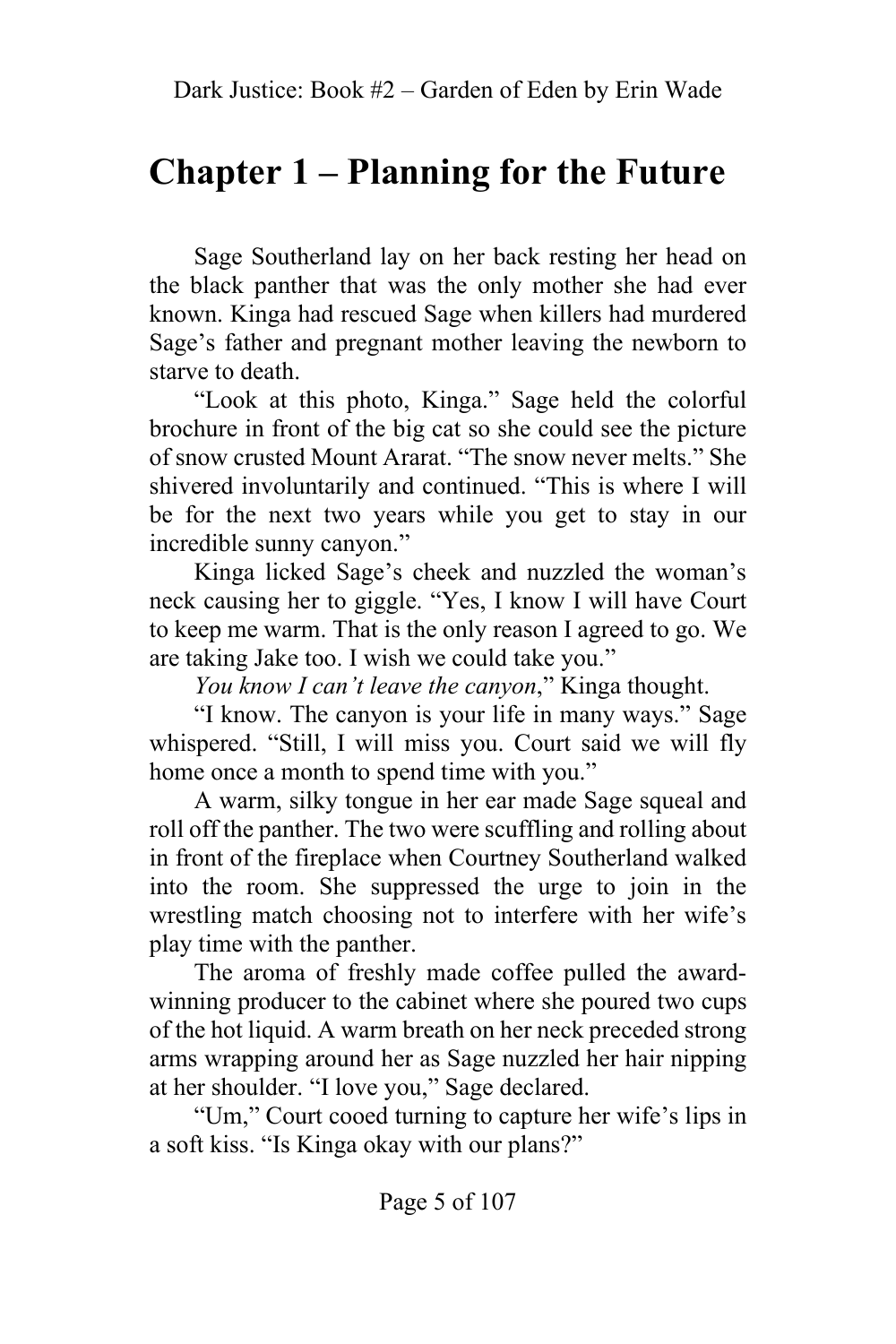# Chapter 1 – Planning for the Future

Sage Southerland lay on her back resting her head on the black panther that was the only mother she had ever known. Kinga had rescued Sage when killers had murdered Sage's father and pregnant mother leaving the newborn to starve to death.

"Look at this photo, Kinga." Sage held the colorful brochure in front of the big cat so she could see the picture of snow crusted Mount Ararat. "The snow never melts." She shivered involuntarily and continued. "This is where I will be for the next two years while you get to stay in our incredible sunny canyon."

Kinga licked Sage's cheek and nuzzled the woman's neck causing her to giggle. "Yes, I know I will have Court to keep me warm. That is the only reason I agreed to go. We are taking Jake too. I wish we could take you."

*You know I can't leave the canyon*," Kinga thought.

"I know. The canyon is your life in many ways." Sage whispered. "Still, I will miss you. Court said we will fly home once a month to spend time with you."

A warm, silky tongue in her ear made Sage squeal and roll off the panther. The two were scuffling and rolling about in front of the fireplace when Courtney Southerland walked into the room. She suppressed the urge to join in the wrestling match choosing not to interfere with her wife's play time with the panther.

The aroma of freshly made coffee pulled the award-winning producer to the cabinet where she poured two cups of the hot liquid. A warm breath on her neck preceded strong arms wrapping around her as Sage nuzzled her hair nipping at her shoulder. "I love you," Sage declared.

"Um," Court cooed turning to capture her wife's lips in a soft kiss. "Is Kinga okay with our plans?"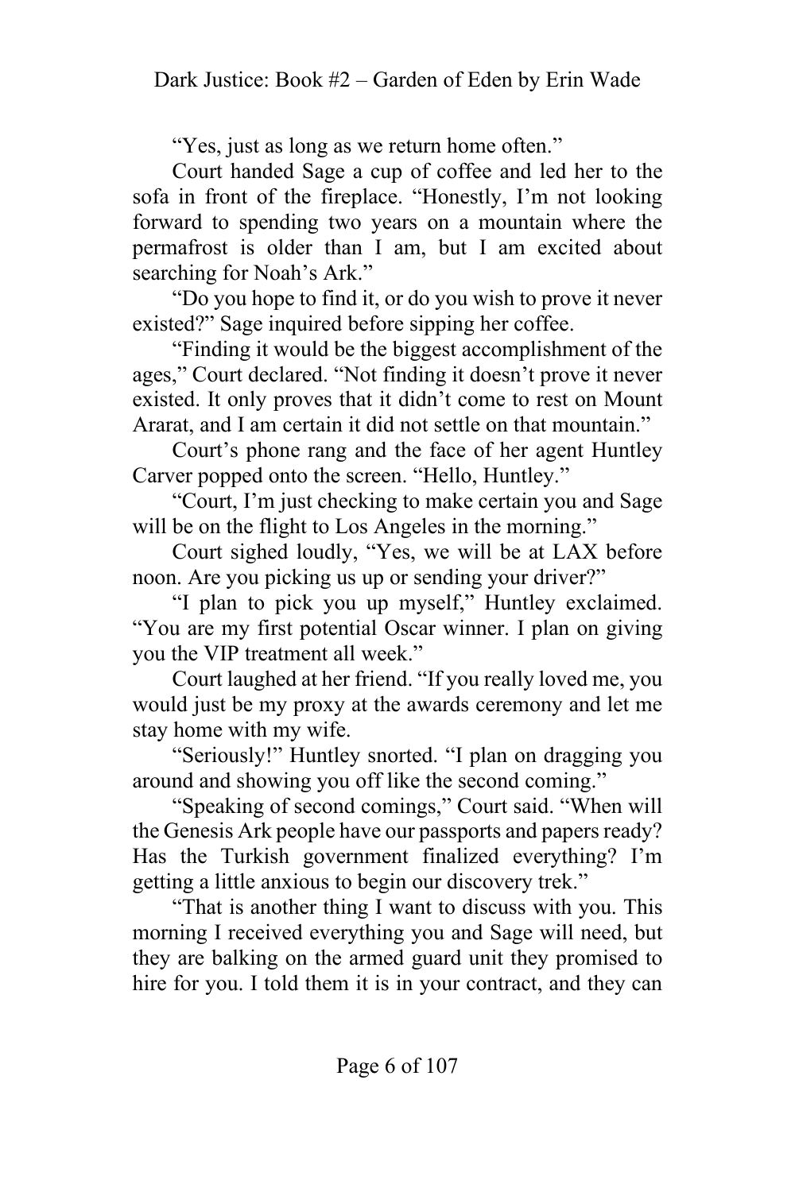"Yes, just as long as we return home often."

Court handed Sage a cup of coffee and led her to the sofa in front of the fireplace. "Honestly, I'm not looking forward to spending two years on a mountain where the permafrost is older than I am, but I am excited about searching for Noah's Ark."

"Do you hope to find it, or do you wish to prove it never existed?" Sage inquired before sipping her coffee.

"Finding it would be the biggest accomplishment of the ages," Court declared. "Not finding it doesn't prove it never existed. It only proves that it didn't come to rest on Mount Ararat, and I am certain it did not settle on that mountain."

Court's phone rang and the face of her agent Huntley Carver popped onto the screen. "Hello, Huntley."

"Court, I'm just checking to make certain you and Sage will be on the flight to Los Angeles in the morning."

Court sighed loudly, "Yes, we will be at LAX before noon. Are you picking us up or sending your driver?"

"I plan to pick you up myself," Huntley exclaimed. "You are my first potential Oscar winner. I plan on giving you the VIP treatment all week."

Court laughed at her friend. "If you really loved me, you would just be my proxy at the awards ceremony and let me stay home with my wife.

"Seriously!" Huntley snorted. "I plan on dragging you around and showing you off like the second coming."

"Speaking of second comings," Court said. "When will the Genesis Ark people have our passports and papers ready? Has the Turkish government finalized everything? I'm getting a little anxious to begin our discovery trek."

"That is another thing I want to discuss with you. This morning I received everything you and Sage will need, but they are balking on the armed guard unit they promised to hire for you. I told them it is in your contract, and they can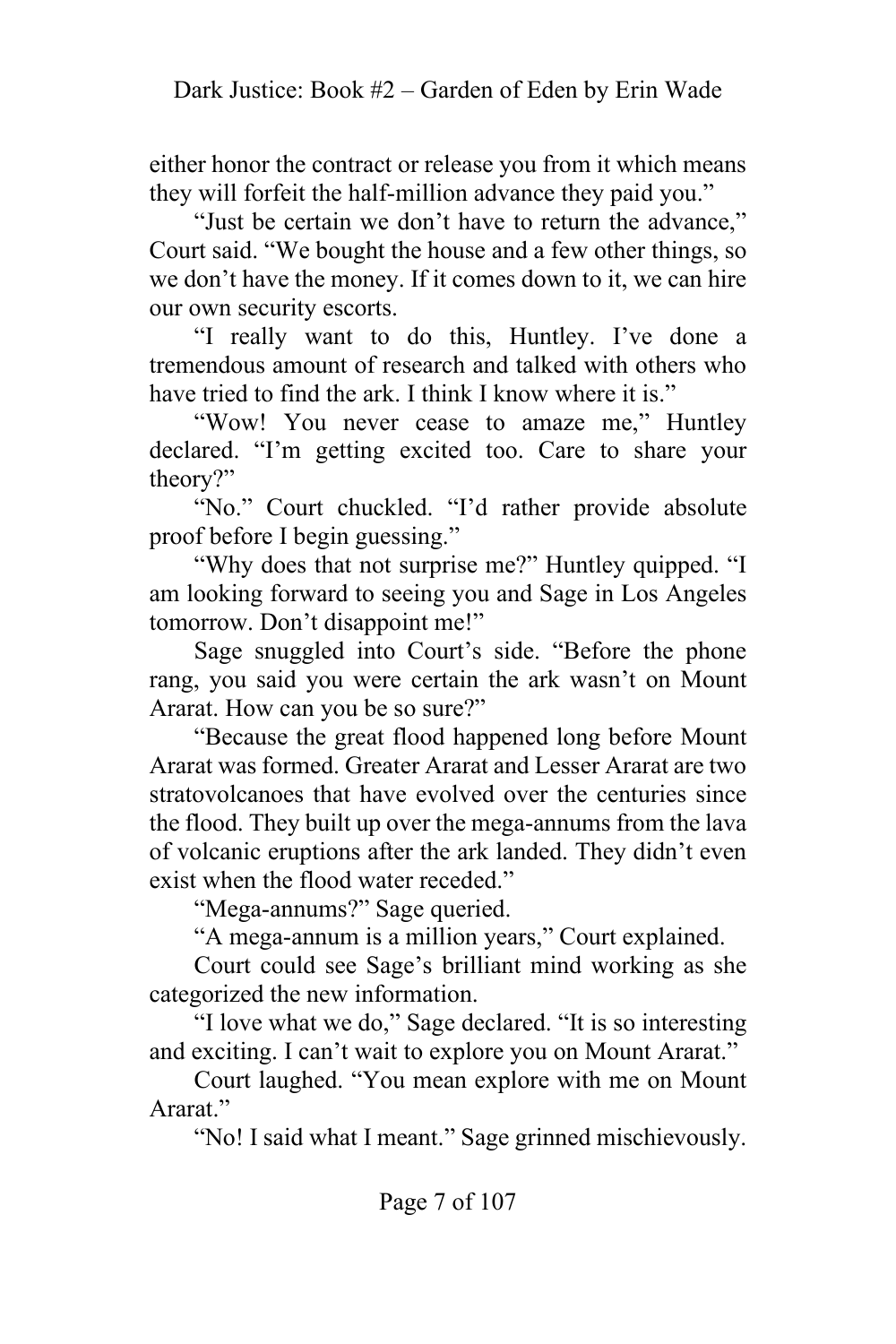either honor the contract or release you from it which means they will forfeit the half-million advance they paid you."

"Just be certain we don't have to return the advance," Court said. "We bought the house and a few other things, so we don't have the money. If it comes down to it, we can hire our own security escorts.

"I really want to do this, Huntley. I've done a tremendous amount of research and talked with others who have tried to find the ark. I think I know where it is."

"Wow! You never cease to amaze me," Huntley declared. "I'm getting excited too. Care to share your theory?"

"No." Court chuckled. "I'd rather provide absolute proof before I begin guessing."

"Why does that not surprise me?" Huntley quipped. "I am looking forward to seeing you and Sage in Los Angeles tomorrow. Don't disappoint me!"

Sage snuggled into Court's side. "Before the phone rang, you said you were certain the ark wasn't on Mount Ararat. How can you be so sure?"

"Because the great flood happened long before Mount Ararat was formed. Greater Ararat and Lesser Ararat are two stratovolcanoes that have evolved over the centuries since the flood. They built up over the mega-annums from the lava of volcanic eruptions after the ark landed. They didn't even exist when the flood water receded."

"Mega-annums?" Sage queried.

"A mega-annum is a million years," Court explained.

Court could see Sage's brilliant mind working as she categorized the new information.

"I love what we do," Sage declared. "It is so interesting and exciting. I can't wait to explore you on Mount Ararat."

Court laughed. "You mean explore with me on Mount Ararat."

"No! I said what I meant." Sage grinned mischievously.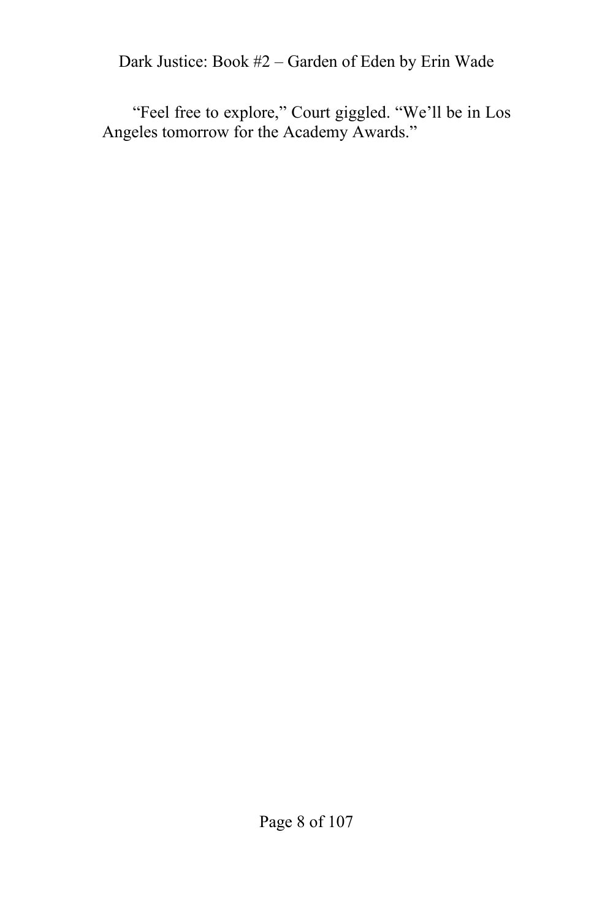"Feel free to explore," Court giggled. "We'll be in Los Angeles tomorrow for the Academy Awards."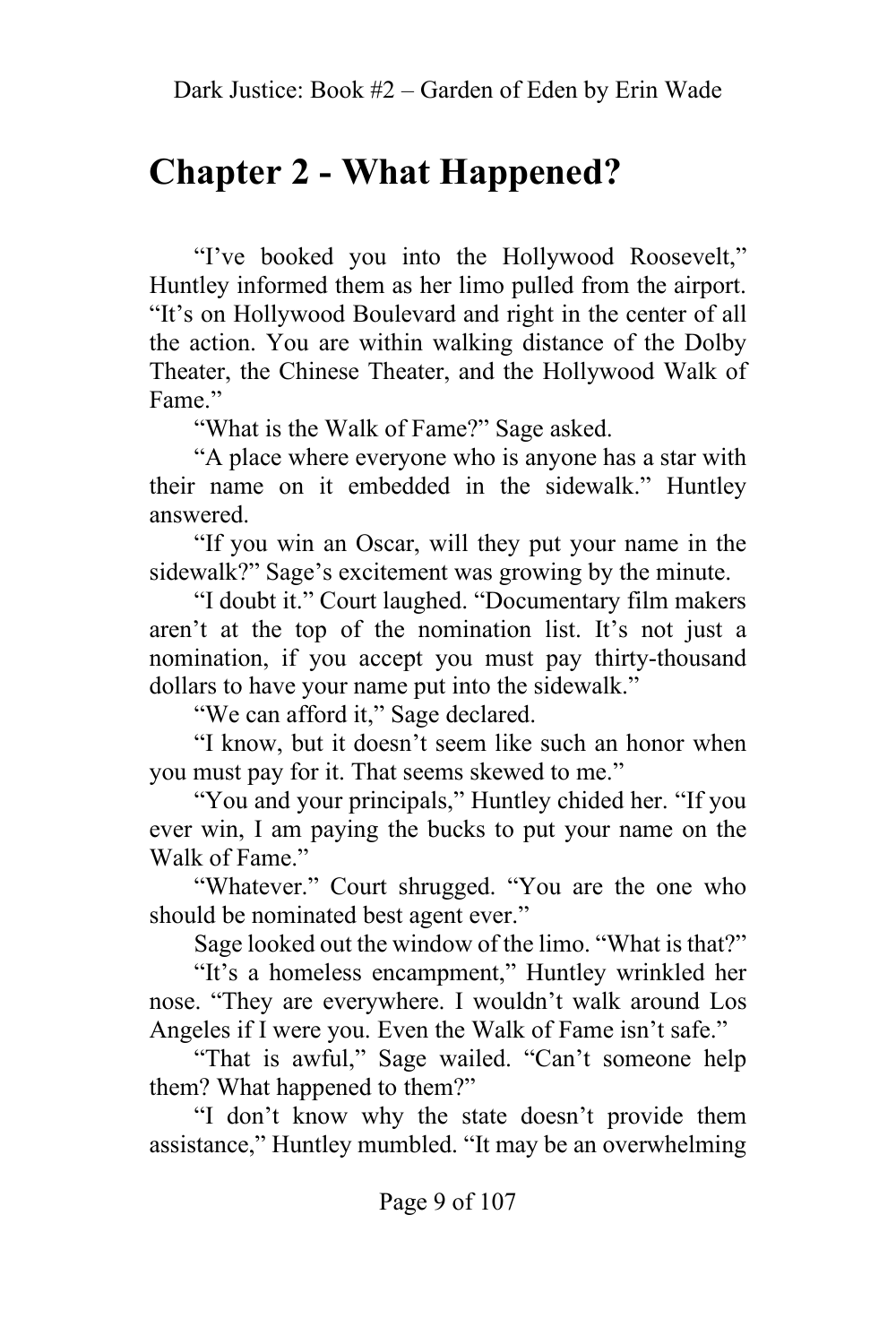# Chapter 2 - What Happened?

"I've booked you into the Hollywood Roosevelt," Huntley informed them as her limo pulled from the airport. "It's on Hollywood Boulevard and right in the center of all the action. You are within walking distance of the Dolby Theater, the Chinese Theater, and the Hollywood Walk of Fame."

"What is the Walk of Fame?" Sage asked.

"A place where everyone who is anyone has a star with their name on it embedded in the sidewalk." Huntley answered.

"If you win an Oscar, will they put your name in the sidewalk?" Sage's excitement was growing by the minute.

"I doubt it." Court laughed. "Documentary film makers aren't at the top of the nomination list. It's not just a nomination, if you accept you must pay thirty-thousand dollars to have your name put into the sidewalk."

"We can afford it," Sage declared.

"I know, but it doesn't seem like such an honor when you must pay for it. That seems skewed to me."

"You and your principals," Huntley chided her. "If you ever win, I am paying the bucks to put your name on the Walk of Fame."

"Whatever." Court shrugged. "You are the one who should be nominated best agent ever."

Sage looked out the window of the limo. "What is that?"

"It's a homeless encampment," Huntley wrinkled her nose. "They are everywhere. I wouldn't walk around Los Angeles if I were you. Even the Walk of Fame isn't safe."

"That is awful," Sage wailed. "Can't someone help them? What happened to them?"

"I don't know why the state doesn't provide them assistance," Huntley mumbled. "It may be an overwhelming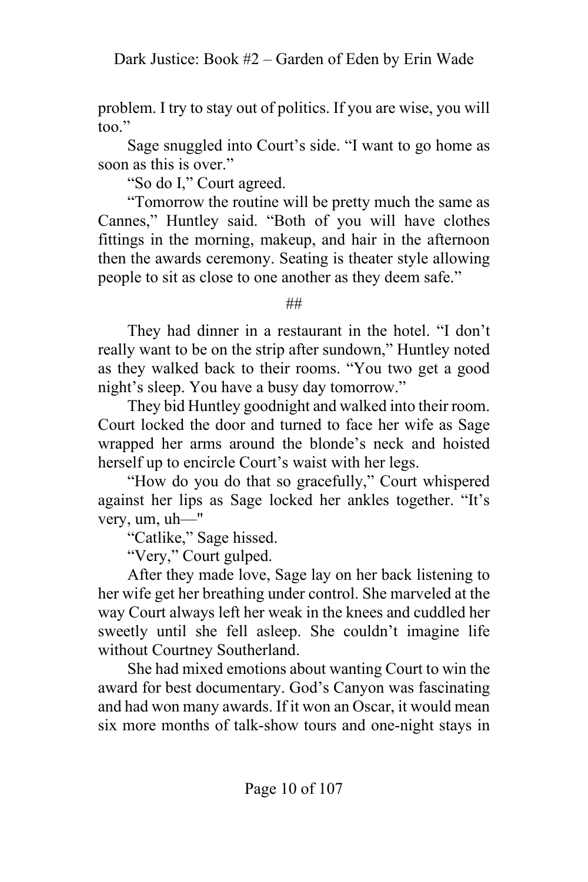problem. I try to stay out of politics. If you are wise, you will too."

Sage snuggled into Court's side. "I want to go home as soon as this is over."

"So do I," Court agreed.

"Tomorrow the routine will be pretty much the same as Cannes," Huntley said. "Both of you will have clothes fittings in the morning, makeup, and hair in the afternoon then the awards ceremony. Seating is theater style allowing people to sit as close to one another as they deem safe."

##

They had dinner in a restaurant in the hotel. "I don't really want to be on the strip after sundown," Huntley noted as they walked back to their rooms. "You two get a good night's sleep. You have a busy day tomorrow."

They bid Huntley goodnight and walked into their room. Court locked the door and turned to face her wife as Sage wrapped her arms around the blonde's neck and hoisted herself up to encircle Court's waist with her legs.

"How do you do that so gracefully," Court whispered against her lips as Sage locked her ankles together. "It's very, um, uh—"

"Catlike," Sage hissed.

"Very," Court gulped.

After they made love, Sage lay on her back listening to her wife get her breathing under control. She marveled at the way Court always left her weak in the knees and cuddled her sweetly until she fell asleep. She couldn't imagine life without Courtney Southerland.

She had mixed emotions about wanting Court to win the award for best documentary. God's Canyon was fascinating and had won many awards. If it won an Oscar, it would mean six more months of talk-show tours and one-night stays in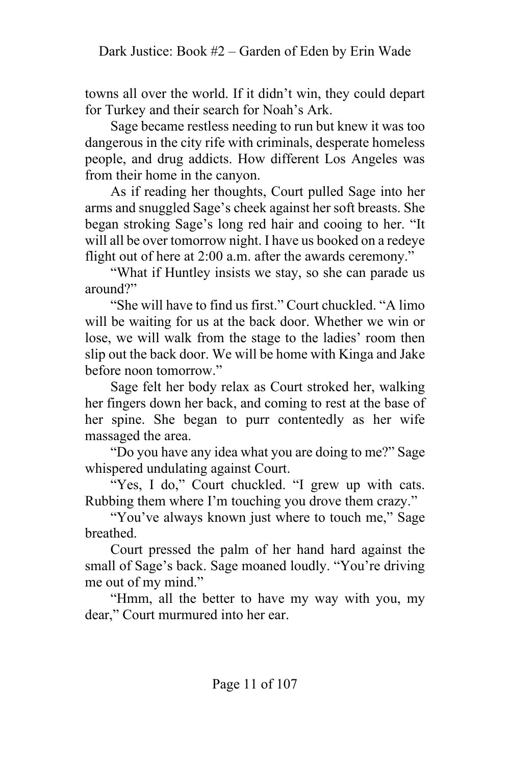towns all over the world. If it didn't win, they could depart for Turkey and their search for Noah's Ark.

Sage became restless needing to run but knew it was too dangerous in the city rife with criminals, desperate homeless people, and drug addicts. How different Los Angeles was from their home in the canyon.

As if reading her thoughts, Court pulled Sage into her arms and snuggled Sage's cheek against her soft breasts. She began stroking Sage's long red hair and cooing to her. "It will all be over tomorrow night. I have us booked on a redeye flight out of here at 2:00 a.m. after the awards ceremony."

"What if Huntley insists we stay, so she can parade us around?"

"She will have to find us first." Court chuckled. "A limo will be waiting for us at the back door. Whether we win or lose, we will walk from the stage to the ladies' room then slip out the back door. We will be home with Kinga and Jake before noon tomorrow."

Sage felt her body relax as Court stroked her, walking her fingers down her back, and coming to rest at the base of her spine. She began to purr contentedly as her wife massaged the area.

"Do you have any idea what you are doing to me?" Sage whispered undulating against Court.

"Yes, I do," Court chuckled. "I grew up with cats. Rubbing them where I'm touching you drove them crazy."

"You've always known just where to touch me," Sage breathed.

Court pressed the palm of her hand hard against the small of Sage's back. Sage moaned loudly. "You're driving me out of my mind."

"Hmm, all the better to have my way with you, my dear," Court murmured into her ear.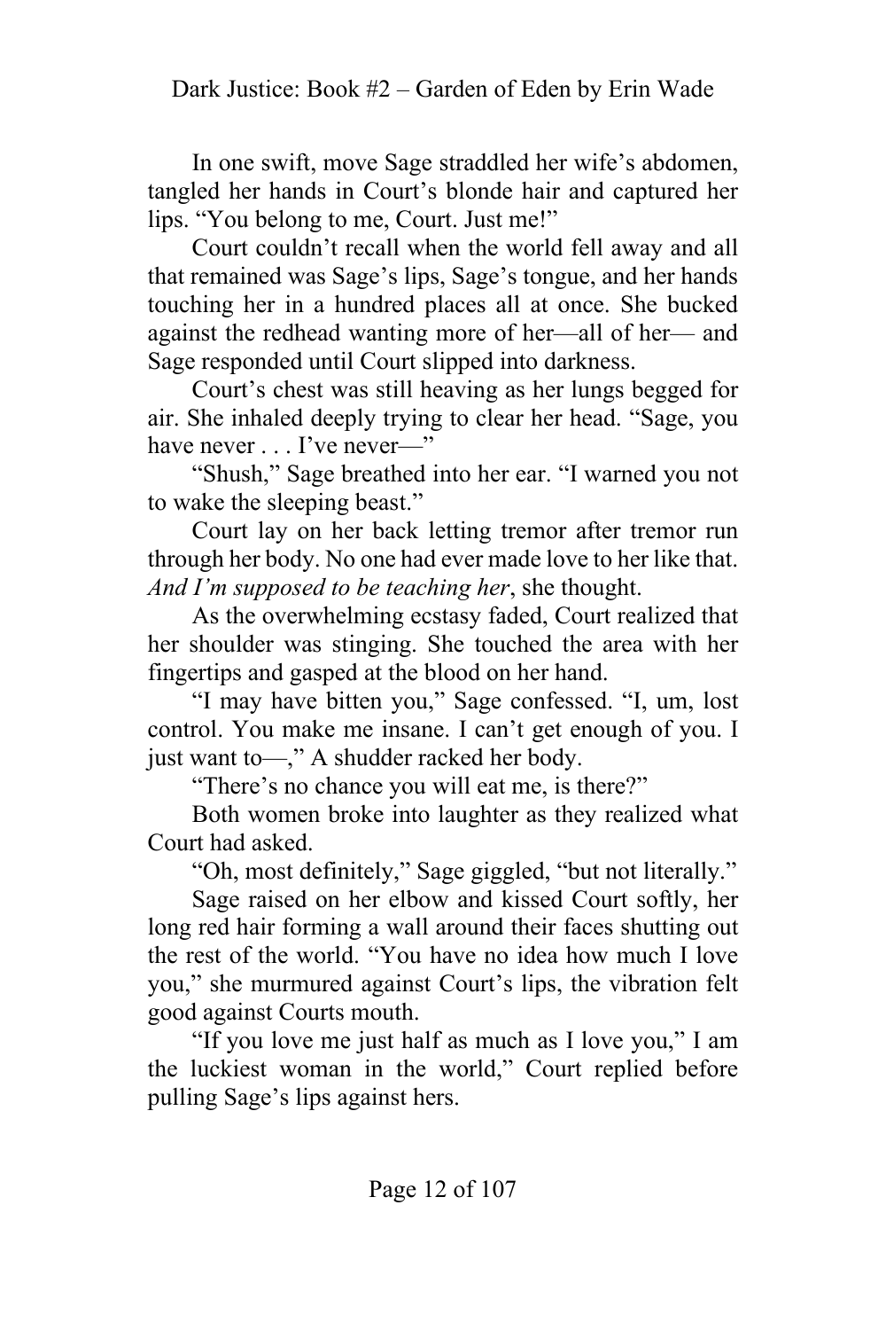In one swift, move Sage straddled her wife's abdomen, tangled her hands in Court's blonde hair and captured her lips. "You belong to me, Court. Just me!"

Court couldn't recall when the world fell away and all that remained was Sage's lips, Sage's tongue, and her hands touching her in a hundred places all at once. She bucked against the redhead wanting more of her—all of her— and Sage responded until Court slipped into darkness.

Court's chest was still heaving as her lungs begged for air. She inhaled deeply trying to clear her head. "Sage, you have never . . . I've never—"

"Shush," Sage breathed into her ear. "I warned you not to wake the sleeping beast."

Court lay on her back letting tremor after tremor run through her body. No one had ever made love to her like that. *And I'm supposed to be teaching her*, she thought.

As the overwhelming ecstasy faded, Court realized that her shoulder was stinging. She touched the area with her fingertips and gasped at the blood on her hand.

"I may have bitten you," Sage confessed. "I, um, lost control. You make me insane. I can't get enough of you. I just want to—," A shudder racked her body.

"There's no chance you will eat me, is there?"

Both women broke into laughter as they realized what Court had asked.

"Oh, most definitely," Sage giggled, "but not literally."

Sage raised on her elbow and kissed Court softly, her long red hair forming a wall around their faces shutting out the rest of the world. "You have no idea how much I love you," she murmured against Court's lips, the vibration felt good against Courts mouth.

"If you love me just half as much as I love you," I am the luckiest woman in the world," Court replied before pulling Sage's lips against hers.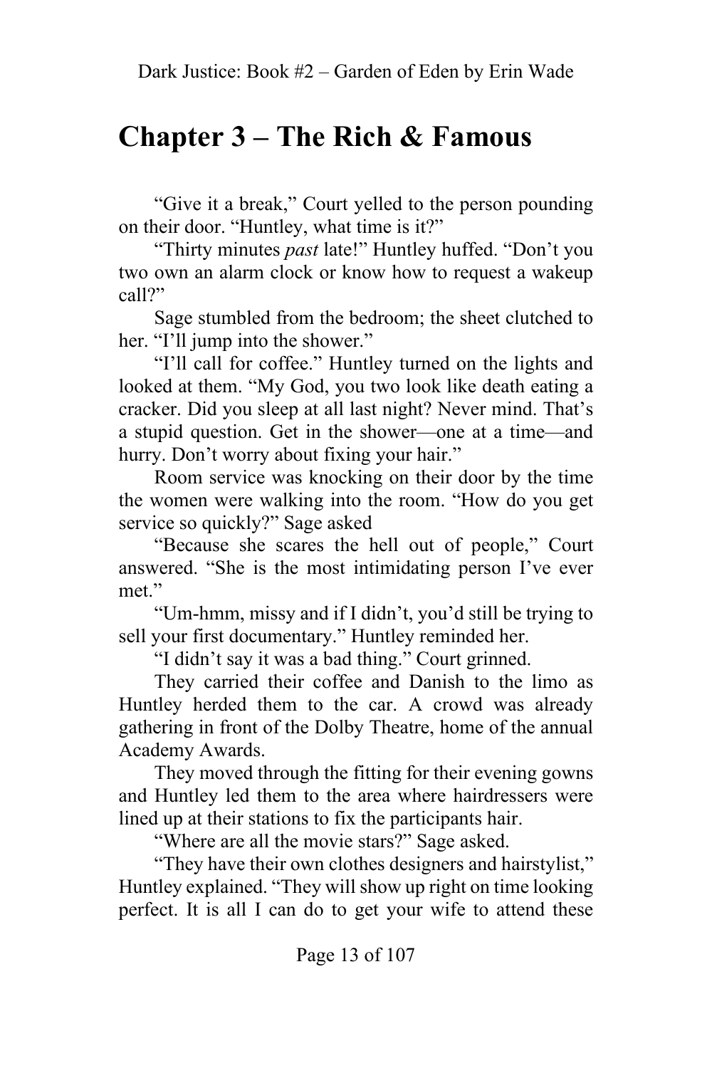# Chapter 3 – The Rich & Famous

"Give it a break," Court yelled to the person pounding on their door. "Huntley, what time is it?"

"Thirty minutes *past* late!" Huntley huffed. "Don't you two own an alarm clock or know how to request a wakeup call?"

Sage stumbled from the bedroom; the sheet clutched to her. "I'll jump into the shower."

"I'll call for coffee." Huntley turned on the lights and looked at them. "My God, you two look like death eating a cracker. Did you sleep at all last night? Never mind. That's a stupid question. Get in the shower—one at a time—and hurry. Don't worry about fixing your hair."

Room service was knocking on their door by the time the women were walking into the room. "How do you get service so quickly?" Sage asked

"Because she scares the hell out of people," Court answered. "She is the most intimidating person I've ever met."

"Um-hmm, missy and if I didn't, you'd still be trying to sell your first documentary." Huntley reminded her.

"I didn't say it was a bad thing." Court grinned.

They carried their coffee and Danish to the limo as Huntley herded them to the car. A crowd was already gathering in front of the Dolby Theatre, home of the annual Academy Awards.

They moved through the fitting for their evening gowns and Huntley led them to the area where hairdressers were lined up at their stations to fix the participants hair.

"Where are all the movie stars?" Sage asked.

"They have their own clothes designers and hairstylist," Huntley explained. "They will show up right on time looking perfect. It is all I can do to get your wife to attend these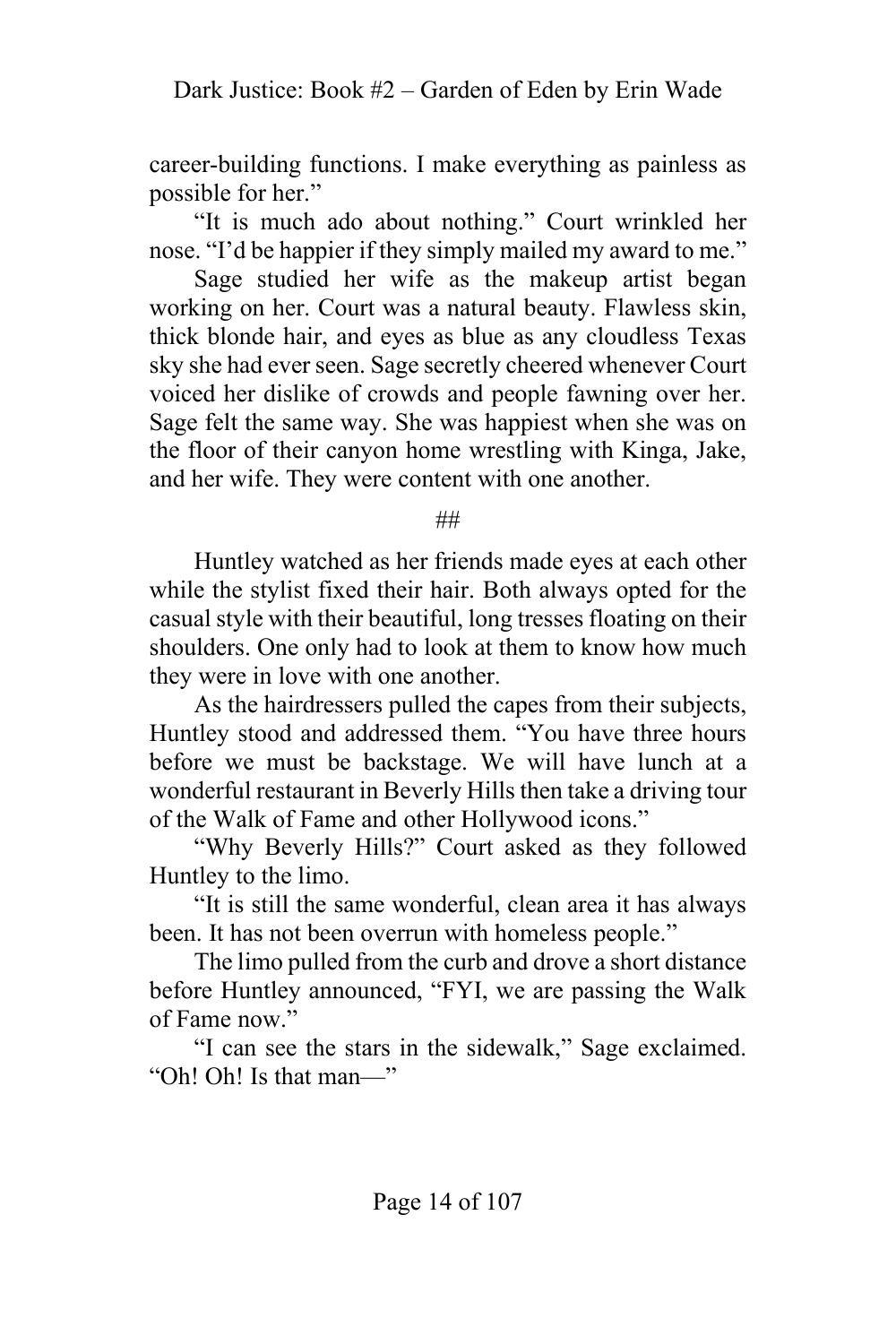career-building functions. I make everything as painless as possible for her."

"It is much ado about nothing." Court wrinkled her nose. "I'd be happier if they simply mailed my award to me."

Sage studied her wife as the makeup artist began working on her. Court was a natural beauty. Flawless skin, thick blonde hair, and eyes as blue as any cloudless Texas sky she had ever seen. Sage secretly cheered whenever Court voiced her dislike of crowds and people fawning over her. Sage felt the same way. She was happiest when she was on the floor of their canyon home wrestling with Kinga, Jake, and her wife. They were content with one another.

##

Huntley watched as her friends made eyes at each other while the stylist fixed their hair. Both always opted for the casual style with their beautiful, long tresses floating on their shoulders. One only had to look at them to know how much they were in love with one another.

As the hairdressers pulled the capes from their subjects, Huntley stood and addressed them. "You have three hours before we must be backstage. We will have lunch at a wonderful restaurant in Beverly Hills then take a driving tour of the Walk of Fame and other Hollywood icons."

"Why Beverly Hills?" Court asked as they followed Huntley to the limo.

"It is still the same wonderful, clean area it has always been. It has not been overrun with homeless people."

The limo pulled from the curb and drove a short distance before Huntley announced, "FYI, we are passing the Walk of Fame now."

"I can see the stars in the sidewalk," Sage exclaimed. "Oh! Oh! Is that man—"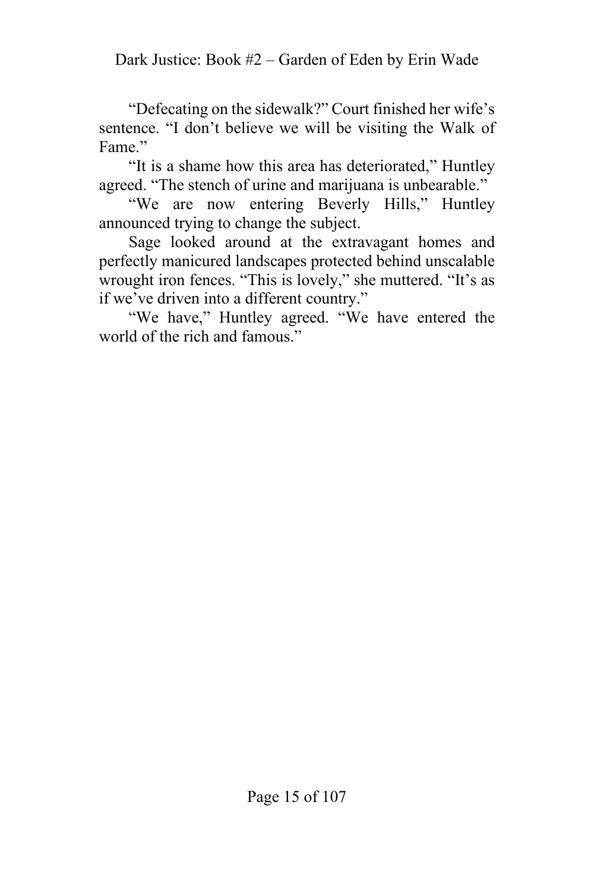"Defecating on the sidewalk?" Court finished her wife's sentence. "I don't believe we will be visiting the Walk of Fame."

"It is a shame how this area has deteriorated," Huntley agreed. "The stench of urine and marijuana is unbearable."

"We are now entering Beverly Hills," Huntley announced trying to change the subject.

Sage looked around at the extravagant homes and perfectly manicured landscapes protected behind unscalable wrought iron fences. "This is lovely," she muttered. "It's as if we've driven into a different country."

"We have," Huntley agreed. "We have entered the world of the rich and famous."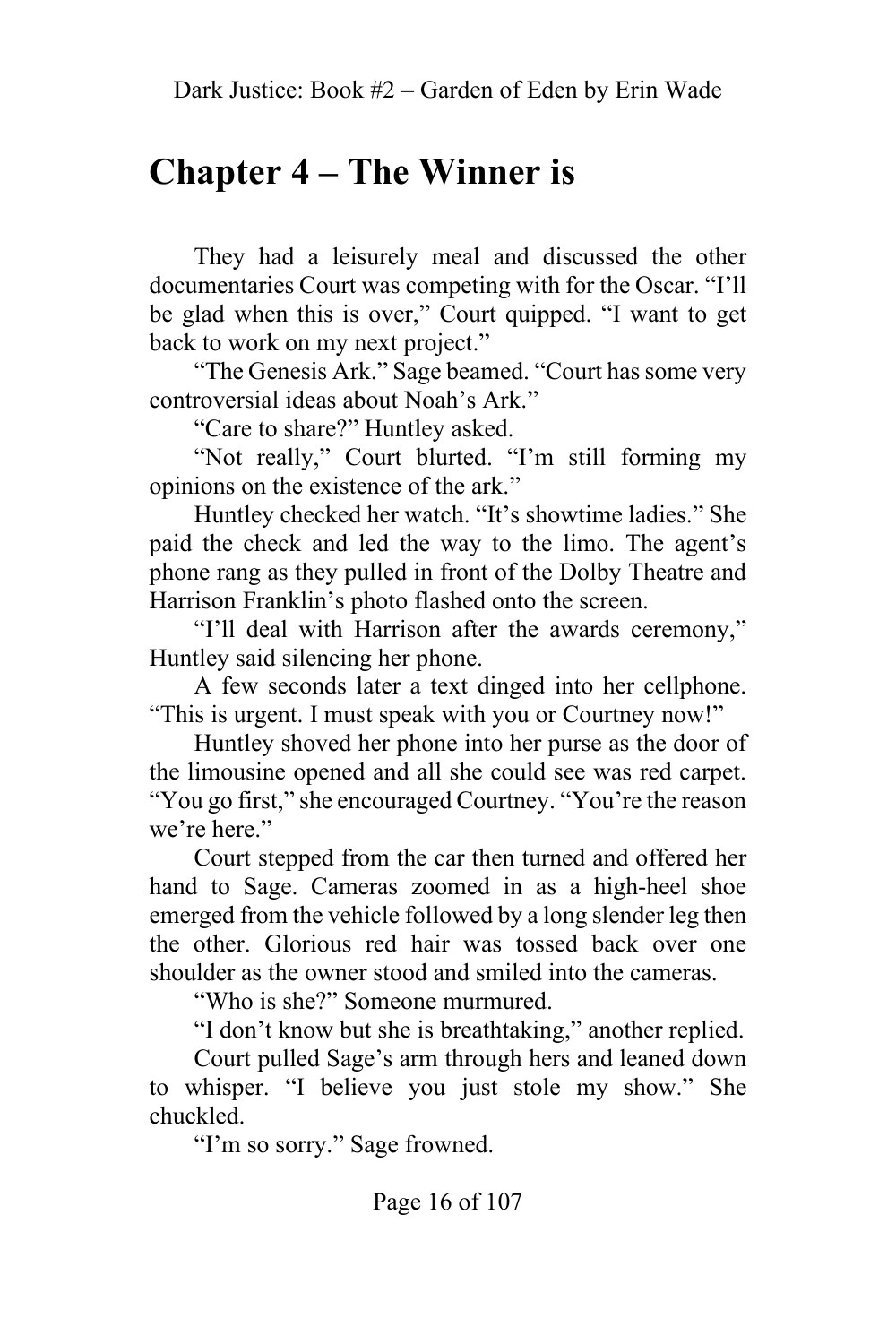# Chapter 4 – The Winner is

They had a leisurely meal and discussed the other documentaries Court was competing with for the Oscar. "I'll be glad when this is over," Court quipped. "I want to get back to work on my next project."

"The Genesis Ark." Sage beamed. "Court has some very controversial ideas about Noah's Ark."

"Care to share?" Huntley asked.

"Not really," Court blurted. "I'm still forming my opinions on the existence of the ark."

Huntley checked her watch. "It's showtime ladies." She paid the check and led the way to the limo. The agent's phone rang as they pulled in front of the Dolby Theatre and Harrison Franklin's photo flashed onto the screen.

"I'll deal with Harrison after the awards ceremony," Huntley said silencing her phone.

A few seconds later a text dinged into her cellphone. "This is urgent. I must speak with you or Courtney now!"

Huntley shoved her phone into her purse as the door of the limousine opened and all she could see was red carpet. "You go first," she encouraged Courtney. "You're the reason we're here."

Court stepped from the car then turned and offered her hand to Sage. Cameras zoomed in as a high-heel shoe emerged from the vehicle followed by a long slender leg then the other. Glorious red hair was tossed back over one shoulder as the owner stood and smiled into the cameras.

"Who is she?" Someone murmured.

"I don't know but she is breathtaking," another replied.

Court pulled Sage's arm through hers and leaned down to whisper. "I believe you just stole my show." She chuckled.

"I'm so sorry." Sage frowned.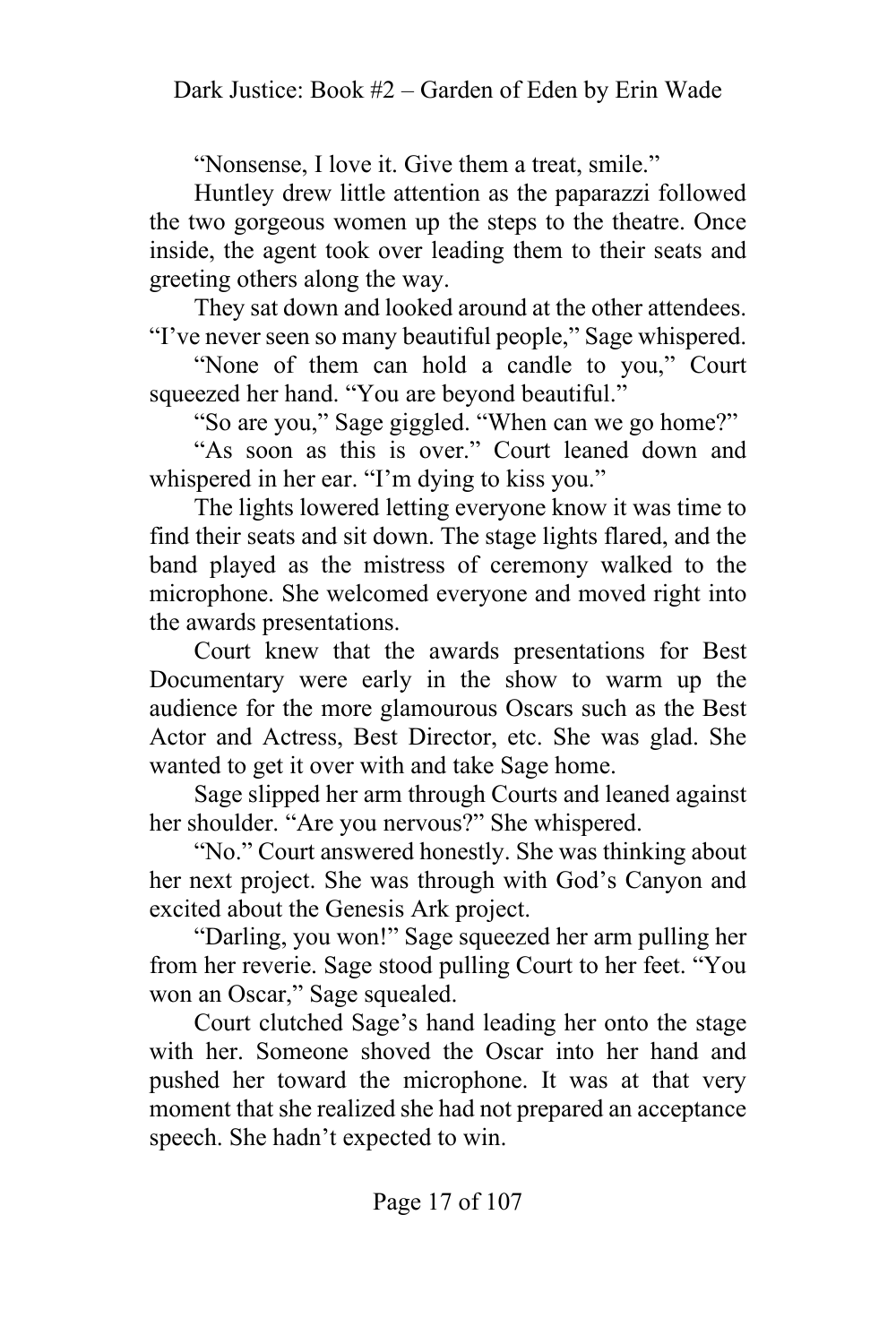"Nonsense, I love it. Give them a treat, smile."

Huntley drew little attention as the paparazzi followed the two gorgeous women up the steps to the theatre. Once inside, the agent took over leading them to their seats and greeting others along the way.

They sat down and looked around at the other attendees. "I've never seen so many beautiful people," Sage whispered.

"None of them can hold a candle to you," Court squeezed her hand. "You are beyond beautiful."

"So are you," Sage giggled. "When can we go home?"

"As soon as this is over." Court leaned down and whispered in her ear. "I'm dying to kiss you."

The lights lowered letting everyone know it was time to find their seats and sit down. The stage lights flared, and the band played as the mistress of ceremony walked to the microphone. She welcomed everyone and moved right into the awards presentations.

Court knew that the awards presentations for Best Documentary were early in the show to warm up the audience for the more glamourous Oscars such as the Best Actor and Actress, Best Director, etc. She was glad. She wanted to get it over with and take Sage home.

Sage slipped her arm through Courts and leaned against her shoulder. "Are you nervous?" She whispered.

"No." Court answered honestly. She was thinking about her next project. She was through with God's Canyon and excited about the Genesis Ark project.

"Darling, you won!" Sage squeezed her arm pulling her from her reverie. Sage stood pulling Court to her feet. "You won an Oscar," Sage squealed.

Court clutched Sage's hand leading her onto the stage with her. Someone shoved the Oscar into her hand and pushed her toward the microphone. It was at that very moment that she realized she had not prepared an acceptance speech. She hadn't expected to win.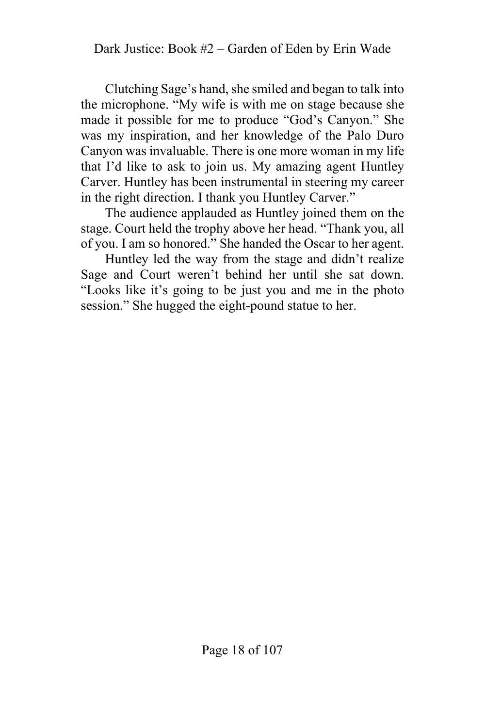Clutching Sage's hand, she smiled and began to talk into the microphone. "My wife is with me on stage because she made it possible for me to produce "God's Canyon." She was my inspiration, and her knowledge of the Palo Duro Canyon was invaluable. There is one more woman in my life that I'd like to ask to join us. My amazing agent Huntley Carver. Huntley has been instrumental in steering my career in the right direction. I thank you Huntley Carver."

The audience applauded as Huntley joined them on the stage. Court held the trophy above her head. "Thank you, all of you. I am so honored." She handed the Oscar to her agent.

Huntley led the way from the stage and didn't realize Sage and Court weren't behind her until she sat down. "Looks like it's going to be just you and me in the photo session." She hugged the eight-pound statue to her.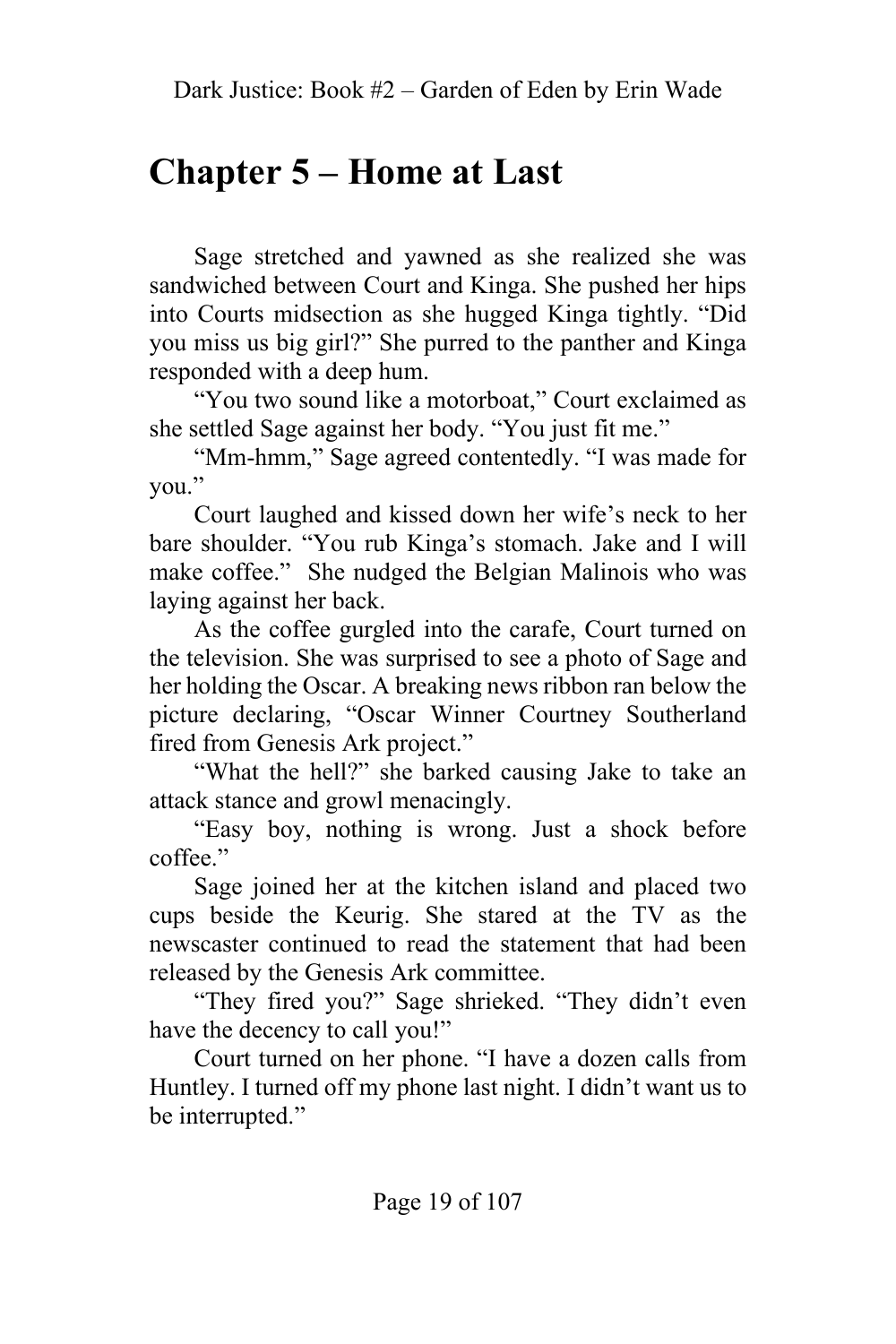# Chapter 5 – Home at Last

Sage stretched and yawned as she realized she was sandwiched between Court and Kinga. She pushed her hips into Courts midsection as she hugged Kinga tightly. "Did you miss us big girl?" She purred to the panther and Kinga responded with a deep hum.

"You two sound like a motorboat," Court exclaimed as she settled Sage against her body. "You just fit me."

"Mm-hmm," Sage agreed contentedly. "I was made for you."

Court laughed and kissed down her wife's neck to her bare shoulder. "You rub Kinga's stomach. Jake and I will make coffee." She nudged the Belgian Malinois who was laying against her back.

As the coffee gurgled into the carafe, Court turned on the television. She was surprised to see a photo of Sage and her holding the Oscar. A breaking news ribbon ran below the picture declaring, "Oscar Winner Courtney Southerland fired from Genesis Ark project."

"What the hell?" she barked causing Jake to take an attack stance and growl menacingly.

"Easy boy, nothing is wrong. Just a shock before coffee."

Sage joined her at the kitchen island and placed two cups beside the Keurig. She stared at the TV as the newscaster continued to read the statement that had been released by the Genesis Ark committee.

"They fired you?" Sage shrieked. "They didn't even have the decency to call you!"

Court turned on her phone. "I have a dozen calls from Huntley. I turned off my phone last night. I didn't want us to be interrupted."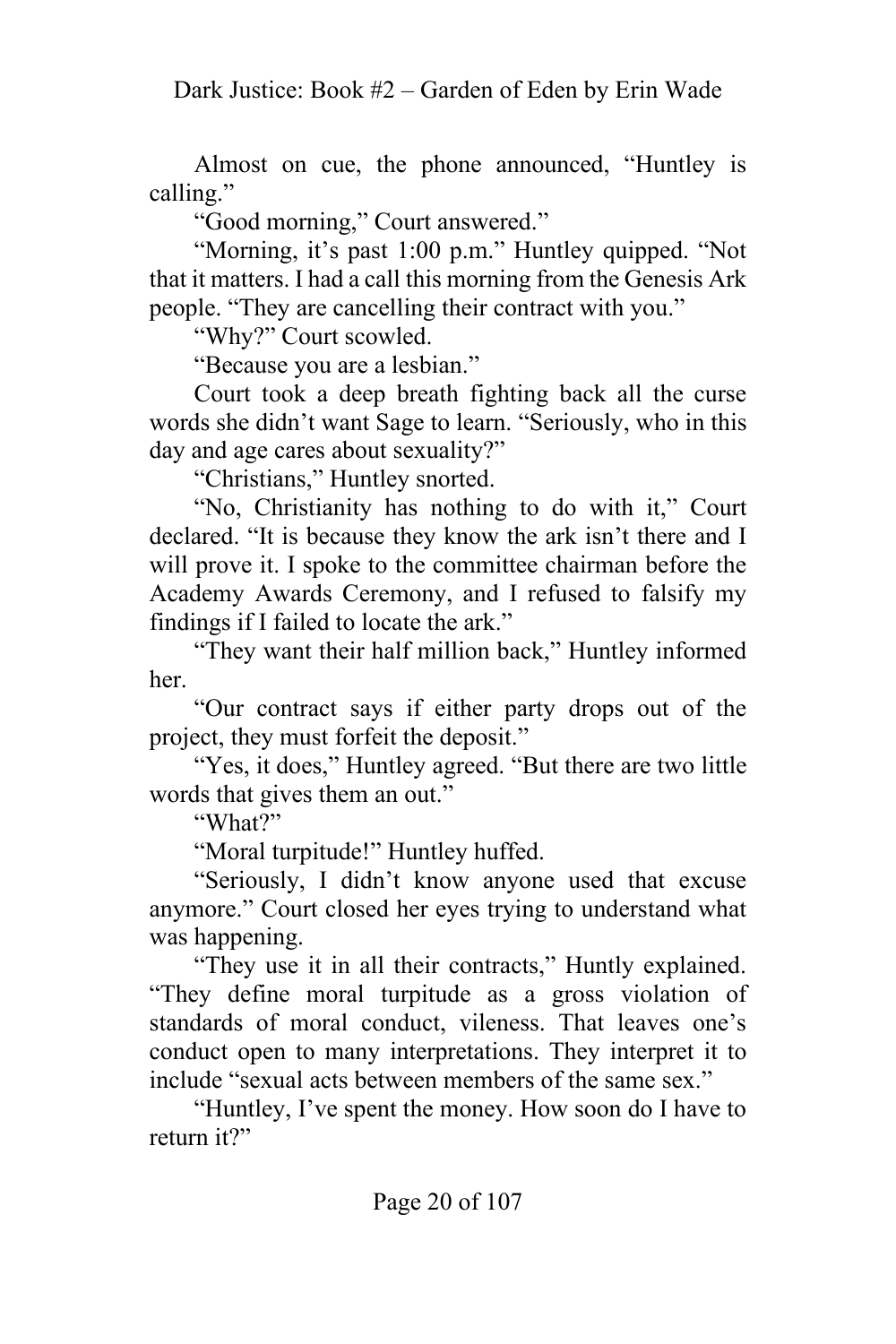Almost on cue, the phone announced, "Huntley is calling."

"Good morning," Court answered."

"Morning, it's past 1:00 p.m." Huntley quipped. "Not that it matters. I had a call this morning from the Genesis Ark people. "They are cancelling their contract with you."

"Why?" Court scowled.

"Because you are a lesbian."

Court took a deep breath fighting back all the curse words she didn't want Sage to learn. "Seriously, who in this day and age cares about sexuality?"

"Christians," Huntley snorted.

"No, Christianity has nothing to do with it," Court declared. "It is because they know the ark isn't there and I will prove it. I spoke to the committee chairman before the Academy Awards Ceremony, and I refused to falsify my findings if I failed to locate the ark."

"They want their half million back," Huntley informed her.

"Our contract says if either party drops out of the project, they must forfeit the deposit."

"Yes, it does," Huntley agreed. "But there are two little words that gives them an out."

"What?"

"Moral turpitude!" Huntley huffed.

"Seriously, I didn't know anyone used that excuse anymore." Court closed her eyes trying to understand what was happening.

"They use it in all their contracts," Huntly explained. "They define moral turpitude as a gross violation of standards of moral conduct, vileness. That leaves one's conduct open to many interpretations. They interpret it to include "sexual acts between members of the same sex."

"Huntley, I've spent the money. How soon do I have to return it?"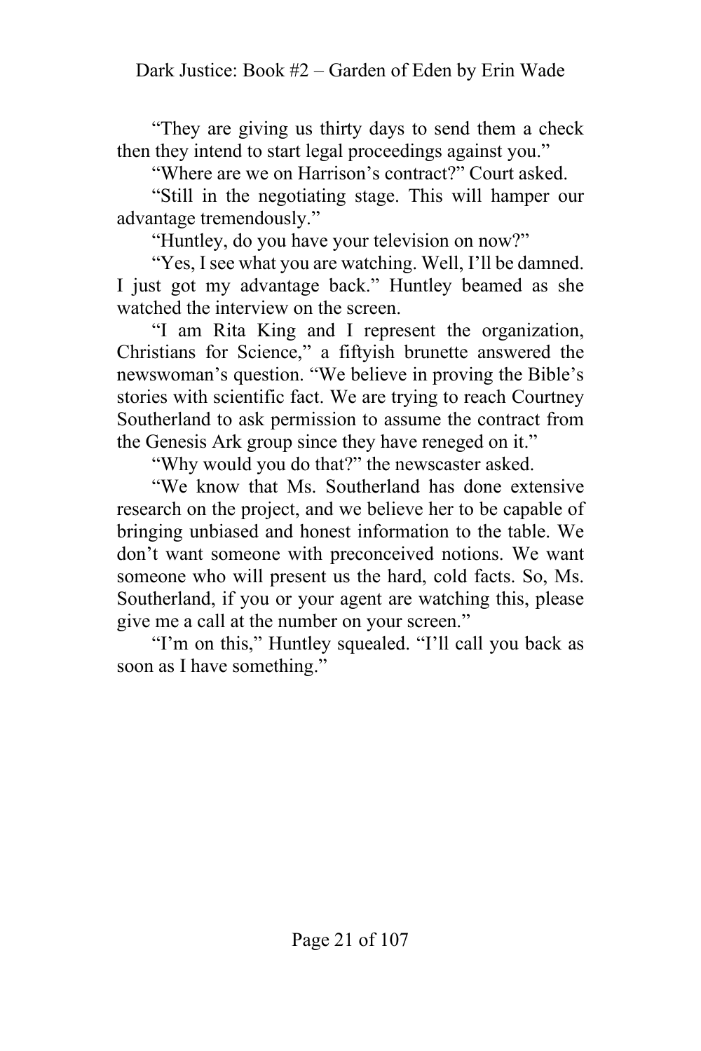"They are giving us thirty days to send them a check then they intend to start legal proceedings against you."

"Where are we on Harrison's contract?" Court asked.

"Still in the negotiating stage. This will hamper our advantage tremendously."

"Huntley, do you have your television on now?"

"Yes, I see what you are watching. Well, I'll be damned. I just got my advantage back." Huntley beamed as she watched the interview on the screen.

"I am Rita King and I represent the organization, Christians for Science," a fiftyish brunette answered the newswoman's question. "We believe in proving the Bible's stories with scientific fact. We are trying to reach Courtney Southerland to ask permission to assume the contract from the Genesis Ark group since they have reneged on it."

"Why would you do that?" the newscaster asked.

"We know that Ms. Southerland has done extensive research on the project, and we believe her to be capable of bringing unbiased and honest information to the table. We don't want someone with preconceived notions. We want someone who will present us the hard, cold facts. So, Ms. Southerland, if you or your agent are watching this, please give me a call at the number on your screen."

"I'm on this," Huntley squealed. "I'll call you back as soon as I have something."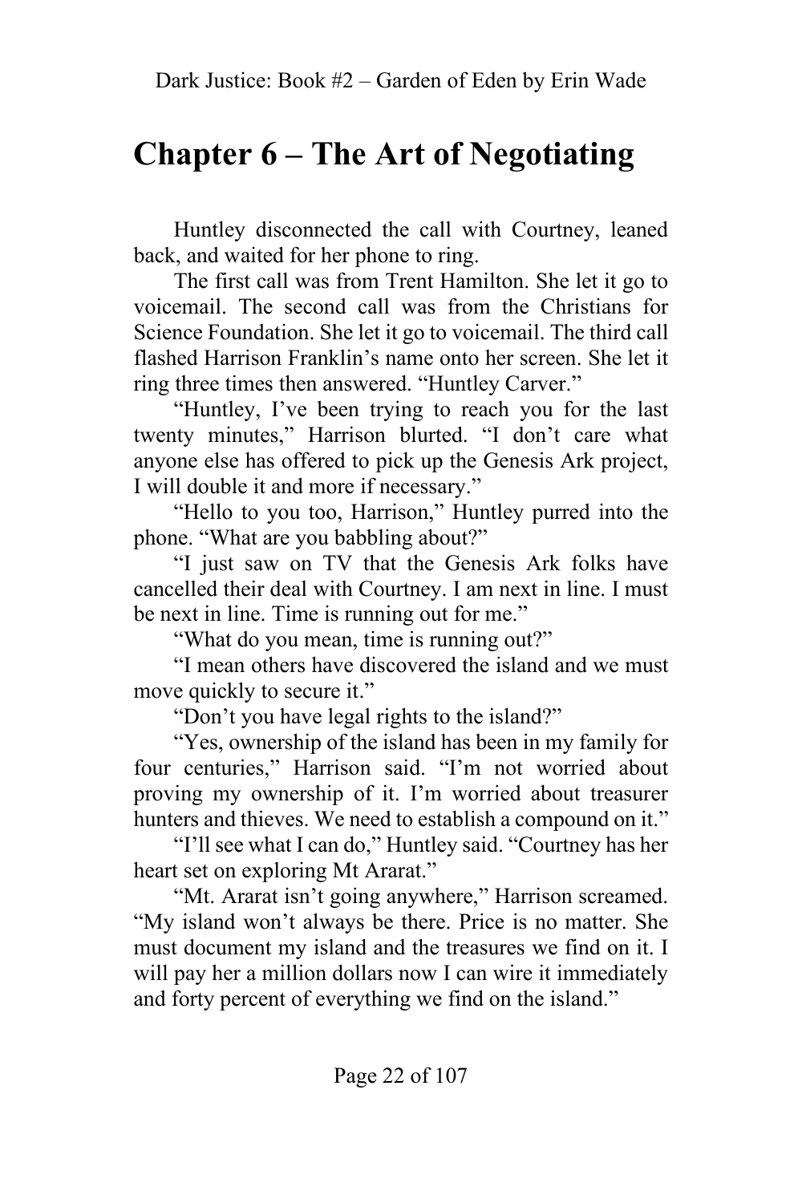# Chapter 6 – The Art of Negotiating

Huntley disconnected the call with Courtney, leaned back, and waited for her phone to ring.

The first call was from Trent Hamilton. She let it go to voicemail. The second call was from the Christians for Science Foundation. She let it go to voicemail. The third call flashed Harrison Franklin's name onto her screen. She let it ring three times then answered. "Huntley Carver."

"Huntley, I've been trying to reach you for the last twenty minutes," Harrison blurted. "I don't care what anyone else has offered to pick up the Genesis Ark project, I will double it and more if necessary."

"Hello to you too, Harrison," Huntley purred into the phone. "What are you babbling about?"

"I just saw on TV that the Genesis Ark folks have cancelled their deal with Courtney. I am next in line. I must be next in line. Time is running out for me."

"What do you mean, time is running out?"

"I mean others have discovered the island and we must move quickly to secure it."

"Don't you have legal rights to the island?"

"Yes, ownership of the island has been in my family for four centuries," Harrison said. "I'm not worried about proving my ownership of it. I'm worried about treasurer hunters and thieves. We need to establish a compound on it."

"I'll see what I can do," Huntley said. "Courtney has her heart set on exploring Mt Ararat."

"Mt. Ararat isn't going anywhere," Harrison screamed. "My island won't always be there. Price is no matter. She must document my island and the treasures we find on it. I will pay her a million dollars now I can wire it immediately and forty percent of everything we find on the island."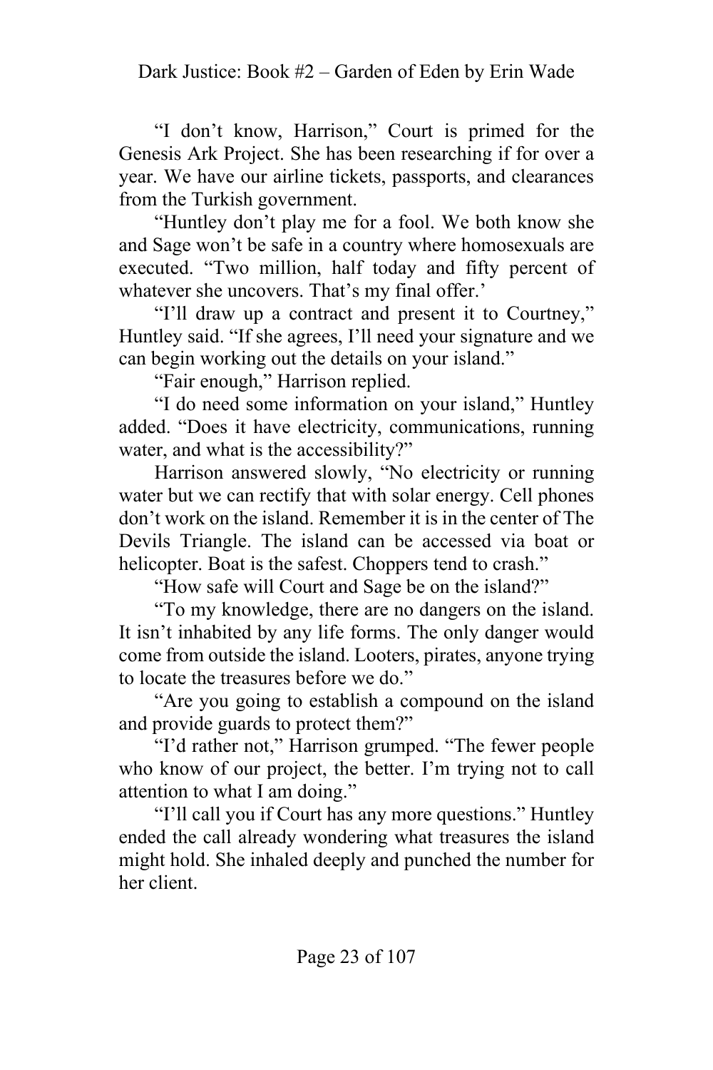"I don't know, Harrison," Court is primed for the Genesis Ark Project. She has been researching if for over a year. We have our airline tickets, passports, and clearances from the Turkish government.

"Huntley don't play me for a fool. We both know she and Sage won't be safe in a country where homosexuals are executed. "Two million, half today and fifty percent of whatever she uncovers. That's my final offer.'

"I'll draw up a contract and present it to Courtney," Huntley said. "If she agrees, I'll need your signature and we can begin working out the details on your island."

"Fair enough," Harrison replied.

"I do need some information on your island," Huntley added. "Does it have electricity, communications, running water, and what is the accessibility?"

Harrison answered slowly, "No electricity or running water but we can rectify that with solar energy. Cell phones don't work on the island. Remember it is in the center of The Devils Triangle. The island can be accessed via boat or helicopter. Boat is the safest. Choppers tend to crash."

"How safe will Court and Sage be on the island?"

"To my knowledge, there are no dangers on the island. It isn't inhabited by any life forms. The only danger would come from outside the island. Looters, pirates, anyone trying to locate the treasures before we do."

"Are you going to establish a compound on the island and provide guards to protect them?"

"I'd rather not," Harrison grumped. "The fewer people who know of our project, the better. I'm trying not to call attention to what I am doing."

"I'll call you if Court has any more questions." Huntley ended the call already wondering what treasures the island might hold. She inhaled deeply and punched the number for her client.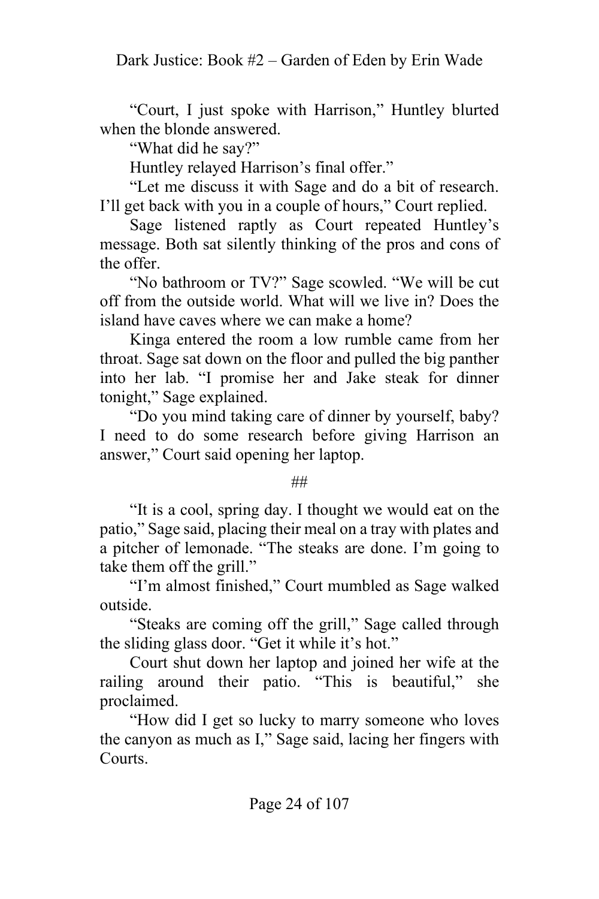"Court, I just spoke with Harrison," Huntley blurted when the blonde answered.

"What did he say?"

Huntley relayed Harrison's final offer."

"Let me discuss it with Sage and do a bit of research. I'll get back with you in a couple of hours," Court replied.

Sage listened raptly as Court repeated Huntley's message. Both sat silently thinking of the pros and cons of the offer.

"No bathroom or TV?" Sage scowled. "We will be cut off from the outside world. What will we live in? Does the island have caves where we can make a home?

Kinga entered the room a low rumble came from her throat. Sage sat down on the floor and pulled the big panther into her lab. "I promise her and Jake steak for dinner tonight," Sage explained.

"Do you mind taking care of dinner by yourself, baby? I need to do some research before giving Harrison an answer," Court said opening her laptop.

##

"It is a cool, spring day. I thought we would eat on the patio," Sage said, placing their meal on a tray with plates and a pitcher of lemonade. "The steaks are done. I'm going to take them off the grill."

"I'm almost finished," Court mumbled as Sage walked outside.

"Steaks are coming off the grill," Sage called through the sliding glass door. "Get it while it's hot."

Court shut down her laptop and joined her wife at the railing around their patio. "This is beautiful," she proclaimed.

"How did I get so lucky to marry someone who loves the canyon as much as I," Sage said, lacing her fingers with Courts.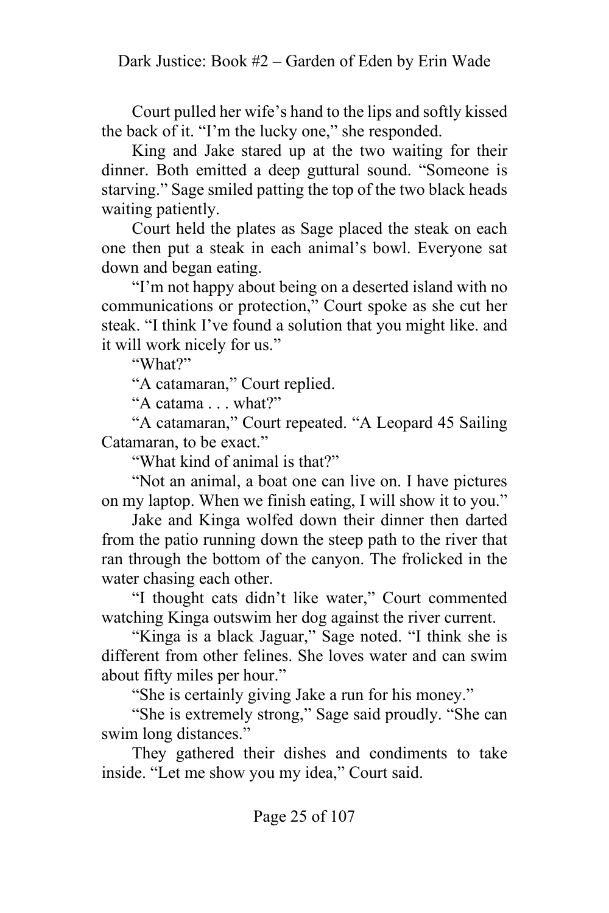Court pulled her wife's hand to the lips and softly kissed the back of it. "I'm the lucky one," she responded.

King and Jake stared up at the two waiting for their dinner. Both emitted a deep guttural sound. "Someone is starving." Sage smiled patting the top of the two black heads waiting patiently.

Court held the plates as Sage placed the steak on each one then put a steak in each animal's bowl. Everyone sat down and began eating.

"I'm not happy about being on a deserted island with no communications or protection," Court spoke as she cut her steak. "I think I've found a solution that you might like. and it will work nicely for us."

"What?"

"A catamaran," Court replied.

"A catama . . . what?"

"A catamaran," Court repeated. "A Leopard 45 Sailing Catamaran, to be exact."

"What kind of animal is that?"

"Not an animal, a boat one can live on. I have pictures on my laptop. When we finish eating, I will show it to you."

Jake and Kinga wolfed down their dinner then darted from the patio running down the steep path to the river that ran through the bottom of the canyon. The frolicked in the water chasing each other.

"I thought cats didn't like water," Court commented watching Kinga outswim her dog against the river current.

"Kinga is a black Jaguar," Sage noted. "I think she is different from other felines. She loves water and can swim about fifty miles per hour."

"She is certainly giving Jake a run for his money."

"She is extremely strong," Sage said proudly. "She can swim long distances."

They gathered their dishes and condiments to take inside. "Let me show you my idea," Court said.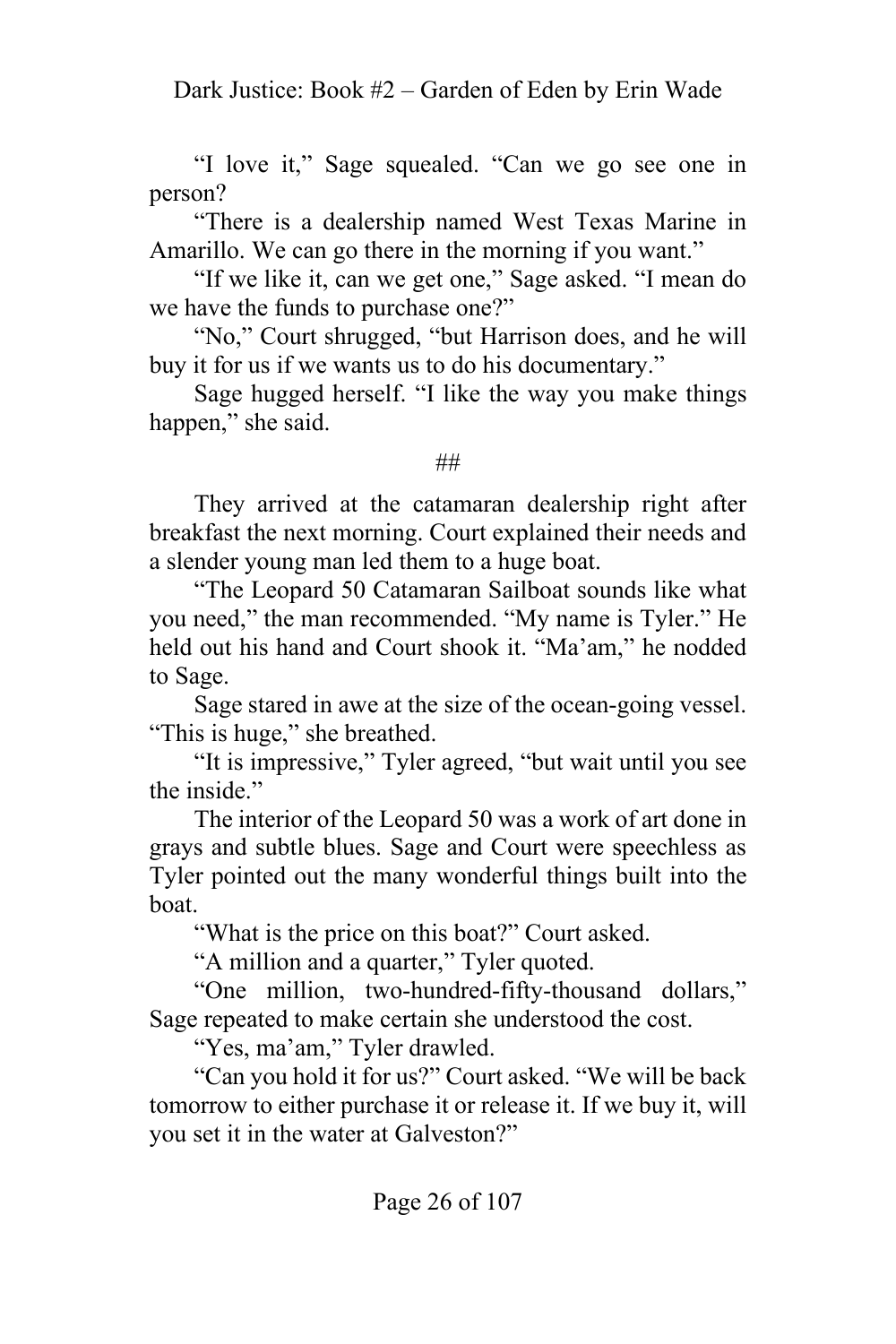"I love it," Sage squealed. "Can we go see one in person?

"There is a dealership named West Texas Marine in Amarillo. We can go there in the morning if you want."

"If we like it, can we get one," Sage asked. "I mean do we have the funds to purchase one?"

"No," Court shrugged, "but Harrison does, and he will buy it for us if we wants us to do his documentary."

Sage hugged herself. "I like the way you make things happen," she said.

##

They arrived at the catamaran dealership right after breakfast the next morning. Court explained their needs and a slender young man led them to a huge boat.

"The Leopard 50 Catamaran Sailboat sounds like what you need," the man recommended. "My name is Tyler." He held out his hand and Court shook it. "Ma'am," he nodded to Sage.

Sage stared in awe at the size of the ocean-going vessel. "This is huge," she breathed.

"It is impressive," Tyler agreed, "but wait until you see the inside."

The interior of the Leopard 50 was a work of art done in grays and subtle blues. Sage and Court were speechless as Tyler pointed out the many wonderful things built into the boat.

"What is the price on this boat?" Court asked.

"A million and a quarter," Tyler quoted.

"One million, two-hundred-fifty-thousand dollars," Sage repeated to make certain she understood the cost.

"Yes, ma'am," Tyler drawled.

"Can you hold it for us?" Court asked. "We will be back tomorrow to either purchase it or release it. If we buy it, will you set it in the water at Galveston?"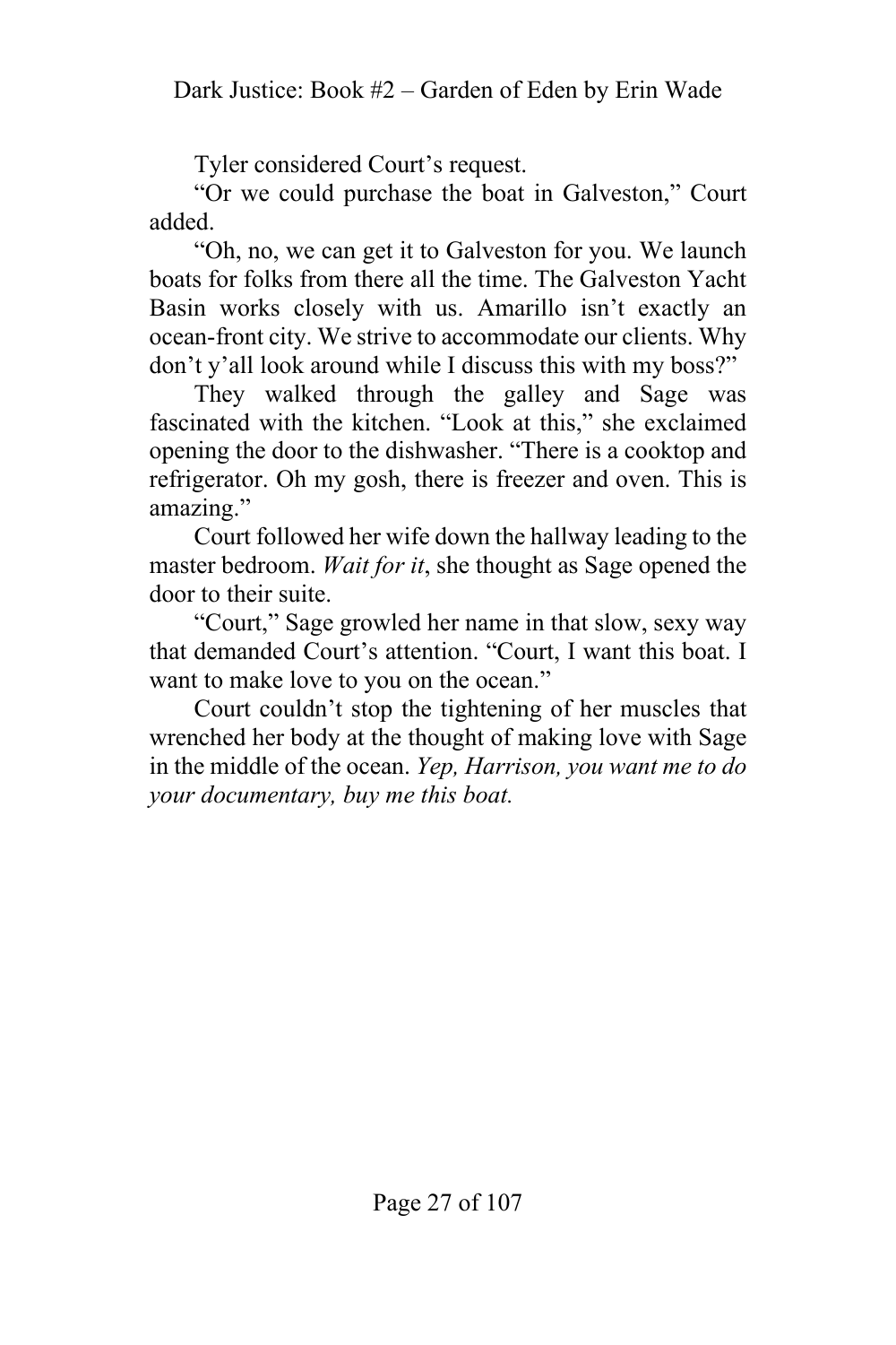Tyler considered Court's request.

"Or we could purchase the boat in Galveston," Court added.

"Oh, no, we can get it to Galveston for you. We launch boats for folks from there all the time. The Galveston Yacht Basin works closely with us. Amarillo isn't exactly an ocean-front city. We strive to accommodate our clients. Why don't y'all look around while I discuss this with my boss?"

They walked through the galley and Sage was fascinated with the kitchen. "Look at this," she exclaimed opening the door to the dishwasher. "There is a cooktop and refrigerator. Oh my gosh, there is freezer and oven. This is amazing."

Court followed her wife down the hallway leading to the master bedroom. *Wait for it*, she thought as Sage opened the door to their suite.

"Court," Sage growled her name in that slow, sexy way that demanded Court's attention. "Court, I want this boat. I want to make love to you on the ocean."

Court couldn't stop the tightening of her muscles that wrenched her body at the thought of making love with Sage in the middle of the ocean. *Yep, Harrison, you want me to do your documentary, buy me this boat.*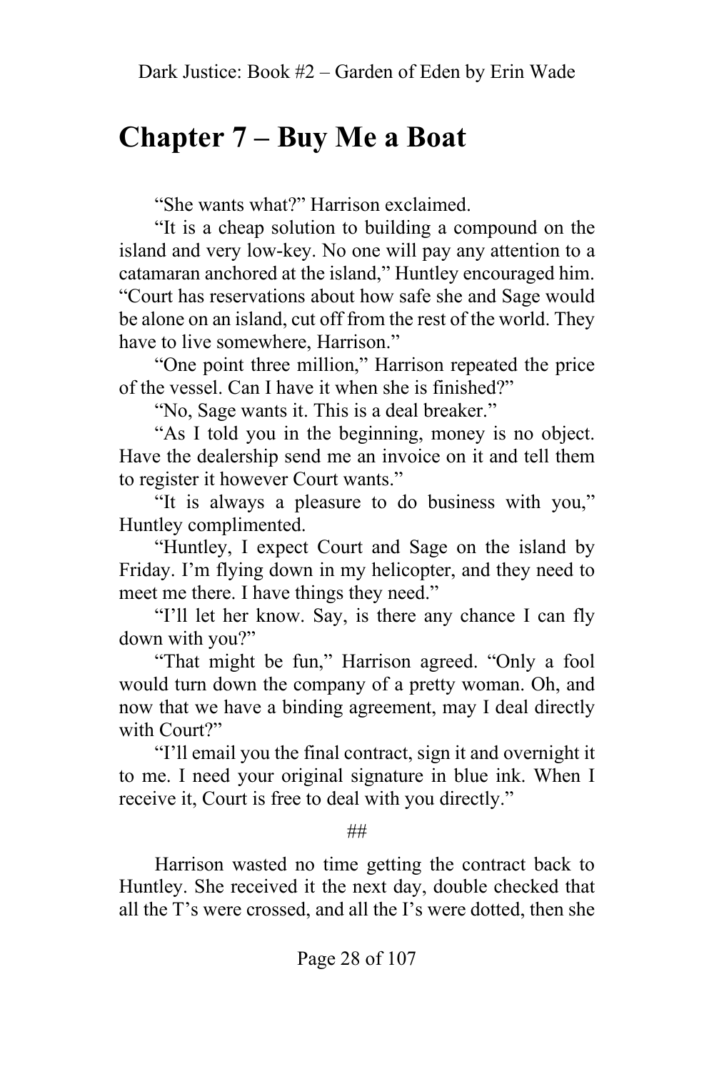# Chapter 7 – Buy Me a Boat

"She wants what?" Harrison exclaimed.

"It is a cheap solution to building a compound on the island and very low-key. No one will pay any attention to a catamaran anchored at the island," Huntley encouraged him. "Court has reservations about how safe she and Sage would be alone on an island, cut off from the rest of the world. They have to live somewhere, Harrison."

"One point three million," Harrison repeated the price of the vessel. Can I have it when she is finished?"

"No, Sage wants it. This is a deal breaker."

"As I told you in the beginning, money is no object. Have the dealership send me an invoice on it and tell them to register it however Court wants."

"It is always a pleasure to do business with you," Huntley complimented.

"Huntley, I expect Court and Sage on the island by Friday. I'm flying down in my helicopter, and they need to meet me there. I have things they need."

"I'll let her know. Say, is there any chance I can fly down with you?"

"That might be fun," Harrison agreed. "Only a fool would turn down the company of a pretty woman. Oh, and now that we have a binding agreement, may I deal directly with Court?"

"I'll email you the final contract, sign it and overnight it to me. I need your original signature in blue ink. When I receive it, Court is free to deal with you directly."

##

Harrison wasted no time getting the contract back to Huntley. She received it the next day, double checked that all the T's were crossed, and all the I's were dotted, then she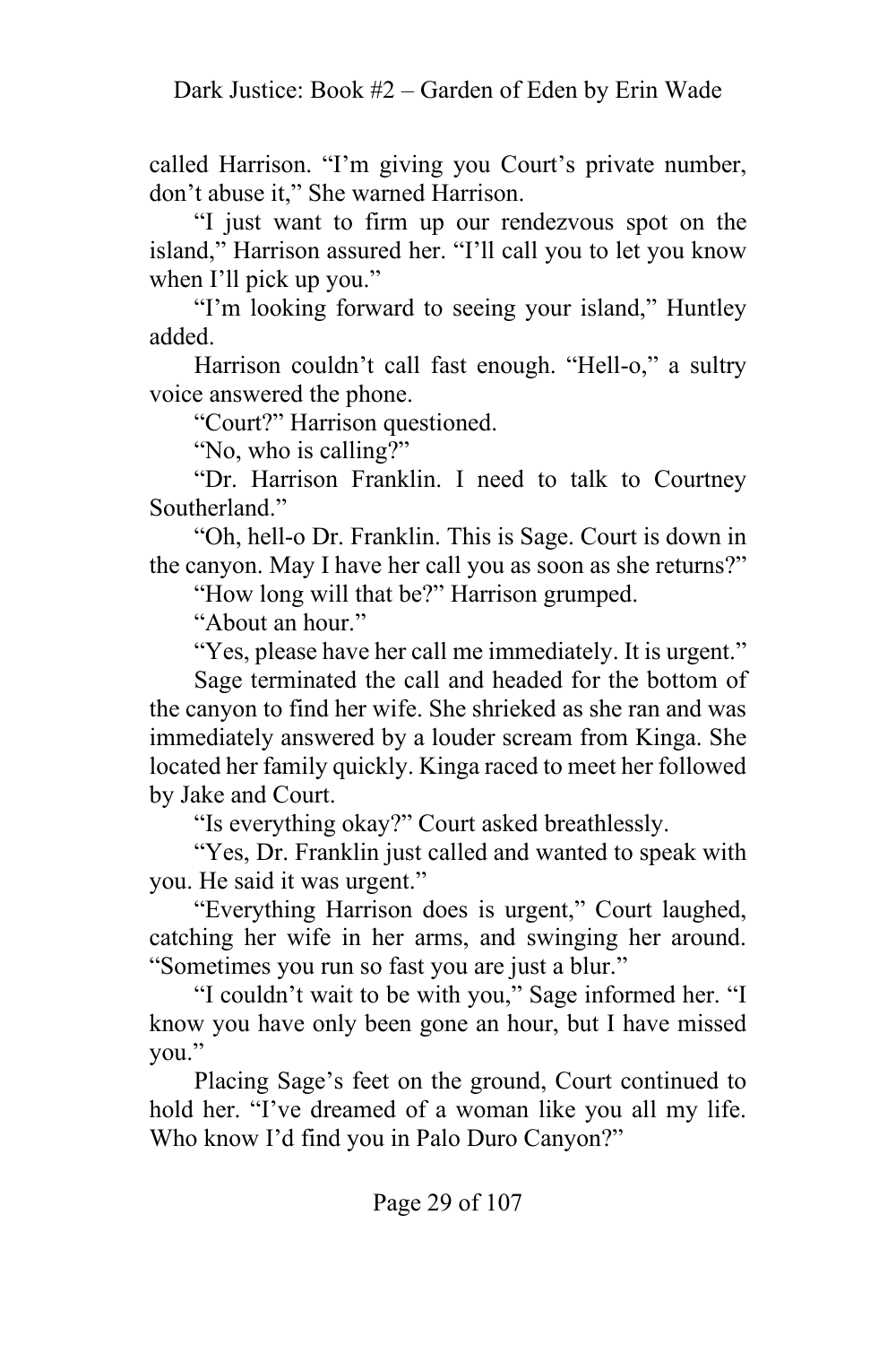called Harrison. “I’m giving you Court’s private number, don’t abuse it,” She warned Harrison.

“I just want to firm up our rendezvous spot on the island,” Harrison assured her. “I’ll call you to let you know when I’ll pick up you.”

“I’m looking forward to seeing your island,” Huntley added.

Harrison couldn’t call fast enough. “Hell-o,” a sultry voice answered the phone.

“Court?” Harrison questioned.

“No, who is calling?”

“Dr. Harrison Franklin. I need to talk to Courtney Southerland.”

“Oh, hell-o Dr. Franklin. This is Sage. Court is down in the canyon. May I have her call you as soon as she returns?”

“How long will that be?” Harrison grumped.

“About an hour.”

“Yes, please have her call me immediately. It is urgent.”

Sage terminated the call and headed for the bottom of the canyon to find her wife. She shrieked as she ran and was immediately answered by a louder scream from Kinga. She located her family quickly. Kinga raced to meet her followed by Jake and Court.

“Is everything okay?” Court asked breathlessly.

“Yes, Dr. Franklin just called and wanted to speak with you. He said it was urgent.”

“Everything Harrison does is urgent,” Court laughed, catching her wife in her arms, and swinging her around. “Sometimes you run so fast you are just a blur.”

“I couldn’t wait to be with you,” Sage informed her. “I know you have only been gone an hour, but I have missed you.”

Placing Sage’s feet on the ground, Court continued to hold her. “I’ve dreamed of a woman like you all my life. Who know I’d find you in Palo Duro Canyon?”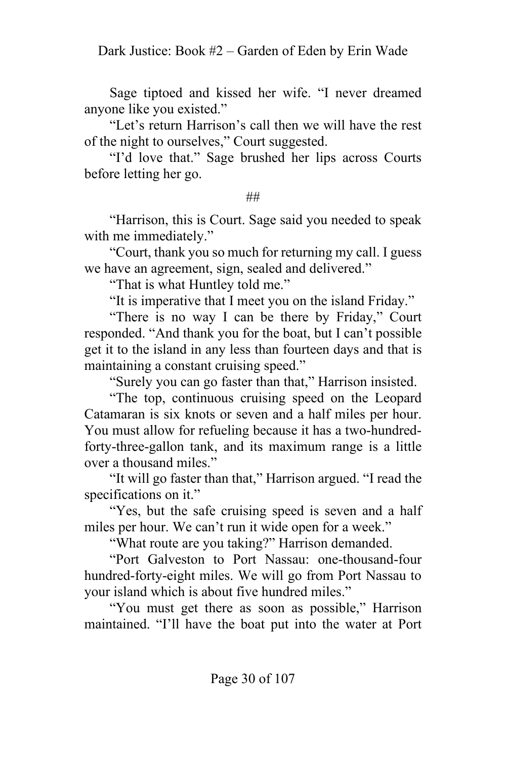Sage tiptoed and kissed her wife. "I never dreamed anyone like you existed."

"Let's return Harrison's call then we will have the rest of the night to ourselves," Court suggested.

"I'd love that." Sage brushed her lips across Courts before letting her go.

##

"Harrison, this is Court. Sage said you needed to speak with me immediately."

"Court, thank you so much for returning my call. I guess we have an agreement, sign, sealed and delivered."

"That is what Huntley told me."

"It is imperative that I meet you on the island Friday."

"There is no way I can be there by Friday," Court responded. "And thank you for the boat, but I can't possible get it to the island in any less than fourteen days and that is maintaining a constant cruising speed."

"Surely you can go faster than that," Harrison insisted.

"The top, continuous cruising speed on the Leopard Catamaran is six knots or seven and a half miles per hour. You must allow for refueling because it has a two-hundred-forty-three-gallon tank, and its maximum range is a little over a thousand miles."

"It will go faster than that," Harrison argued. "I read the specifications on it."

"Yes, but the safe cruising speed is seven and a half miles per hour. We can't run it wide open for a week."

"What route are you taking?" Harrison demanded.

"Port Galveston to Port Nassau: one-thousand-four hundred-forty-eight miles. We will go from Port Nassau to your island which is about five hundred miles."

"You must get there as soon as possible," Harrison maintained. "I'll have the boat put into the water at Port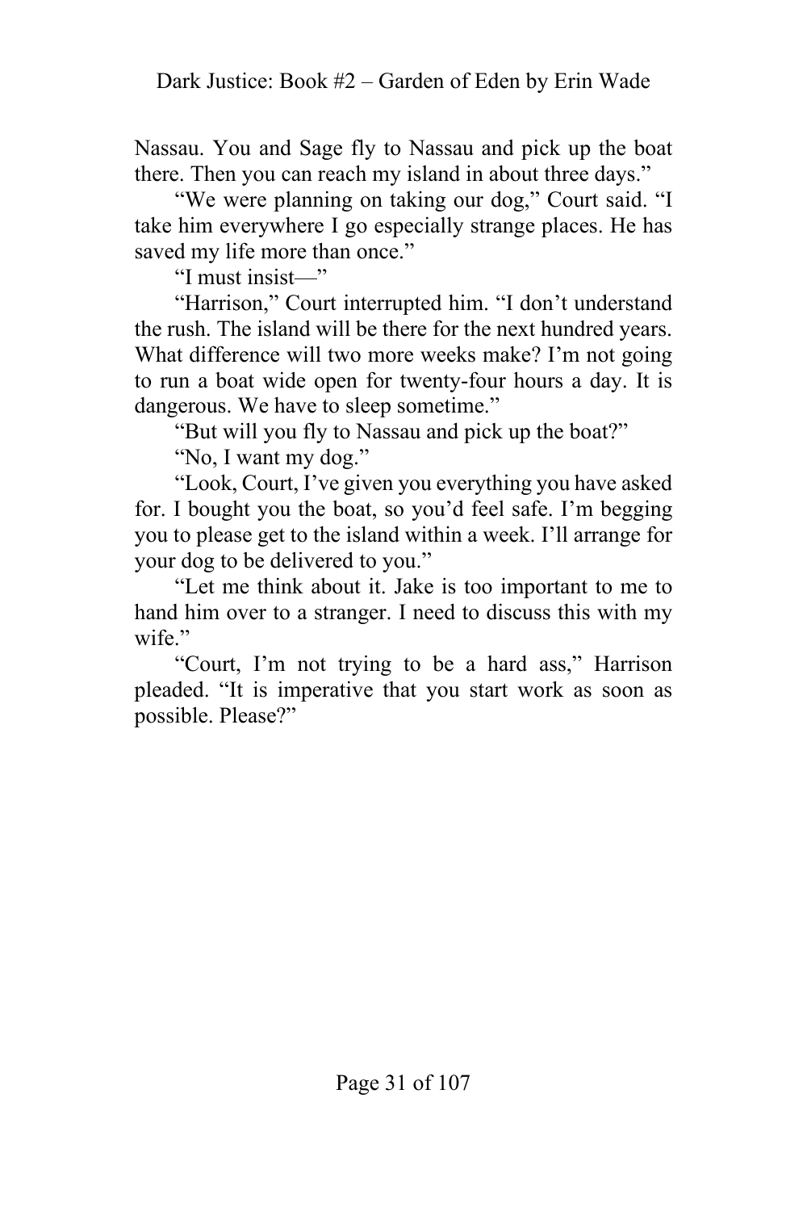Nassau. You and Sage fly to Nassau and pick up the boat there. Then you can reach my island in about three days."

"We were planning on taking our dog," Court said. "I take him everywhere I go especially strange places. He has saved my life more than once."

"I must insist—"

"Harrison," Court interrupted him. "I don't understand the rush. The island will be there for the next hundred years. What difference will two more weeks make? I'm not going to run a boat wide open for twenty-four hours a day. It is dangerous. We have to sleep sometime."

"But will you fly to Nassau and pick up the boat?"

"No, I want my dog."

"Look, Court, I've given you everything you have asked for. I bought you the boat, so you'd feel safe. I'm begging you to please get to the island within a week. I'll arrange for your dog to be delivered to you."

"Let me think about it. Jake is too important to me to hand him over to a stranger. I need to discuss this with my wife."

"Court, I'm not trying to be a hard ass," Harrison pleaded. "It is imperative that you start work as soon as possible. Please?"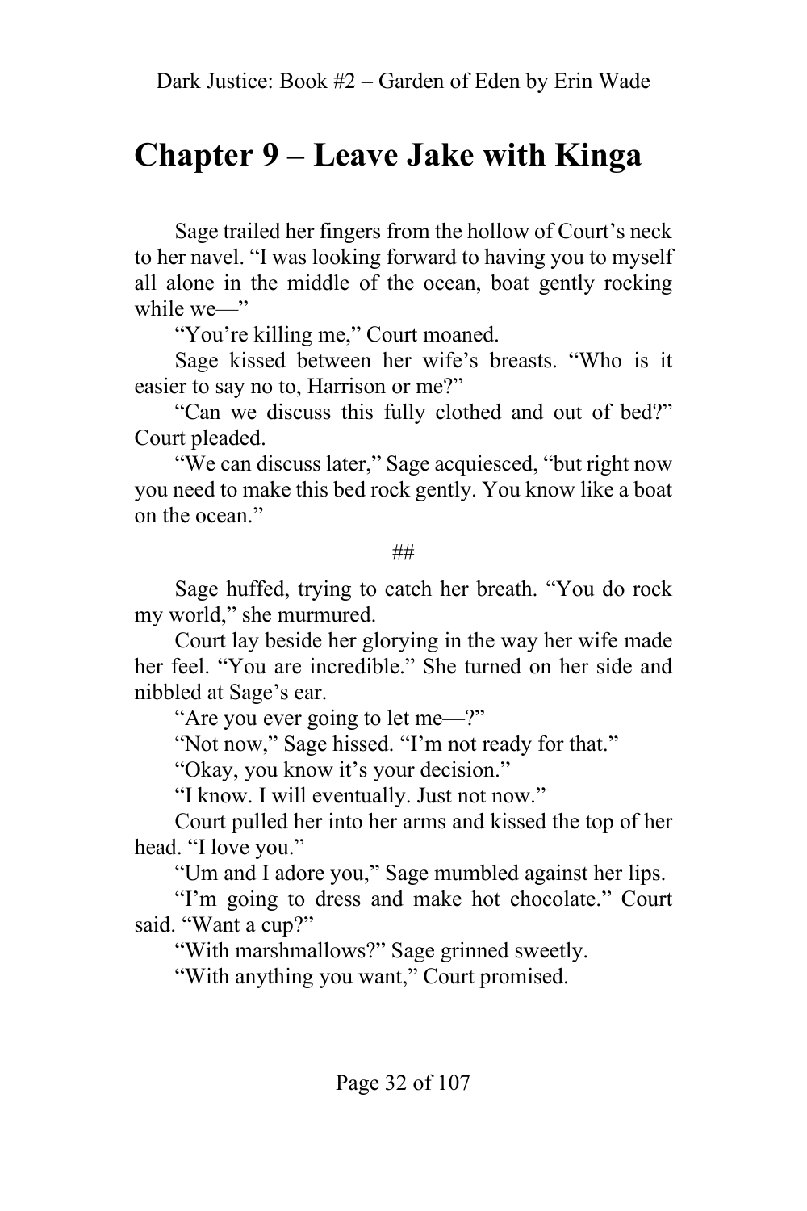# Chapter 9 – Leave Jake with Kinga

Sage trailed her fingers from the hollow of Court's neck to her navel. "I was looking forward to having you to myself all alone in the middle of the ocean, boat gently rocking while we—"

"You're killing me," Court moaned.

Sage kissed between her wife's breasts. "Who is it easier to say no to, Harrison or me?"

"Can we discuss this fully clothed and out of bed?" Court pleaded.

"We can discuss later," Sage acquiesced, "but right now you need to make this bed rock gently. You know like a boat on the ocean."

##

Sage huffed, trying to catch her breath. "You do rock my world," she murmured.

Court lay beside her glorying in the way her wife made her feel. "You are incredible." She turned on her side and nibbled at Sage's ear.

"Are you ever going to let me—?"

"Not now," Sage hissed. "I'm not ready for that."

"Okay, you know it's your decision."

"I know. I will eventually. Just not now."

Court pulled her into her arms and kissed the top of her head. "I love you."

"Um and I adore you," Sage mumbled against her lips.

"I'm going to dress and make hot chocolate." Court said. "Want a cup?"

"With marshmallows?" Sage grinned sweetly.

"With anything you want," Court promised.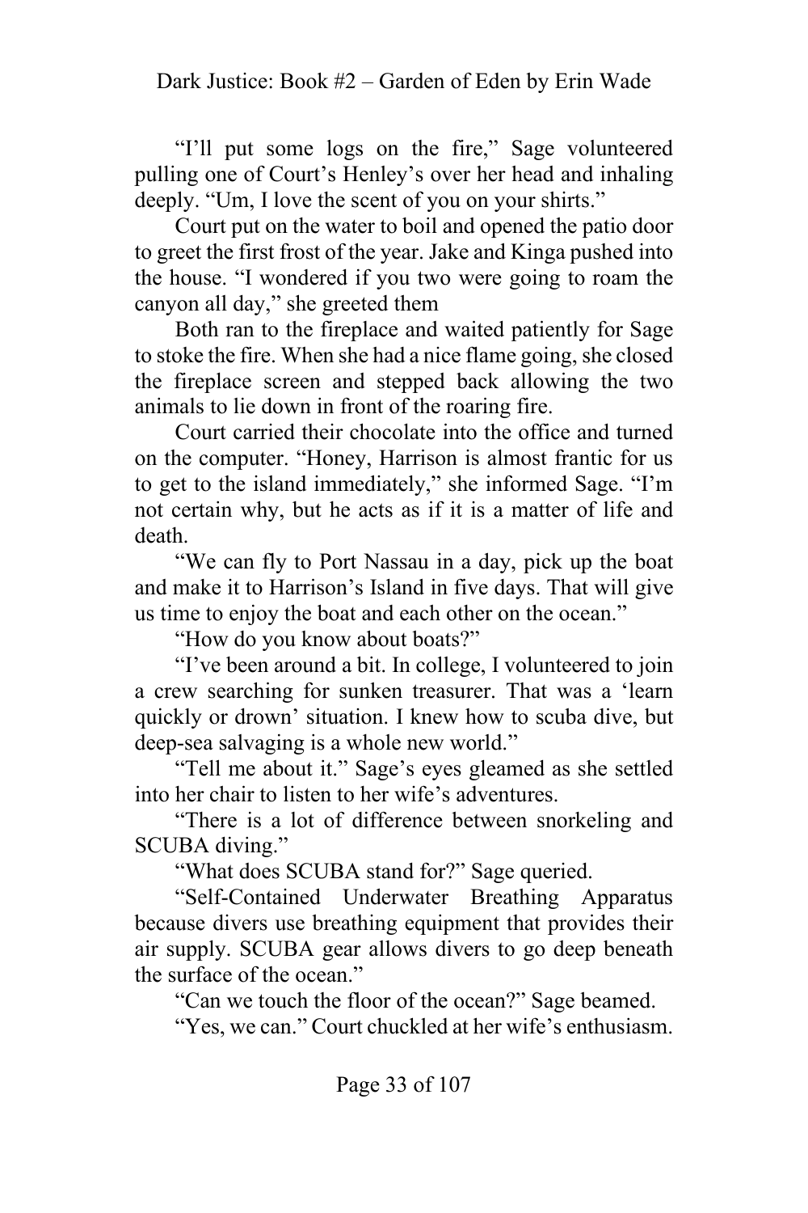"I'll put some logs on the fire," Sage volunteered pulling one of Court's Henley's over her head and inhaling deeply. "Um, I love the scent of you on your shirts."

Court put on the water to boil and opened the patio door to greet the first frost of the year. Jake and Kinga pushed into the house. "I wondered if you two were going to roam the canyon all day," she greeted them

Both ran to the fireplace and waited patiently for Sage to stoke the fire. When she had a nice flame going, she closed the fireplace screen and stepped back allowing the two animals to lie down in front of the roaring fire.

Court carried their chocolate into the office and turned on the computer. "Honey, Harrison is almost frantic for us to get to the island immediately," she informed Sage. "I'm not certain why, but he acts as if it is a matter of life and death.

"We can fly to Port Nassau in a day, pick up the boat and make it to Harrison's Island in five days. That will give us time to enjoy the boat and each other on the ocean."

"How do you know about boats?"

"I've been around a bit. In college, I volunteered to join a crew searching for sunken treasurer. That was a 'learn quickly or drown' situation. I knew how to scuba dive, but deep-sea salvaging is a whole new world."

"Tell me about it." Sage's eyes gleamed as she settled into her chair to listen to her wife's adventures.

"There is a lot of difference between snorkeling and SCUBA diving."

"What does SCUBA stand for?" Sage queried.

"Self-Contained Underwater Breathing Apparatus because divers use breathing equipment that provides their air supply. SCUBA gear allows divers to go deep beneath the surface of the ocean."

"Can we touch the floor of the ocean?" Sage beamed.

"Yes, we can." Court chuckled at her wife's enthusiasm.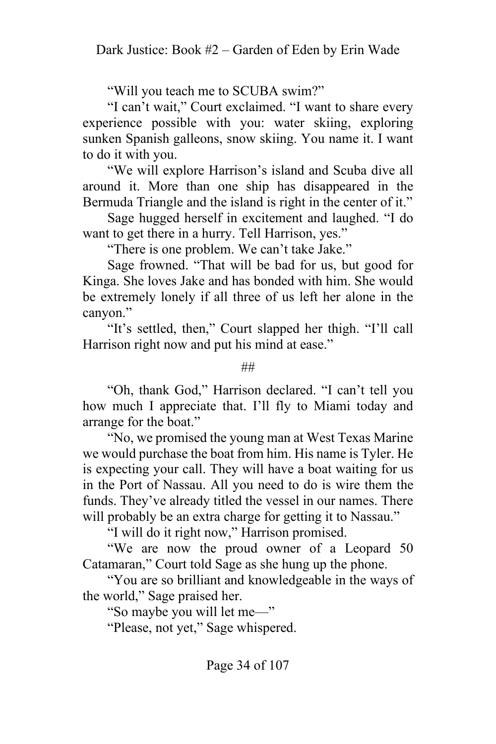"Will you teach me to SCUBA swim?"

"I can't wait," Court exclaimed. "I want to share every experience possible with you: water skiing, exploring sunken Spanish galleons, snow skiing. You name it. I want to do it with you.

"We will explore Harrison's island and Scuba dive all around it. More than one ship has disappeared in the Bermuda Triangle and the island is right in the center of it."

Sage hugged herself in excitement and laughed. "I do want to get there in a hurry. Tell Harrison, yes."

"There is one problem. We can't take Jake."

Sage frowned. "That will be bad for us, but good for Kinga. She loves Jake and has bonded with him. She would be extremely lonely if all three of us left her alone in the canyon."

"It's settled, then," Court slapped her thigh. "I'll call Harrison right now and put his mind at ease."

##

"Oh, thank God," Harrison declared. "I can't tell you how much I appreciate that. I'll fly to Miami today and arrange for the boat."

"No, we promised the young man at West Texas Marine we would purchase the boat from him. His name is Tyler. He is expecting your call. They will have a boat waiting for us in the Port of Nassau. All you need to do is wire them the funds. They've already titled the vessel in our names. There will probably be an extra charge for getting it to Nassau."

"I will do it right now," Harrison promised.

"We are now the proud owner of a Leopard 50 Catamaran," Court told Sage as she hung up the phone.

"You are so brilliant and knowledgeable in the ways of the world," Sage praised her.

"So maybe you will let me—"

"Please, not yet," Sage whispered.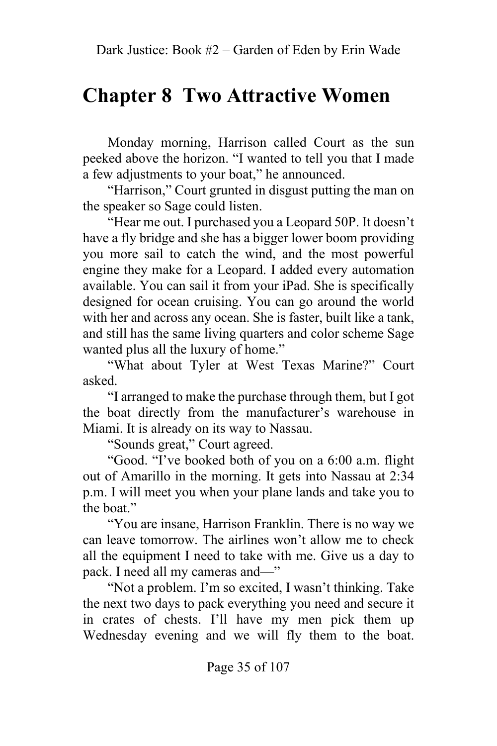# Chapter 8  Two Attractive Women

Monday morning, Harrison called Court as the sun peeked above the horizon. “I wanted to tell you that I made a few adjustments to your boat,” he announced.

“Harrison,” Court grunted in disgust putting the man on the speaker so Sage could listen.

“Hear me out. I purchased you a Leopard 50P. It doesn’t have a fly bridge and she has a bigger lower boom providing you more sail to catch the wind, and the most powerful engine they make for a Leopard. I added every automation available. You can sail it from your iPad. She is specifically designed for ocean cruising. You can go around the world with her and across any ocean. She is faster, built like a tank, and still has the same living quarters and color scheme Sage wanted plus all the luxury of home.”

“What about Tyler at West Texas Marine?” Court asked.

“I arranged to make the purchase through them, but I got the boat directly from the manufacturer’s warehouse in Miami. It is already on its way to Nassau.

“Sounds great,” Court agreed.

“Good. “I’ve booked both of you on a 6:00 a.m. flight out of Amarillo in the morning. It gets into Nassau at 2:34 p.m. I will meet you when your plane lands and take you to the boat.”

“You are insane, Harrison Franklin. There is no way we can leave tomorrow. The airlines won’t allow me to check all the equipment I need to take with me. Give us a day to pack. I need all my cameras and—”

“Not a problem. I’m so excited, I wasn’t thinking. Take the next two days to pack everything you need and secure it in crates of chests. I’ll have my men pick them up Wednesday evening and we will fly them to the boat.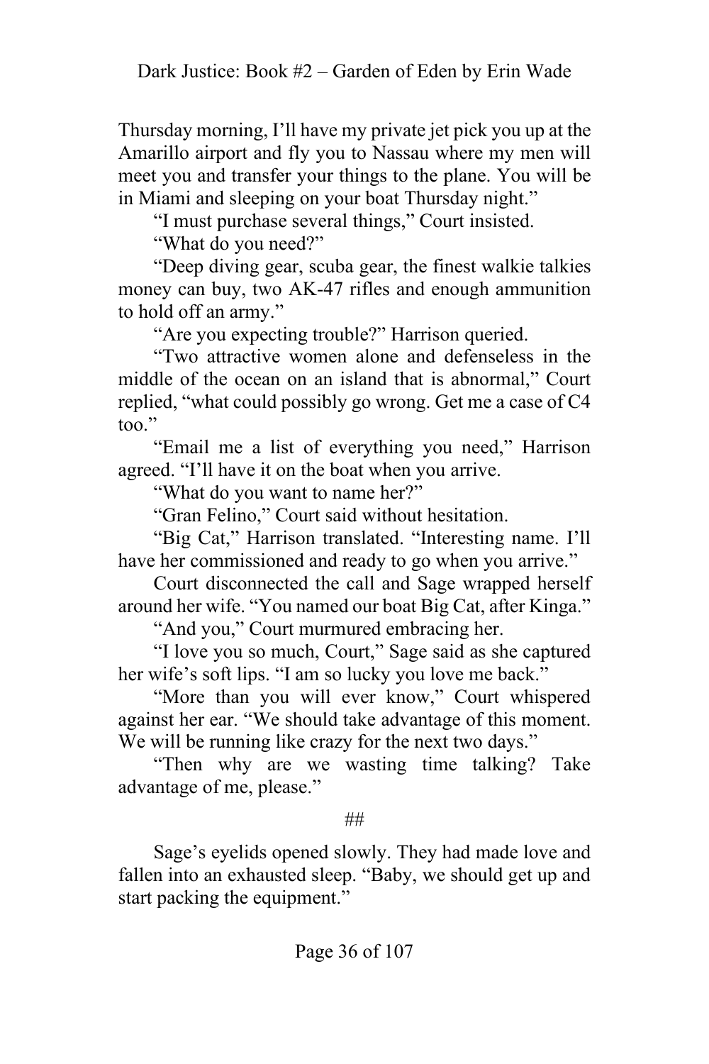Thursday morning, I'll have my private jet pick you up at the Amarillo airport and fly you to Nassau where my men will meet you and transfer your things to the plane. You will be in Miami and sleeping on your boat Thursday night."

"I must purchase several things," Court insisted.

"What do you need?"

"Deep diving gear, scuba gear, the finest walkie talkies money can buy, two AK-47 rifles and enough ammunition to hold off an army."

"Are you expecting trouble?" Harrison queried.

"Two attractive women alone and defenseless in the middle of the ocean on an island that is abnormal," Court replied, "what could possibly go wrong. Get me a case of C4 too."

"Email me a list of everything you need," Harrison agreed. "I'll have it on the boat when you arrive.

"What do you want to name her?"

"Gran Felino," Court said without hesitation.

"Big Cat," Harrison translated. "Interesting name. I'll have her commissioned and ready to go when you arrive."

Court disconnected the call and Sage wrapped herself around her wife. "You named our boat Big Cat, after Kinga."

"And you," Court murmured embracing her.

"I love you so much, Court," Sage said as she captured her wife's soft lips. "I am so lucky you love me back."

"More than you will ever know," Court whispered against her ear. "We should take advantage of this moment. We will be running like crazy for the next two days."

"Then why are we wasting time talking? Take advantage of me, please."

##

Sage's eyelids opened slowly. They had made love and fallen into an exhausted sleep. "Baby, we should get up and start packing the equipment."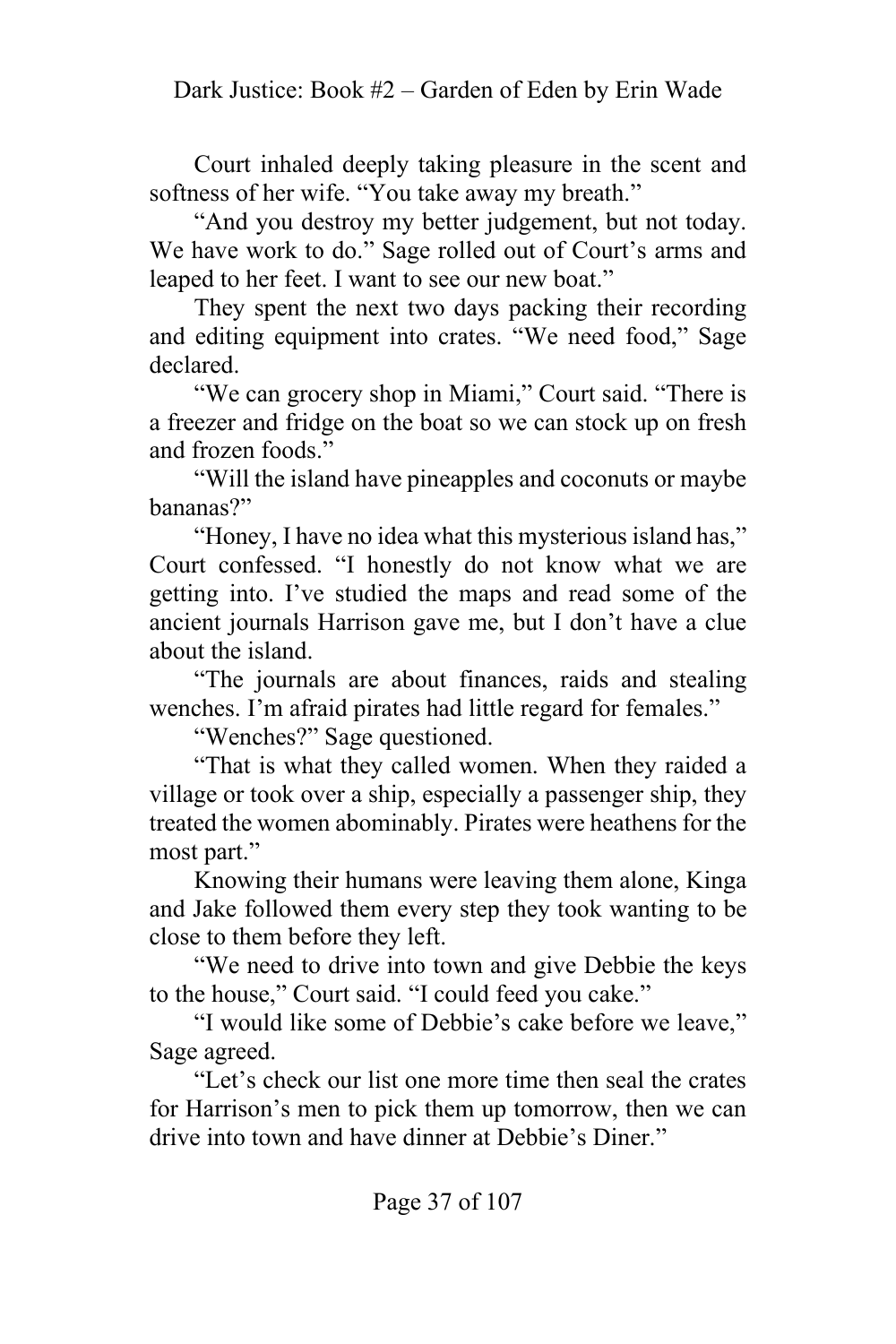Court inhaled deeply taking pleasure in the scent and softness of her wife. "You take away my breath."

"And you destroy my better judgement, but not today. We have work to do." Sage rolled out of Court's arms and leaped to her feet. I want to see our new boat."

They spent the next two days packing their recording and editing equipment into crates. "We need food," Sage declared.

"We can grocery shop in Miami," Court said. "There is a freezer and fridge on the boat so we can stock up on fresh and frozen foods."

"Will the island have pineapples and coconuts or maybe bananas?"

"Honey, I have no idea what this mysterious island has," Court confessed. "I honestly do not know what we are getting into. I've studied the maps and read some of the ancient journals Harrison gave me, but I don't have a clue about the island.

"The journals are about finances, raids and stealing wenches. I'm afraid pirates had little regard for females."

"Wenches?" Sage questioned.

"That is what they called women. When they raided a village or took over a ship, especially a passenger ship, they treated the women abominably. Pirates were heathens for the most part."

Knowing their humans were leaving them alone, Kinga and Jake followed them every step they took wanting to be close to them before they left.

"We need to drive into town and give Debbie the keys to the house," Court said. "I could feed you cake."

"I would like some of Debbie's cake before we leave," Sage agreed.

"Let's check our list one more time then seal the crates for Harrison's men to pick them up tomorrow, then we can drive into town and have dinner at Debbie's Diner."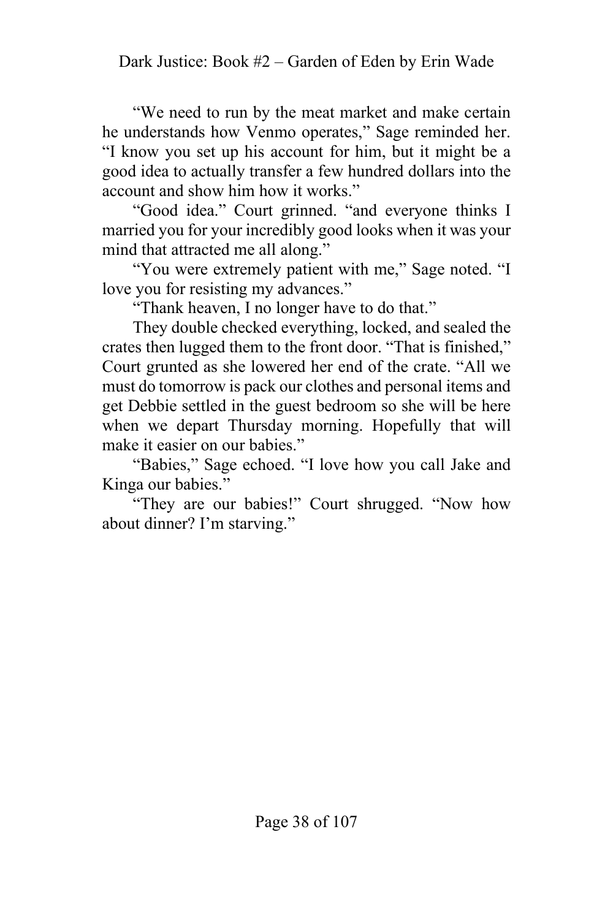"We need to run by the meat market and make certain he understands how Venmo operates," Sage reminded her. "I know you set up his account for him, but it might be a good idea to actually transfer a few hundred dollars into the account and show him how it works."

"Good idea." Court grinned. "and everyone thinks I married you for your incredibly good looks when it was your mind that attracted me all along."

"You were extremely patient with me," Sage noted. "I love you for resisting my advances."

"Thank heaven, I no longer have to do that."

They double checked everything, locked, and sealed the crates then lugged them to the front door. "That is finished," Court grunted as she lowered her end of the crate. "All we must do tomorrow is pack our clothes and personal items and get Debbie settled in the guest bedroom so she will be here when we depart Thursday morning. Hopefully that will make it easier on our babies."

"Babies," Sage echoed. "I love how you call Jake and Kinga our babies."

"They are our babies!" Court shrugged. "Now how about dinner? I'm starving."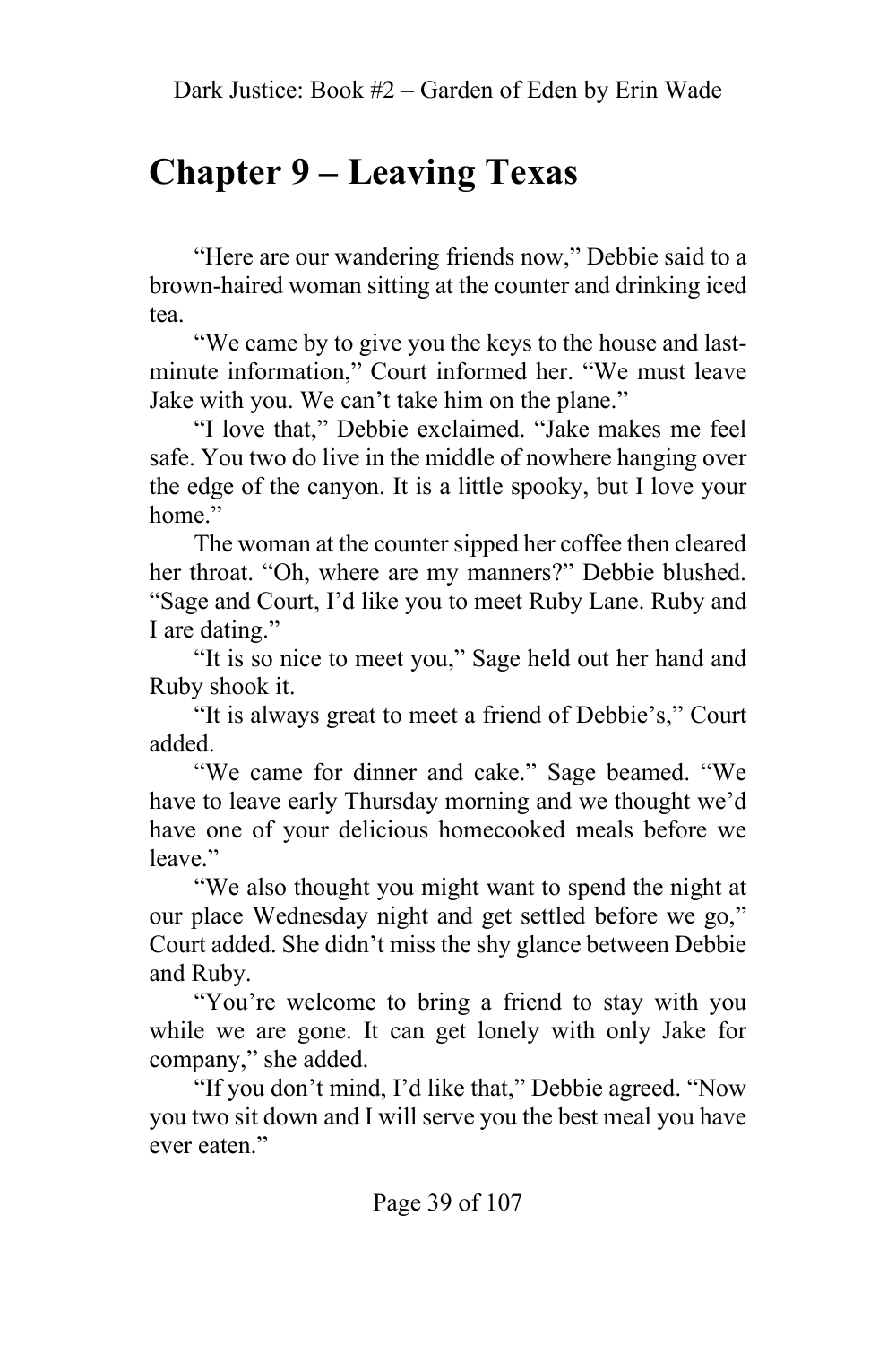# Chapter 9 – Leaving Texas

"Here are our wandering friends now," Debbie said to a brown-haired woman sitting at the counter and drinking iced tea.

"We came by to give you the keys to the house and last-minute information," Court informed her. "We must leave Jake with you. We can't take him on the plane."

"I love that," Debbie exclaimed. "Jake makes me feel safe. You two do live in the middle of nowhere hanging over the edge of the canyon. It is a little spooky, but I love your home."

The woman at the counter sipped her coffee then cleared her throat. "Oh, where are my manners?" Debbie blushed. "Sage and Court, I'd like you to meet Ruby Lane. Ruby and I are dating."

"It is so nice to meet you," Sage held out her hand and Ruby shook it.

"It is always great to meet a friend of Debbie's," Court added.

"We came for dinner and cake." Sage beamed. "We have to leave early Thursday morning and we thought we'd have one of your delicious homecooked meals before we leave."

"We also thought you might want to spend the night at our place Wednesday night and get settled before we go," Court added. She didn't miss the shy glance between Debbie and Ruby.

"You're welcome to bring a friend to stay with you while we are gone. It can get lonely with only Jake for company," she added.

"If you don't mind, I'd like that," Debbie agreed. "Now you two sit down and I will serve you the best meal you have ever eaten."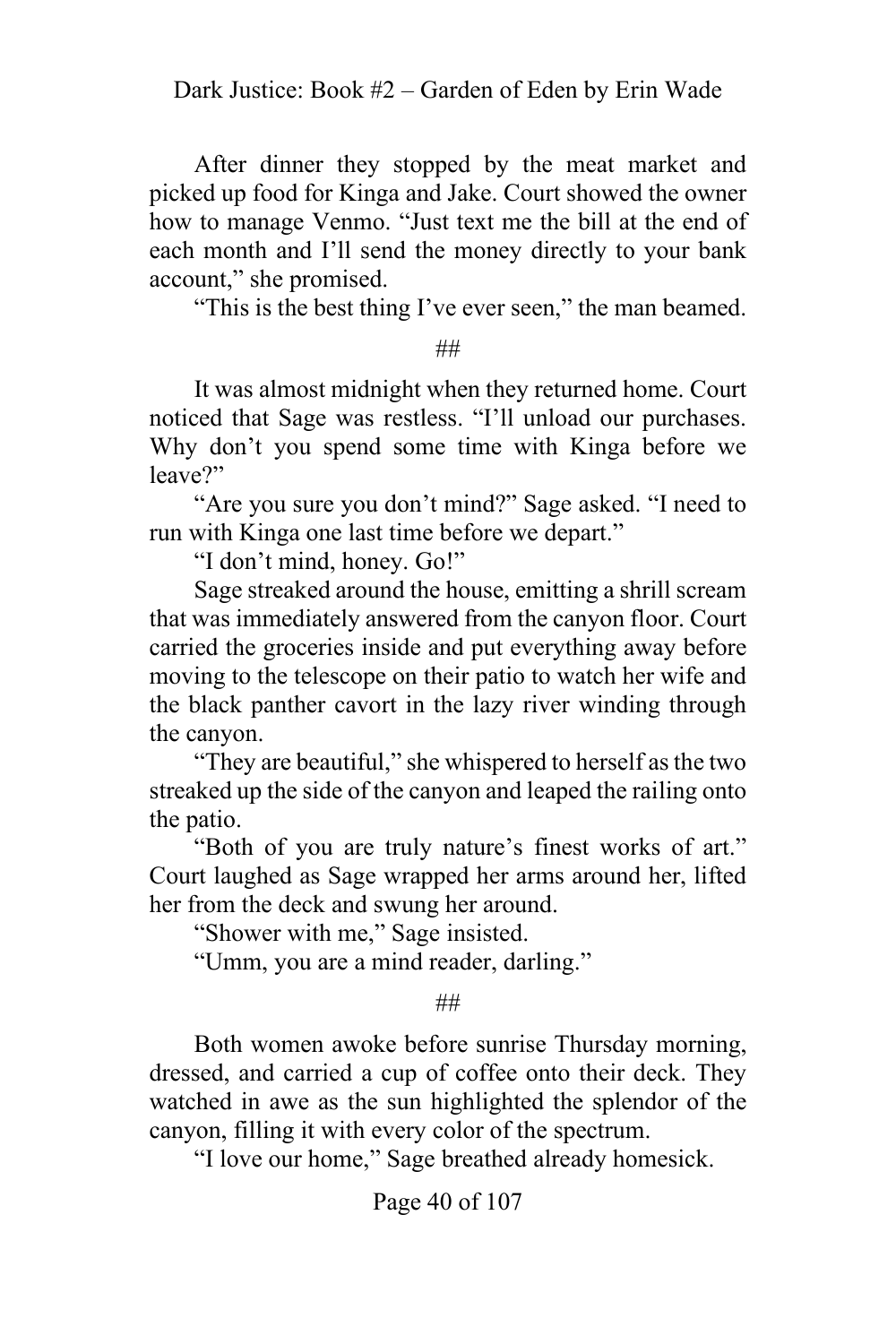After dinner they stopped by the meat market and picked up food for Kinga and Jake. Court showed the owner how to manage Venmo. "Just text me the bill at the end of each month and I'll send the money directly to your bank account," she promised.

"This is the best thing I've ever seen," the man beamed.

##

It was almost midnight when they returned home. Court noticed that Sage was restless. "I'll unload our purchases. Why don't you spend some time with Kinga before we leave?"

"Are you sure you don't mind?" Sage asked. "I need to run with Kinga one last time before we depart."

"I don't mind, honey. Go!"

Sage streaked around the house, emitting a shrill scream that was immediately answered from the canyon floor. Court carried the groceries inside and put everything away before moving to the telescope on their patio to watch her wife and the black panther cavort in the lazy river winding through the canyon.

"They are beautiful," she whispered to herself as the two streaked up the side of the canyon and leaped the railing onto the patio.

"Both of you are truly nature's finest works of art." Court laughed as Sage wrapped her arms around her, lifted her from the deck and swung her around.

"Shower with me," Sage insisted.

"Umm, you are a mind reader, darling."

##

Both women awoke before sunrise Thursday morning, dressed, and carried a cup of coffee onto their deck. They watched in awe as the sun highlighted the splendor of the canyon, filling it with every color of the spectrum.

"I love our home," Sage breathed already homesick.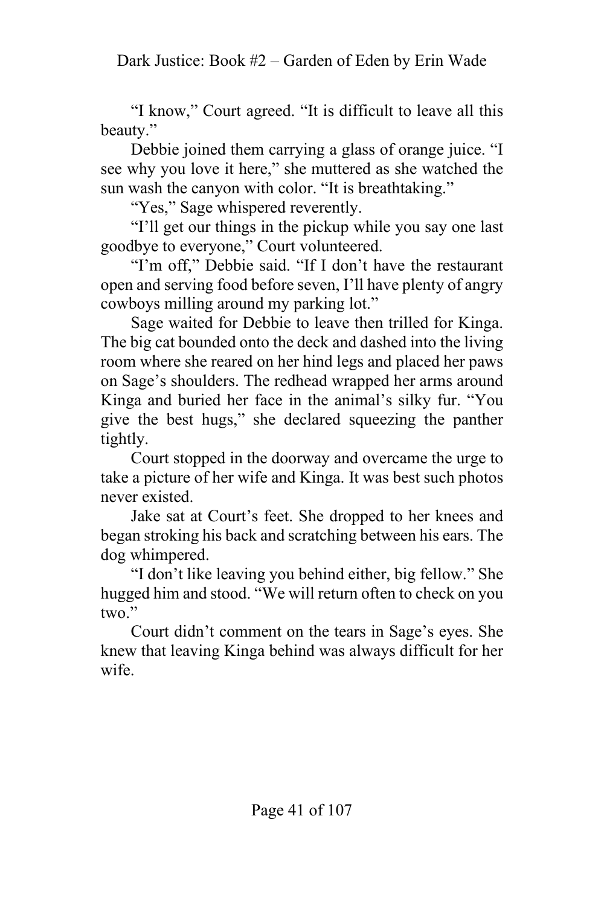"I know," Court agreed. "It is difficult to leave all this beauty."

Debbie joined them carrying a glass of orange juice. "I see why you love it here," she muttered as she watched the sun wash the canyon with color. "It is breathtaking."

"Yes," Sage whispered reverently.

"I'll get our things in the pickup while you say one last goodbye to everyone," Court volunteered.

"I'm off," Debbie said. "If I don't have the restaurant open and serving food before seven, I'll have plenty of angry cowboys milling around my parking lot."

Sage waited for Debbie to leave then trilled for Kinga. The big cat bounded onto the deck and dashed into the living room where she reared on her hind legs and placed her paws on Sage's shoulders. The redhead wrapped her arms around Kinga and buried her face in the animal's silky fur. "You give the best hugs," she declared squeezing the panther tightly.

Court stopped in the doorway and overcame the urge to take a picture of her wife and Kinga. It was best such photos never existed.

Jake sat at Court's feet. She dropped to her knees and began stroking his back and scratching between his ears. The dog whimpered.

"I don't like leaving you behind either, big fellow." She hugged him and stood. "We will return often to check on you two."

Court didn't comment on the tears in Sage's eyes. She knew that leaving Kinga behind was always difficult for her wife.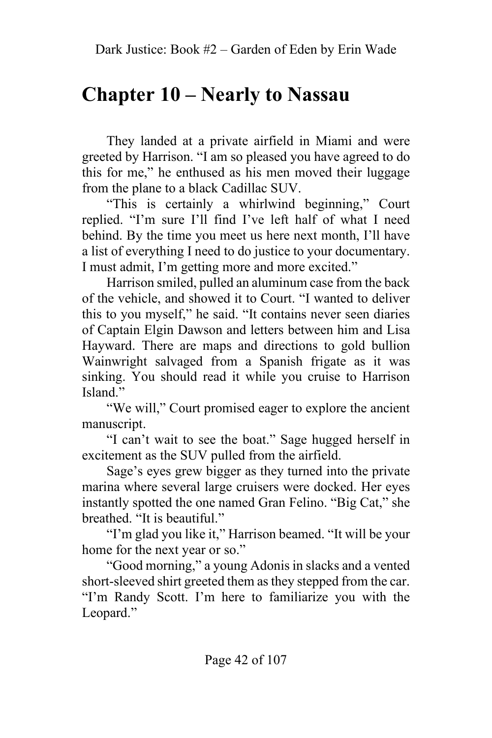# Chapter 10 – Nearly to Nassau

They landed at a private airfield in Miami and were greeted by Harrison. "I am so pleased you have agreed to do this for me," he enthused as his men moved their luggage from the plane to a black Cadillac SUV.

"This is certainly a whirlwind beginning," Court replied. "I'm sure I'll find I've left half of what I need behind. By the time you meet us here next month, I'll have a list of everything I need to do justice to your documentary. I must admit, I'm getting more and more excited."

Harrison smiled, pulled an aluminum case from the back of the vehicle, and showed it to Court. "I wanted to deliver this to you myself," he said. "It contains never seen diaries of Captain Elgin Dawson and letters between him and Lisa Hayward. There are maps and directions to gold bullion Wainwright salvaged from a Spanish frigate as it was sinking. You should read it while you cruise to Harrison Island."

"We will," Court promised eager to explore the ancient manuscript.

"I can't wait to see the boat." Sage hugged herself in excitement as the SUV pulled from the airfield.

Sage's eyes grew bigger as they turned into the private marina where several large cruisers were docked. Her eyes instantly spotted the one named Gran Felino. "Big Cat," she breathed. "It is beautiful."

"I'm glad you like it," Harrison beamed. "It will be your home for the next year or so."

"Good morning," a young Adonis in slacks and a vented short-sleeved shirt greeted them as they stepped from the car. "I'm Randy Scott. I'm here to familiarize you with the Leopard."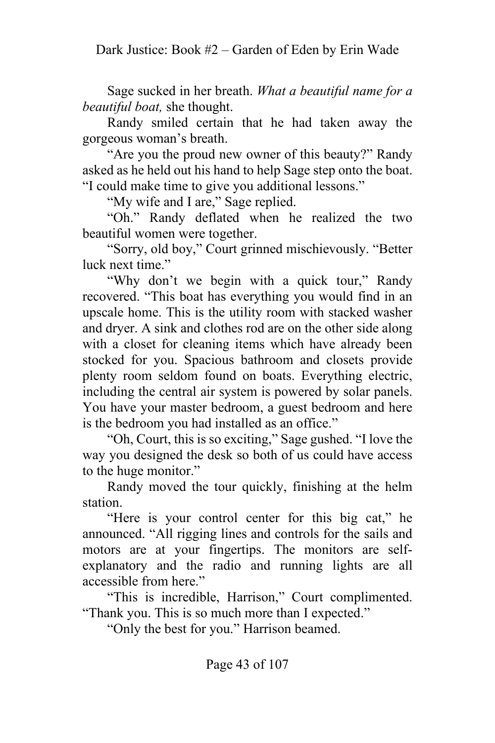Sage sucked in her breath. *What a beautiful name for a beautiful boat,* she thought.

Randy smiled certain that he had taken away the gorgeous woman's breath.

"Are you the proud new owner of this beauty?" Randy asked as he held out his hand to help Sage step onto the boat. "I could make time to give you additional lessons."

"My wife and I are," Sage replied.

"Oh." Randy deflated when he realized the two beautiful women were together.

"Sorry, old boy," Court grinned mischievously. "Better luck next time."

"Why don't we begin with a quick tour," Randy recovered. "This boat has everything you would find in an upscale home. This is the utility room with stacked washer and dryer. A sink and clothes rod are on the other side along with a closet for cleaning items which have already been stocked for you. Spacious bathroom and closets provide plenty room seldom found on boats. Everything electric, including the central air system is powered by solar panels. You have your master bedroom, a guest bedroom and here is the bedroom you had installed as an office."

"Oh, Court, this is so exciting," Sage gushed. "I love the way you designed the desk so both of us could have access to the huge monitor."

Randy moved the tour quickly, finishing at the helm station.

"Here is your control center for this big cat," he announced. "All rigging lines and controls for the sails and motors are at your fingertips. The monitors are self-explanatory and the radio and running lights are all accessible from here."

"This is incredible, Harrison," Court complimented. "Thank you. This is so much more than I expected."

"Only the best for you." Harrison beamed.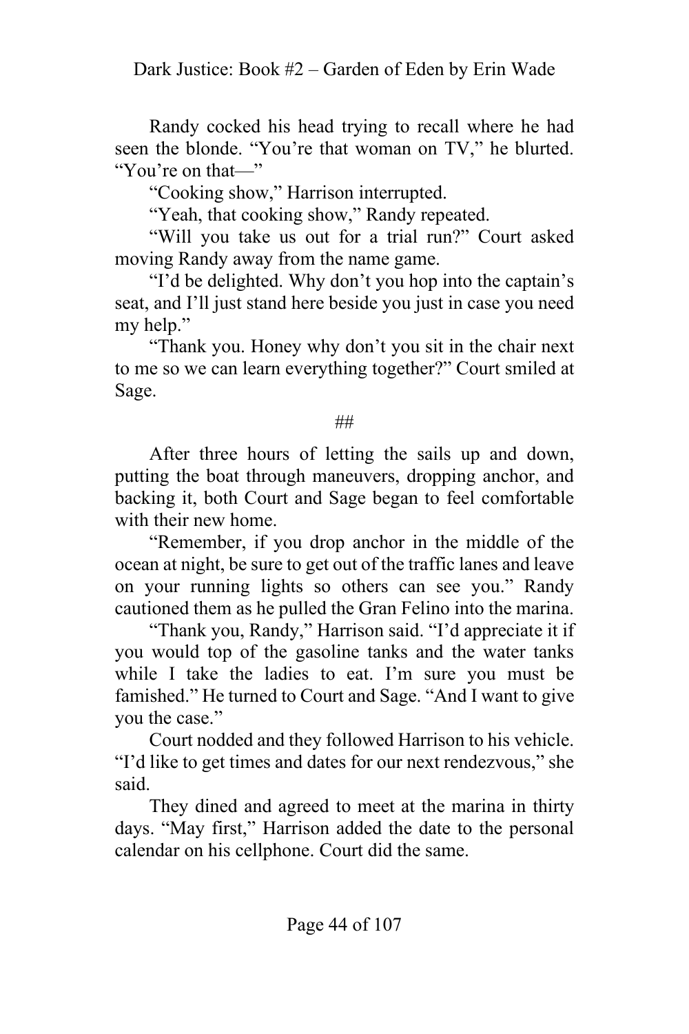Randy cocked his head trying to recall where he had seen the blonde. "You're that woman on TV," he blurted. "You're on that—"

"Cooking show," Harrison interrupted.

"Yeah, that cooking show," Randy repeated.

"Will you take us out for a trial run?" Court asked moving Randy away from the name game.

"I'd be delighted. Why don't you hop into the captain's seat, and I'll just stand here beside you just in case you need my help."

"Thank you. Honey why don't you sit in the chair next to me so we can learn everything together?" Court smiled at Sage.

##

After three hours of letting the sails up and down, putting the boat through maneuvers, dropping anchor, and backing it, both Court and Sage began to feel comfortable with their new home.

"Remember, if you drop anchor in the middle of the ocean at night, be sure to get out of the traffic lanes and leave on your running lights so others can see you." Randy cautioned them as he pulled the Gran Felino into the marina.

"Thank you, Randy," Harrison said. "I'd appreciate it if you would top of the gasoline tanks and the water tanks while I take the ladies to eat. I'm sure you must be famished." He turned to Court and Sage. "And I want to give you the case."

Court nodded and they followed Harrison to his vehicle. "I'd like to get times and dates for our next rendezvous," she said.

They dined and agreed to meet at the marina in thirty days. "May first," Harrison added the date to the personal calendar on his cellphone. Court did the same.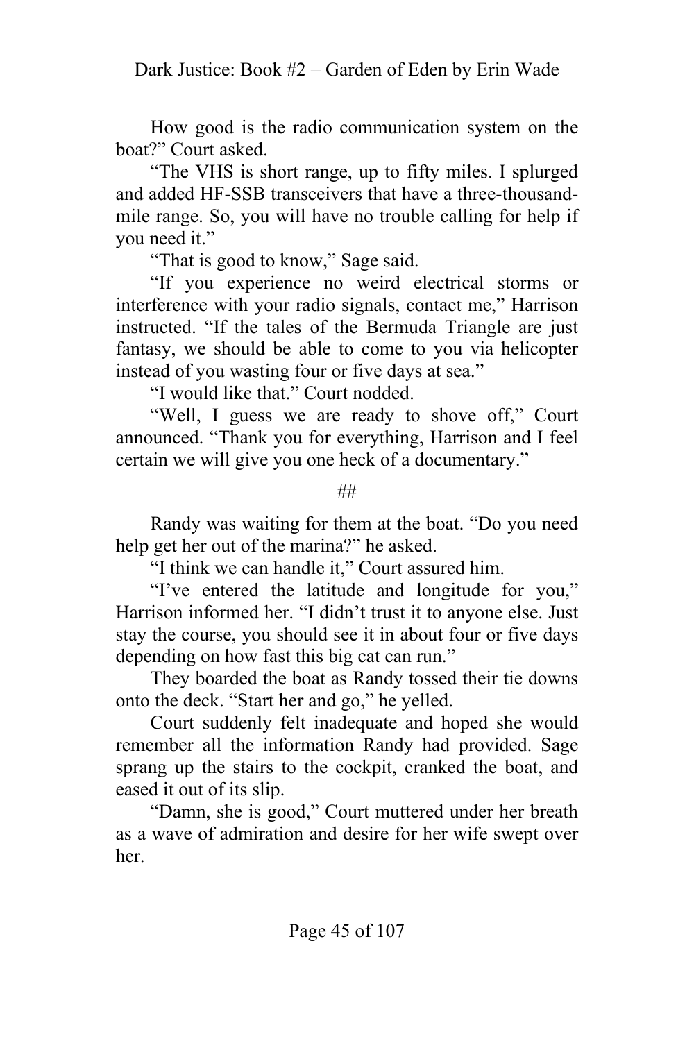How good is the radio communication system on the boat?" Court asked.

"The VHS is short range, up to fifty miles. I splurged and added HF-SSB transceivers that have a three-thousand-mile range. So, you will have no trouble calling for help if you need it."

"That is good to know," Sage said.

"If you experience no weird electrical storms or interference with your radio signals, contact me," Harrison instructed. "If the tales of the Bermuda Triangle are just fantasy, we should be able to come to you via helicopter instead of you wasting four or five days at sea."

"I would like that." Court nodded.

"Well, I guess we are ready to shove off," Court announced. "Thank you for everything, Harrison and I feel certain we will give you one heck of a documentary."

##

Randy was waiting for them at the boat. "Do you need help get her out of the marina?" he asked.

"I think we can handle it," Court assured him.

"I've entered the latitude and longitude for you," Harrison informed her. "I didn't trust it to anyone else. Just stay the course, you should see it in about four or five days depending on how fast this big cat can run."

They boarded the boat as Randy tossed their tie downs onto the deck. "Start her and go," he yelled.

Court suddenly felt inadequate and hoped she would remember all the information Randy had provided. Sage sprang up the stairs to the cockpit, cranked the boat, and eased it out of its slip.

"Damn, she is good," Court muttered under her breath as a wave of admiration and desire for her wife swept over her.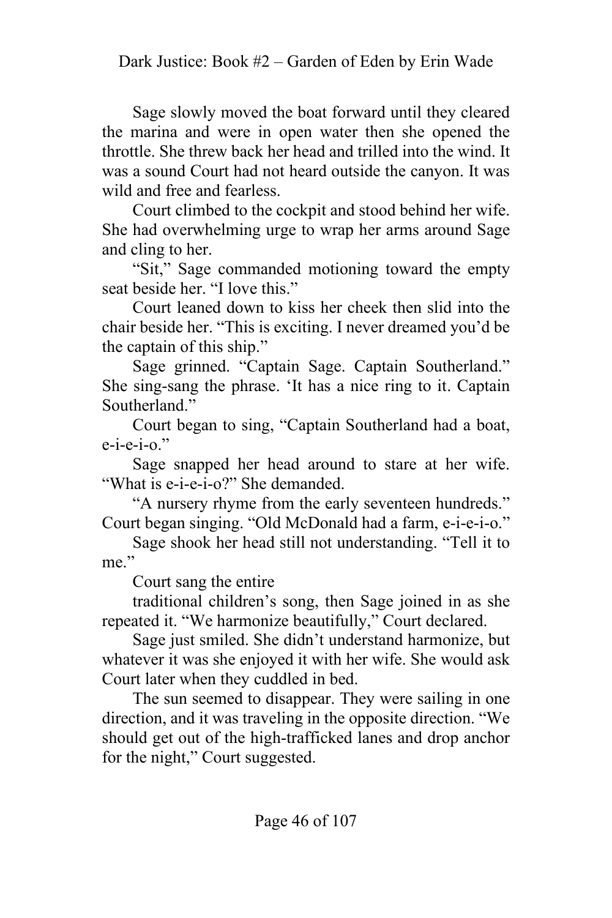Sage slowly moved the boat forward until they cleared the marina and were in open water then she opened the throttle. She threw back her head and trilled into the wind. It was a sound Court had not heard outside the canyon. It was wild and free and fearless.

Court climbed to the cockpit and stood behind her wife. She had overwhelming urge to wrap her arms around Sage and cling to her.

"Sit," Sage commanded motioning toward the empty seat beside her. "I love this."

Court leaned down to kiss her cheek then slid into the chair beside her. "This is exciting. I never dreamed you'd be the captain of this ship."

Sage grinned. "Captain Sage. Captain Southerland." She sing-sang the phrase. 'It has a nice ring to it. Captain Southerland."

Court began to sing, "Captain Southerland had a boat, e-i-e-i-o."

Sage snapped her head around to stare at her wife. "What is e-i-e-i-o?" She demanded.

"A nursery rhyme from the early seventeen hundreds." Court began singing. "Old McDonald had a farm, e-i-e-i-o."

Sage shook her head still not understanding. "Tell it to me."

Court sang the entire

traditional children's song, then Sage joined in as she repeated it. "We harmonize beautifully," Court declared.

Sage just smiled. She didn't understand harmonize, but whatever it was she enjoyed it with her wife. She would ask Court later when they cuddled in bed.

The sun seemed to disappear. They were sailing in one direction, and it was traveling in the opposite direction. "We should get out of the high-trafficked lanes and drop anchor for the night," Court suggested.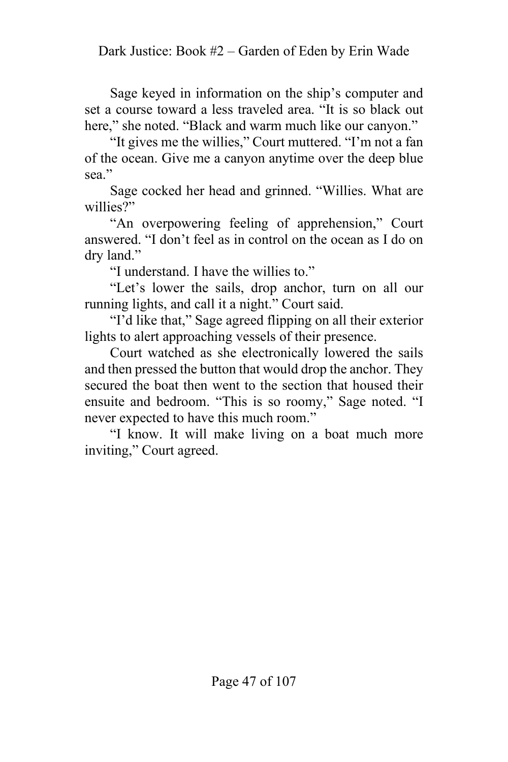Sage keyed in information on the ship's computer and set a course toward a less traveled area. "It is so black out here," she noted. "Black and warm much like our canyon."

"It gives me the willies," Court muttered. "I'm not a fan of the ocean. Give me a canyon anytime over the deep blue sea."

Sage cocked her head and grinned. "Willies. What are willies?"

"An overpowering feeling of apprehension," Court answered. "I don't feel as in control on the ocean as I do on dry land."

"I understand. I have the willies to."

"Let's lower the sails, drop anchor, turn on all our running lights, and call it a night." Court said.

"I'd like that," Sage agreed flipping on all their exterior lights to alert approaching vessels of their presence.

Court watched as she electronically lowered the sails and then pressed the button that would drop the anchor. They secured the boat then went to the section that housed their ensuite and bedroom. "This is so roomy," Sage noted. "I never expected to have this much room."

"I know. It will make living on a boat much more inviting," Court agreed.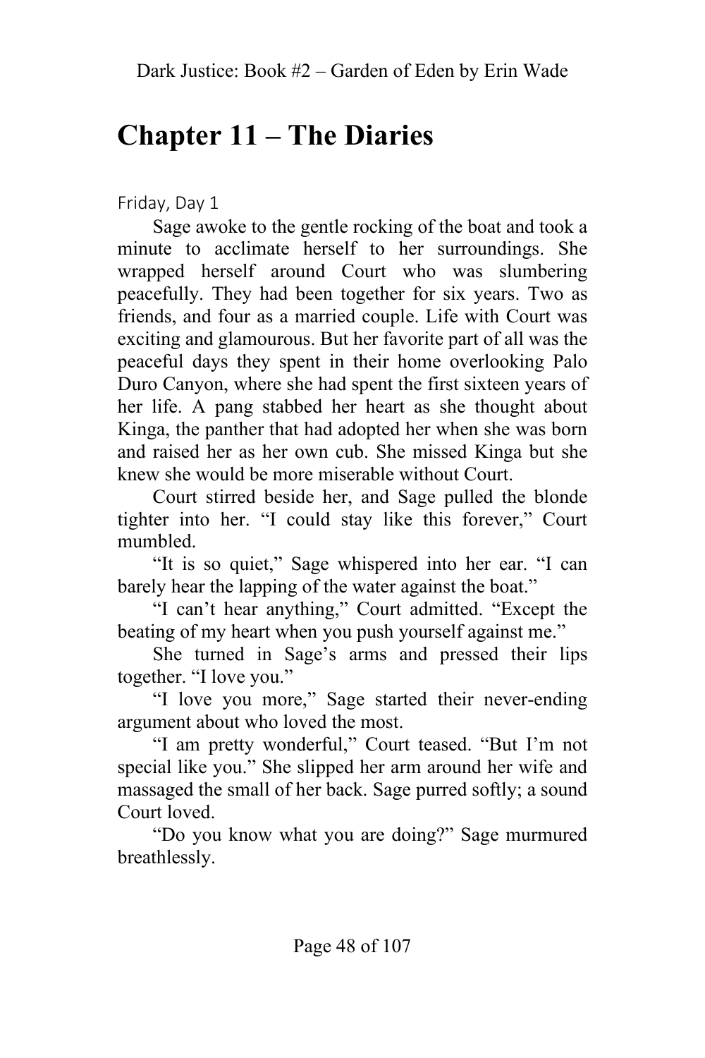# Chapter 11 – The Diaries

Friday, Day 1

Sage awoke to the gentle rocking of the boat and took a minute to acclimate herself to her surroundings. She wrapped herself around Court who was slumbering peacefully. They had been together for six years. Two as friends, and four as a married couple. Life with Court was exciting and glamourous. But her favorite part of all was the peaceful days they spent in their home overlooking Palo Duro Canyon, where she had spent the first sixteen years of her life. A pang stabbed her heart as she thought about Kinga, the panther that had adopted her when she was born and raised her as her own cub. She missed Kinga but she knew she would be more miserable without Court.

Court stirred beside her, and Sage pulled the blonde tighter into her. "I could stay like this forever," Court mumbled.

"It is so quiet," Sage whispered into her ear. "I can barely hear the lapping of the water against the boat."

"I can't hear anything," Court admitted. "Except the beating of my heart when you push yourself against me."

She turned in Sage's arms and pressed their lips together. "I love you."

"I love you more," Sage started their never-ending argument about who loved the most.

"I am pretty wonderful," Court teased. "But I'm not special like you." She slipped her arm around her wife and massaged the small of her back. Sage purred softly; a sound Court loved.

"Do you know what you are doing?" Sage murmured breathlessly.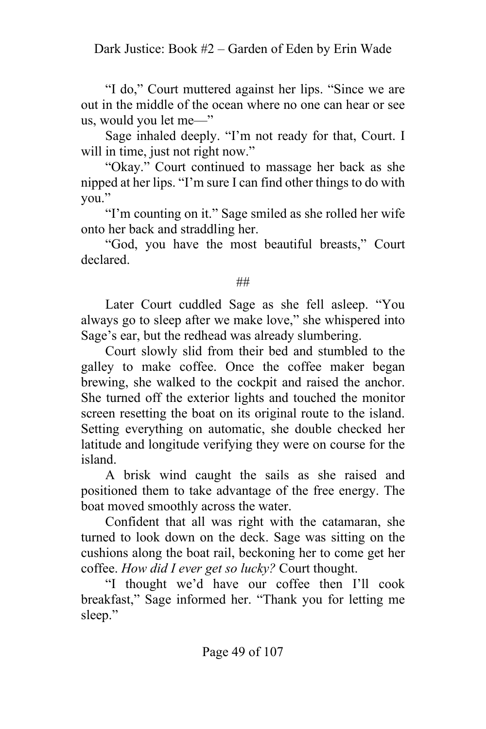"I do," Court muttered against her lips. "Since we are out in the middle of the ocean where no one can hear or see us, would you let me—"

Sage inhaled deeply. "I'm not ready for that, Court. I will in time, just not right now."

"Okay." Court continued to massage her back as she nipped at her lips. "I'm sure I can find other things to do with you."

"I'm counting on it." Sage smiled as she rolled her wife onto her back and straddling her.

"God, you have the most beautiful breasts," Court declared.

##

Later Court cuddled Sage as she fell asleep. "You always go to sleep after we make love," she whispered into Sage's ear, but the redhead was already slumbering.

Court slowly slid from their bed and stumbled to the galley to make coffee. Once the coffee maker began brewing, she walked to the cockpit and raised the anchor. She turned off the exterior lights and touched the monitor screen resetting the boat on its original route to the island. Setting everything on automatic, she double checked her latitude and longitude verifying they were on course for the island.

A brisk wind caught the sails as she raised and positioned them to take advantage of the free energy. The boat moved smoothly across the water.

Confident that all was right with the catamaran, she turned to look down on the deck. Sage was sitting on the cushions along the boat rail, beckoning her to come get her coffee. *How did I ever get so lucky?* Court thought.

"I thought we'd have our coffee then I'll cook breakfast," Sage informed her. "Thank you for letting me sleep."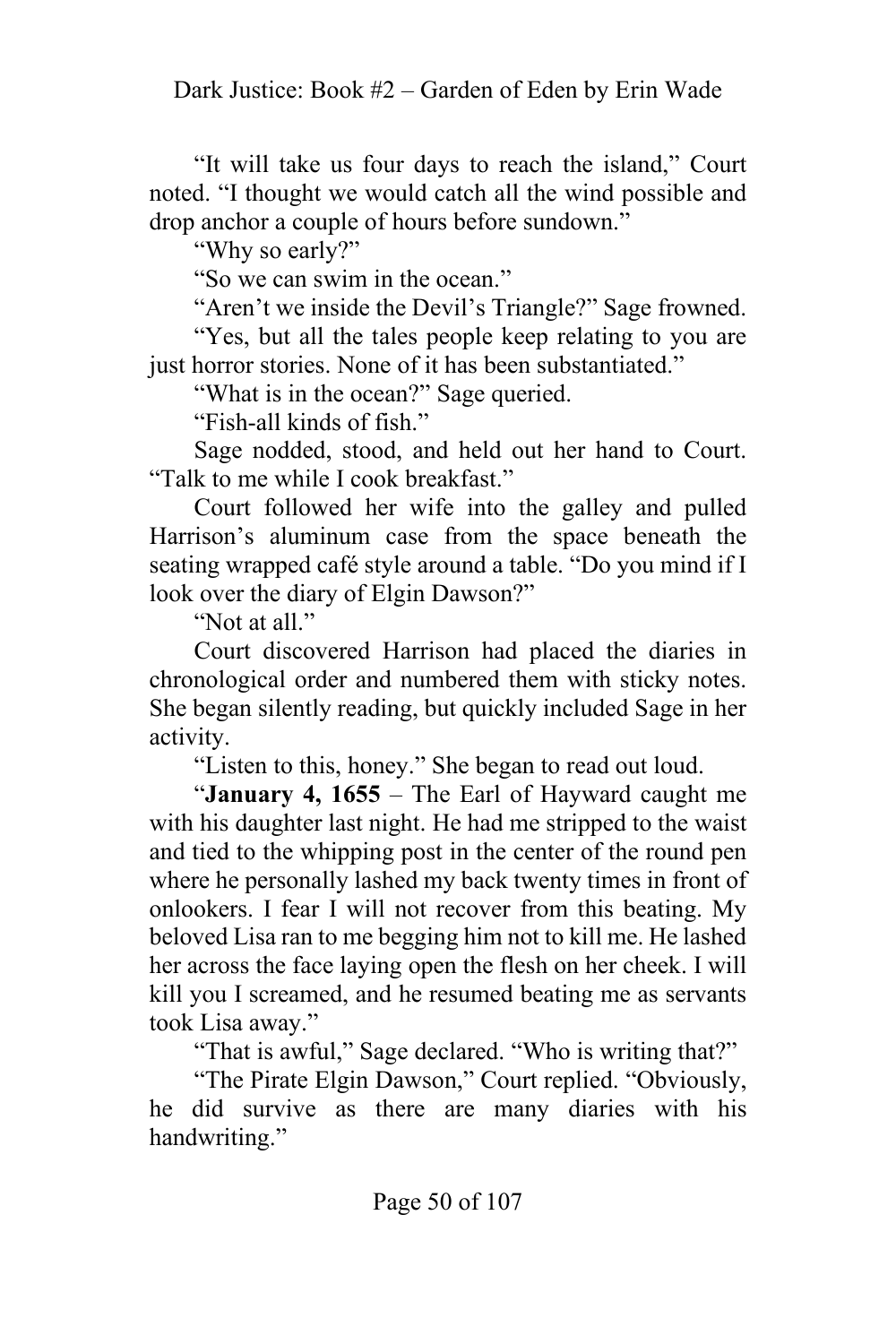"It will take us four days to reach the island," Court noted. "I thought we would catch all the wind possible and drop anchor a couple of hours before sundown."

"Why so early?"

"So we can swim in the ocean."

"Aren't we inside the Devil's Triangle?" Sage frowned.

"Yes, but all the tales people keep relating to you are just horror stories. None of it has been substantiated."

"What is in the ocean?" Sage queried.

"Fish-all kinds of fish."

Sage nodded, stood, and held out her hand to Court. "Talk to me while I cook breakfast."

Court followed her wife into the galley and pulled Harrison's aluminum case from the space beneath the seating wrapped café style around a table. "Do you mind if I look over the diary of Elgin Dawson?"

"Not at all."

Court discovered Harrison had placed the diaries in chronological order and numbered them with sticky notes. She began silently reading, but quickly included Sage in her activity.

"Listen to this, honey." She began to read out loud.

"**January 4, 1655** – The Earl of Hayward caught me with his daughter last night. He had me stripped to the waist and tied to the whipping post in the center of the round pen where he personally lashed my back twenty times in front of onlookers. I fear I will not recover from this beating. My beloved Lisa ran to me begging him not to kill me. He lashed her across the face laying open the flesh on her cheek. I will kill you I screamed, and he resumed beating me as servants took Lisa away."

"That is awful," Sage declared. "Who is writing that?"

"The Pirate Elgin Dawson," Court replied. "Obviously, he did survive as there are many diaries with his handwriting."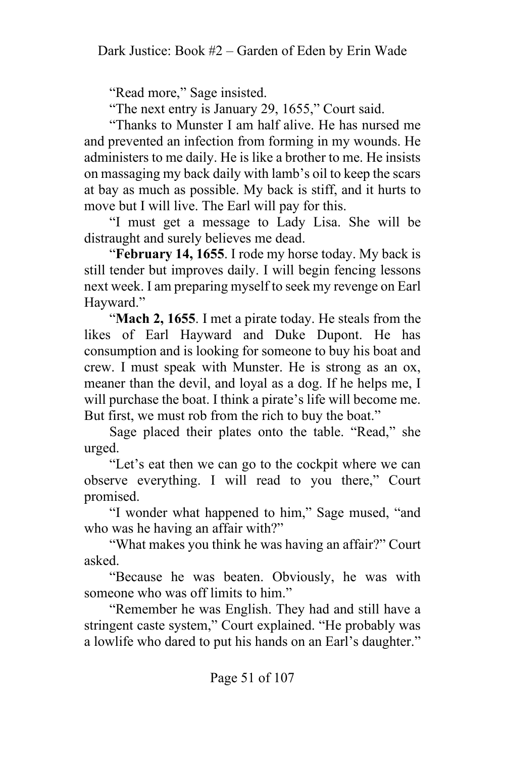"Read more," Sage insisted.

"The next entry is January 29, 1655," Court said.

"Thanks to Munster I am half alive. He has nursed me and prevented an infection from forming in my wounds. He administers to me daily. He is like a brother to me. He insists on massaging my back daily with lamb's oil to keep the scars at bay as much as possible. My back is stiff, and it hurts to move but I will live. The Earl will pay for this.

"I must get a message to Lady Lisa. She will be distraught and surely believes me dead.

"**February 14, 1655**. I rode my horse today. My back is still tender but improves daily. I will begin fencing lessons next week. I am preparing myself to seek my revenge on Earl Hayward."

"**Mach 2, 1655**. I met a pirate today. He steals from the likes of Earl Hayward and Duke Dupont. He has consumption and is looking for someone to buy his boat and crew. I must speak with Munster. He is strong as an ox, meaner than the devil, and loyal as a dog. If he helps me, I will purchase the boat. I think a pirate's life will become me. But first, we must rob from the rich to buy the boat."

Sage placed their plates onto the table. "Read," she urged.

"Let's eat then we can go to the cockpit where we can observe everything. I will read to you there," Court promised.

"I wonder what happened to him," Sage mused, "and who was he having an affair with?"

"What makes you think he was having an affair?" Court asked.

"Because he was beaten. Obviously, he was with someone who was off limits to him."

"Remember he was English. They had and still have a stringent caste system," Court explained. "He probably was a lowlife who dared to put his hands on an Earl's daughter."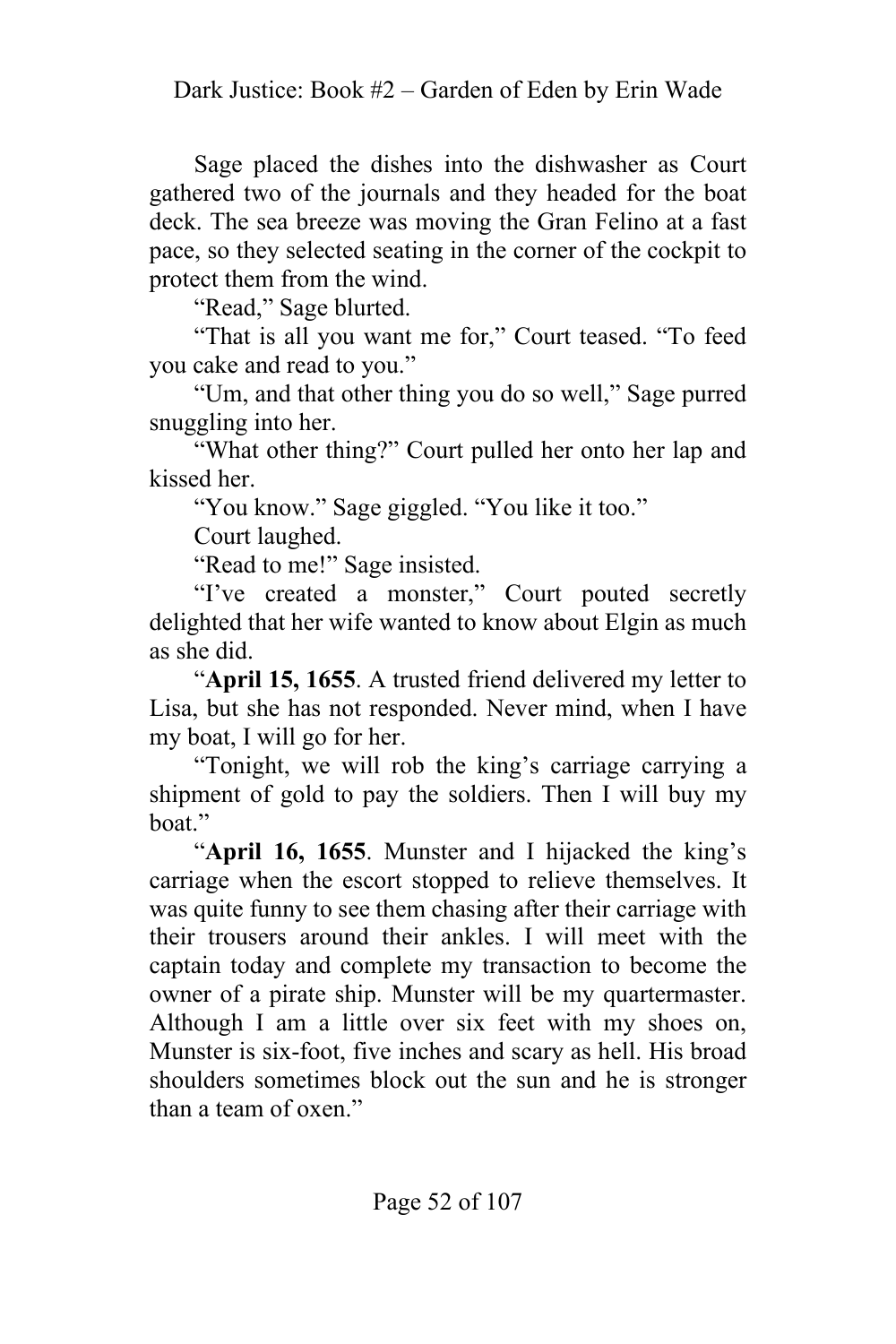Sage placed the dishes into the dishwasher as Court gathered two of the journals and they headed for the boat deck. The sea breeze was moving the Gran Felino at a fast pace, so they selected seating in the corner of the cockpit to protect them from the wind.

"Read," Sage blurted.

"That is all you want me for," Court teased. "To feed you cake and read to you."

"Um, and that other thing you do so well," Sage purred snuggling into her.

"What other thing?" Court pulled her onto her lap and kissed her.

"You know." Sage giggled. "You like it too."

Court laughed.

"Read to me!" Sage insisted.

"I've created a monster," Court pouted secretly delighted that her wife wanted to know about Elgin as much as she did.

"**April 15, 1655**. A trusted friend delivered my letter to Lisa, but she has not responded. Never mind, when I have my boat, I will go for her.

"Tonight, we will rob the king's carriage carrying a shipment of gold to pay the soldiers. Then I will buy my boat."

"**April 16, 1655**. Munster and I hijacked the king's carriage when the escort stopped to relieve themselves. It was quite funny to see them chasing after their carriage with their trousers around their ankles. I will meet with the captain today and complete my transaction to become the owner of a pirate ship. Munster will be my quartermaster. Although I am a little over six feet with my shoes on, Munster is six-foot, five inches and scary as hell. His broad shoulders sometimes block out the sun and he is stronger than a team of oxen."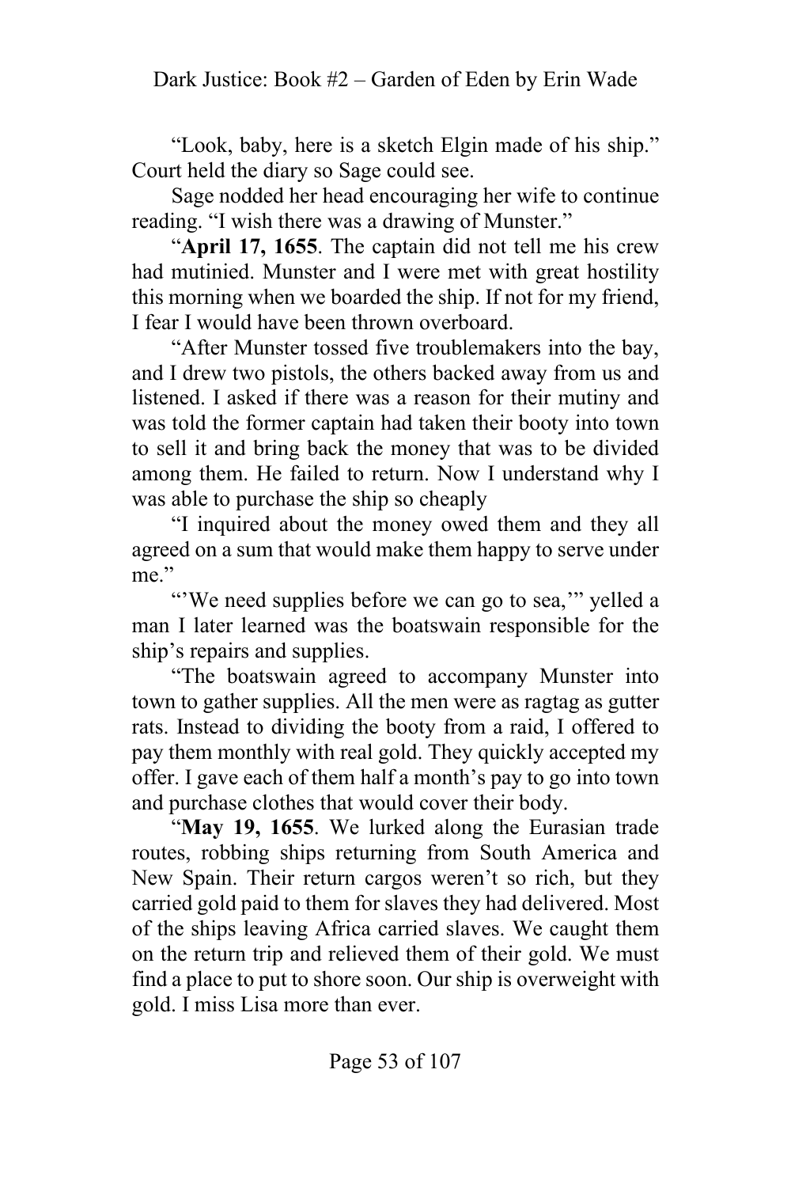"Look, baby, here is a sketch Elgin made of his ship." Court held the diary so Sage could see.

Sage nodded her head encouraging her wife to continue reading. "I wish there was a drawing of Munster."

"**April 17, 1655**. The captain did not tell me his crew had mutinied. Munster and I were met with great hostility this morning when we boarded the ship. If not for my friend, I fear I would have been thrown overboard.

"After Munster tossed five troublemakers into the bay, and I drew two pistols, the others backed away from us and listened. I asked if there was a reason for their mutiny and was told the former captain had taken their booty into town to sell it and bring back the money that was to be divided among them. He failed to return. Now I understand why I was able to purchase the ship so cheaply

"I inquired about the money owed them and they all agreed on a sum that would make them happy to serve under me."

"'We need supplies before we can go to sea,'" yelled a man I later learned was the boatswain responsible for the ship's repairs and supplies.

"The boatswain agreed to accompany Munster into town to gather supplies. All the men were as ragtag as gutter rats. Instead to dividing the booty from a raid, I offered to pay them monthly with real gold. They quickly accepted my offer. I gave each of them half a month's pay to go into town and purchase clothes that would cover their body.

"**May 19, 1655**. We lurked along the Eurasian trade routes, robbing ships returning from South America and New Spain. Their return cargos weren't so rich, but they carried gold paid to them for slaves they had delivered. Most of the ships leaving Africa carried slaves. We caught them on the return trip and relieved them of their gold. We must find a place to put to shore soon. Our ship is overweight with gold. I miss Lisa more than ever.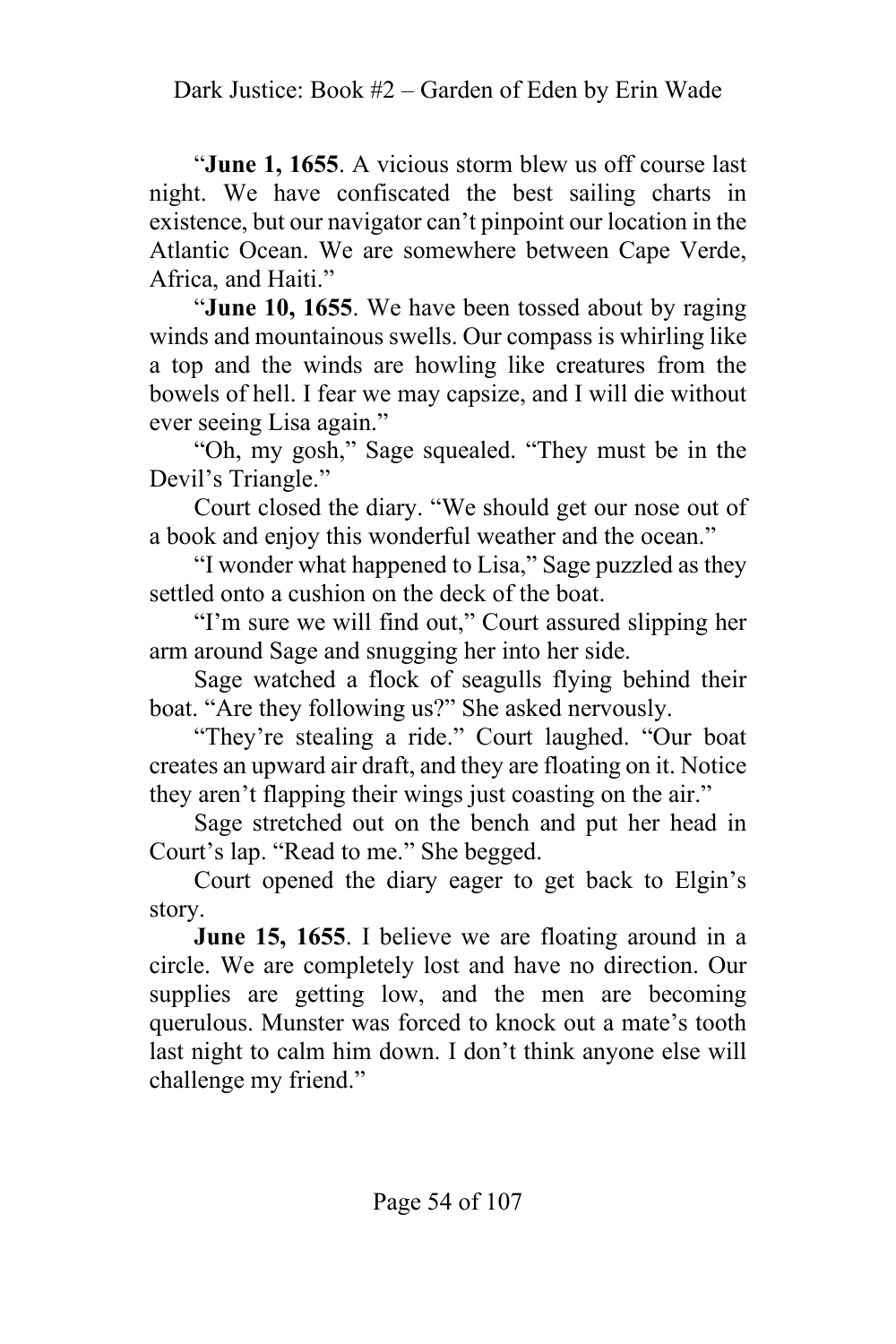"**June 1, 1655**. A vicious storm blew us off course last night. We have confiscated the best sailing charts in existence, but our navigator can't pinpoint our location in the Atlantic Ocean. We are somewhere between Cape Verde, Africa, and Haiti."

"**June 10, 1655**. We have been tossed about by raging winds and mountainous swells. Our compass is whirling like a top and the winds are howling like creatures from the bowels of hell. I fear we may capsize, and I will die without ever seeing Lisa again."

"Oh, my gosh," Sage squealed. "They must be in the Devil's Triangle."

Court closed the diary. "We should get our nose out of a book and enjoy this wonderful weather and the ocean."

"I wonder what happened to Lisa," Sage puzzled as they settled onto a cushion on the deck of the boat.

"I'm sure we will find out," Court assured slipping her arm around Sage and snugging her into her side.

Sage watched a flock of seagulls flying behind their boat. "Are they following us?" She asked nervously.

"They're stealing a ride." Court laughed. "Our boat creates an upward air draft, and they are floating on it. Notice they aren't flapping their wings just coasting on the air."

Sage stretched out on the bench and put her head in Court's lap. "Read to me." She begged.

Court opened the diary eager to get back to Elgin's story.

**June 15, 1655**. I believe we are floating around in a circle. We are completely lost and have no direction. Our supplies are getting low, and the men are becoming querulous. Munster was forced to knock out a mate's tooth last night to calm him down. I don't think anyone else will challenge my friend."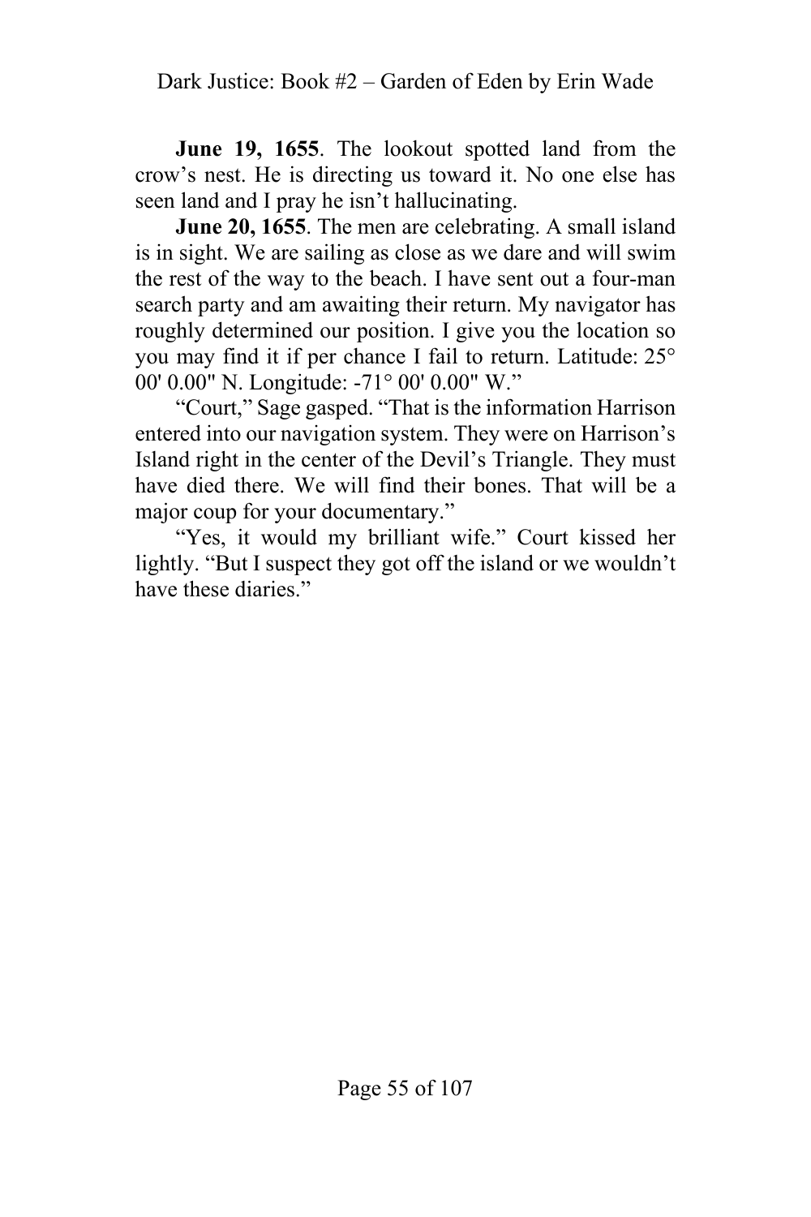**June 19, 1655**. The lookout spotted land from the crow's nest. He is directing us toward it. No one else has seen land and I pray he isn't hallucinating.

**June 20, 1655**. The men are celebrating. A small island is in sight. We are sailing as close as we dare and will swim the rest of the way to the beach. I have sent out a four-man search party and am awaiting their return. My navigator has roughly determined our position. I give you the location so you may find it if per chance I fail to return. Latitude: 25° 00' 0.00" N. Longitude: -71° 00' 0.00" W."

"Court," Sage gasped. "That is the information Harrison entered into our navigation system. They were on Harrison's Island right in the center of the Devil's Triangle. They must have died there. We will find their bones. That will be a major coup for your documentary."

"Yes, it would my brilliant wife." Court kissed her lightly. "But I suspect they got off the island or we wouldn't have these diaries."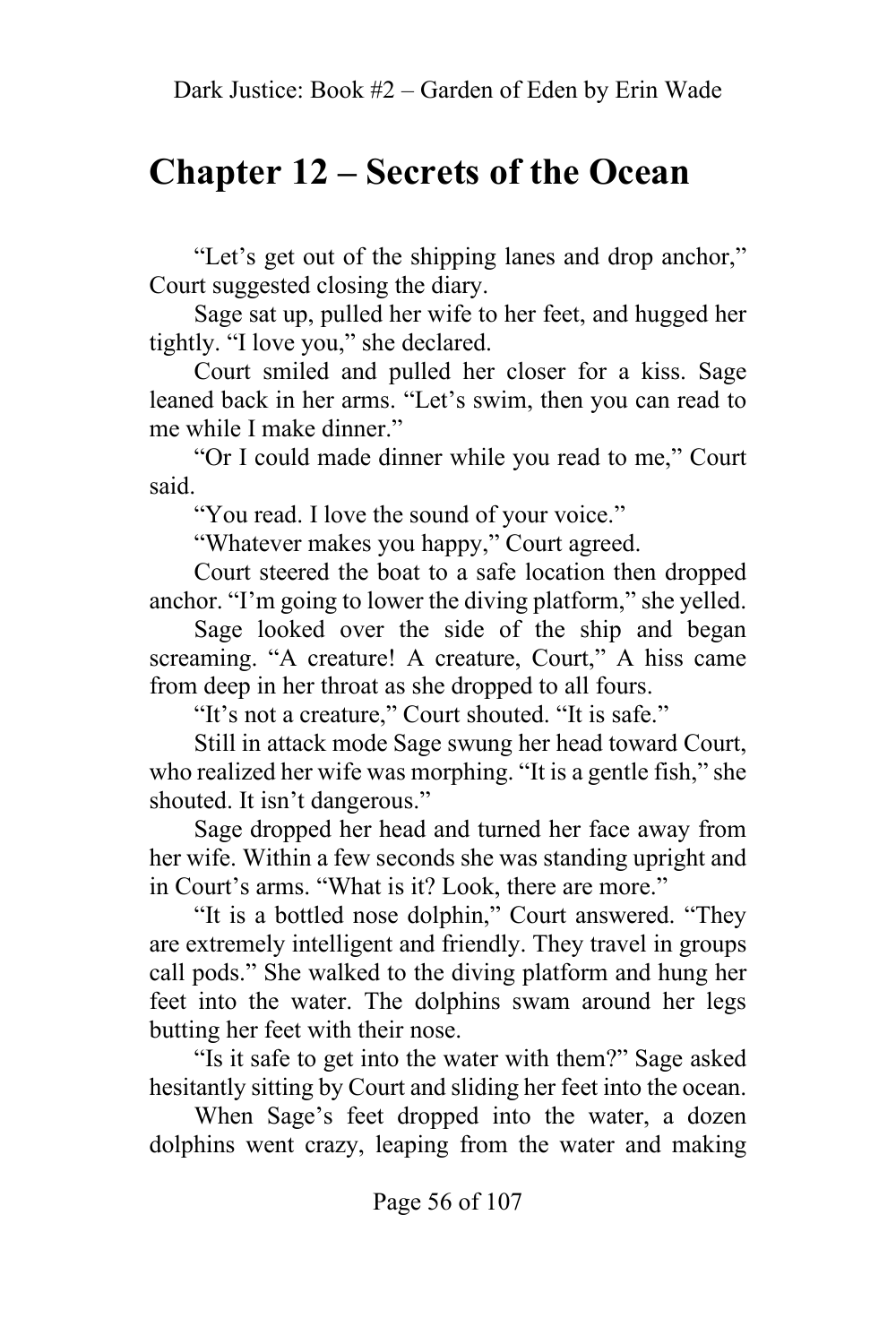# Chapter 12 – Secrets of the Ocean

"Let's get out of the shipping lanes and drop anchor," Court suggested closing the diary.

Sage sat up, pulled her wife to her feet, and hugged her tightly. "I love you," she declared.

Court smiled and pulled her closer for a kiss. Sage leaned back in her arms. "Let's swim, then you can read to me while I make dinner."

"Or I could made dinner while you read to me," Court said.

"You read. I love the sound of your voice."

"Whatever makes you happy," Court agreed.

Court steered the boat to a safe location then dropped anchor. "I'm going to lower the diving platform," she yelled.

Sage looked over the side of the ship and began screaming. "A creature! A creature, Court," A hiss came from deep in her throat as she dropped to all fours.

"It's not a creature," Court shouted. "It is safe."

Still in attack mode Sage swung her head toward Court, who realized her wife was morphing. "It is a gentle fish," she shouted. It isn't dangerous."

Sage dropped her head and turned her face away from her wife. Within a few seconds she was standing upright and in Court's arms. "What is it? Look, there are more."

"It is a bottled nose dolphin," Court answered. "They are extremely intelligent and friendly. They travel in groups call pods." She walked to the diving platform and hung her feet into the water. The dolphins swam around her legs butting her feet with their nose.

"Is it safe to get into the water with them?" Sage asked hesitantly sitting by Court and sliding her feet into the ocean.

When Sage's feet dropped into the water, a dozen dolphins went crazy, leaping from the water and making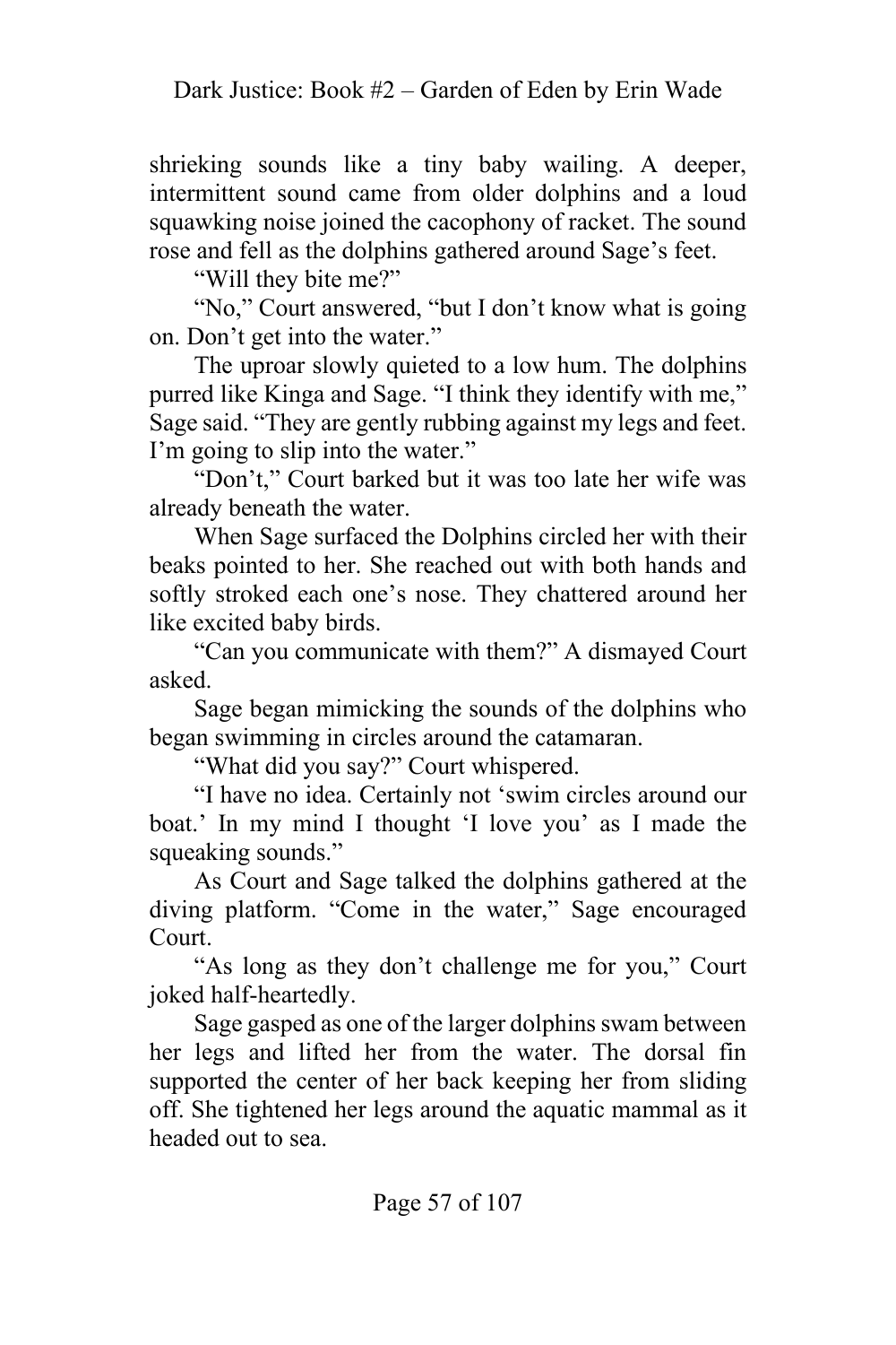shrieking sounds like a tiny baby wailing. A deeper, intermittent sound came from older dolphins and a loud squawking noise joined the cacophony of racket. The sound rose and fell as the dolphins gathered around Sage's feet.

"Will they bite me?"

"No," Court answered, "but I don't know what is going on. Don't get into the water."

The uproar slowly quieted to a low hum. The dolphins purred like Kinga and Sage. "I think they identify with me," Sage said. "They are gently rubbing against my legs and feet. I'm going to slip into the water."

"Don't," Court barked but it was too late her wife was already beneath the water.

When Sage surfaced the Dolphins circled her with their beaks pointed to her. She reached out with both hands and softly stroked each one's nose. They chattered around her like excited baby birds.

"Can you communicate with them?" A dismayed Court asked.

Sage began mimicking the sounds of the dolphins who began swimming in circles around the catamaran.

"What did you say?" Court whispered.

"I have no idea. Certainly not 'swim circles around our boat.' In my mind I thought 'I love you' as I made the squeaking sounds."

As Court and Sage talked the dolphins gathered at the diving platform. "Come in the water," Sage encouraged Court.

"As long as they don't challenge me for you," Court joked half-heartedly.

Sage gasped as one of the larger dolphins swam between her legs and lifted her from the water. The dorsal fin supported the center of her back keeping her from sliding off. She tightened her legs around the aquatic mammal as it headed out to sea.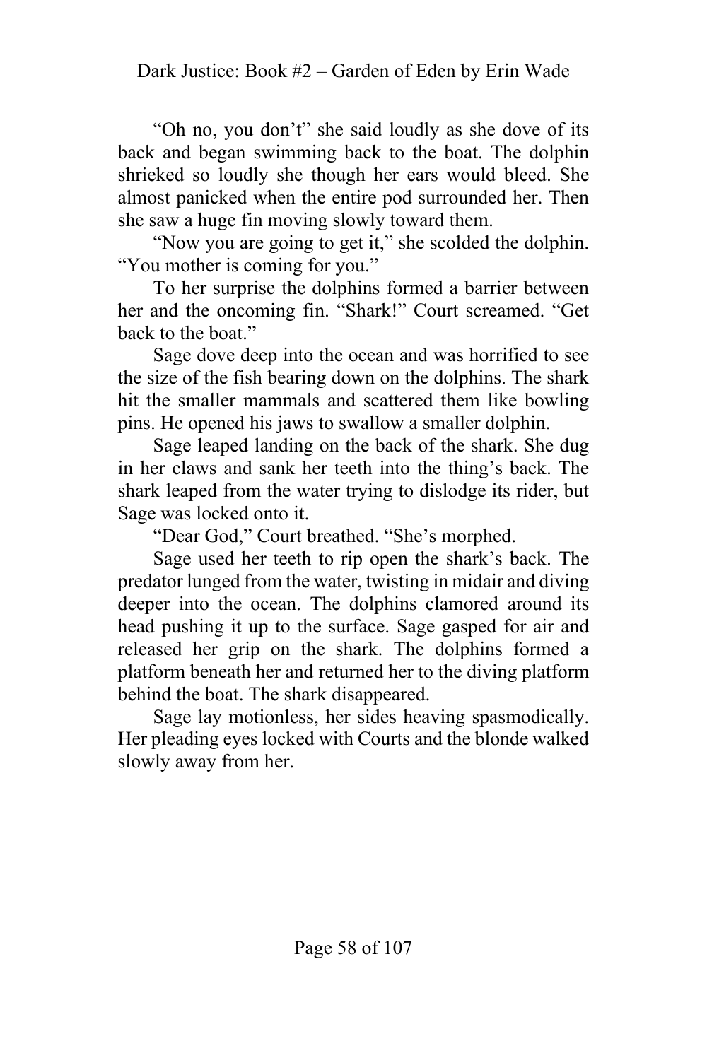"Oh no, you don't" she said loudly as she dove of its back and began swimming back to the boat. The dolphin shrieked so loudly she though her ears would bleed. She almost panicked when the entire pod surrounded her. Then she saw a huge fin moving slowly toward them.

"Now you are going to get it," she scolded the dolphin. "You mother is coming for you."

To her surprise the dolphins formed a barrier between her and the oncoming fin. "Shark!" Court screamed. "Get back to the boat."

Sage dove deep into the ocean and was horrified to see the size of the fish bearing down on the dolphins. The shark hit the smaller mammals and scattered them like bowling pins. He opened his jaws to swallow a smaller dolphin.

Sage leaped landing on the back of the shark. She dug in her claws and sank her teeth into the thing's back. The shark leaped from the water trying to dislodge its rider, but Sage was locked onto it.

"Dear God," Court breathed. "She's morphed.

Sage used her teeth to rip open the shark's back. The predator lunged from the water, twisting in midair and diving deeper into the ocean. The dolphins clamored around its head pushing it up to the surface. Sage gasped for air and released her grip on the shark. The dolphins formed a platform beneath her and returned her to the diving platform behind the boat. The shark disappeared.

Sage lay motionless, her sides heaving spasmodically. Her pleading eyes locked with Courts and the blonde walked slowly away from her.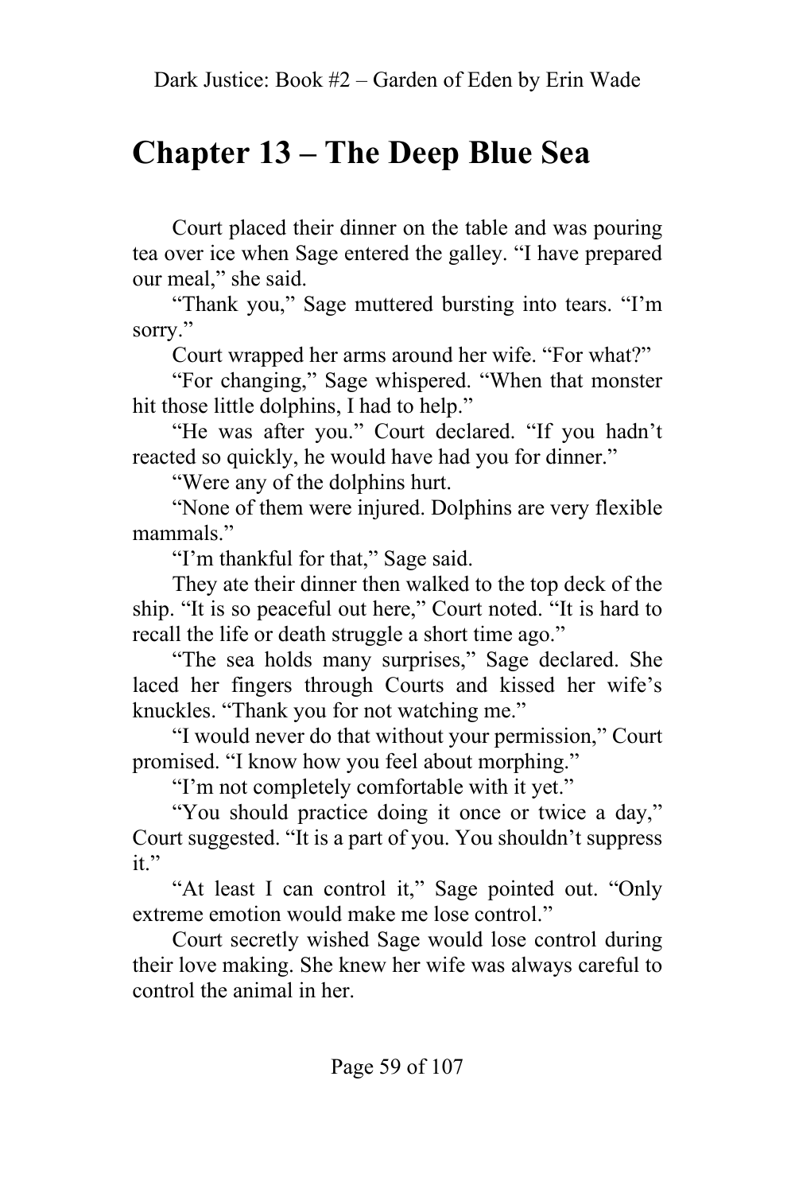# Chapter 13 – The Deep Blue Sea

Court placed their dinner on the table and was pouring tea over ice when Sage entered the galley. "I have prepared our meal," she said.

"Thank you," Sage muttered bursting into tears. "I'm sorry."

Court wrapped her arms around her wife. "For what?"

"For changing," Sage whispered. "When that monster hit those little dolphins, I had to help."

"He was after you." Court declared. "If you hadn't reacted so quickly, he would have had you for dinner."

"Were any of the dolphins hurt.

"None of them were injured. Dolphins are very flexible mammals."

"I'm thankful for that," Sage said.

They ate their dinner then walked to the top deck of the ship. "It is so peaceful out here," Court noted. "It is hard to recall the life or death struggle a short time ago."

"The sea holds many surprises," Sage declared. She laced her fingers through Courts and kissed her wife's knuckles. "Thank you for not watching me."

"I would never do that without your permission," Court promised. "I know how you feel about morphing."

"I'm not completely comfortable with it yet."

"You should practice doing it once or twice a day," Court suggested. "It is a part of you. You shouldn't suppress it."

"At least I can control it," Sage pointed out. "Only extreme emotion would make me lose control."

Court secretly wished Sage would lose control during their love making. She knew her wife was always careful to control the animal in her.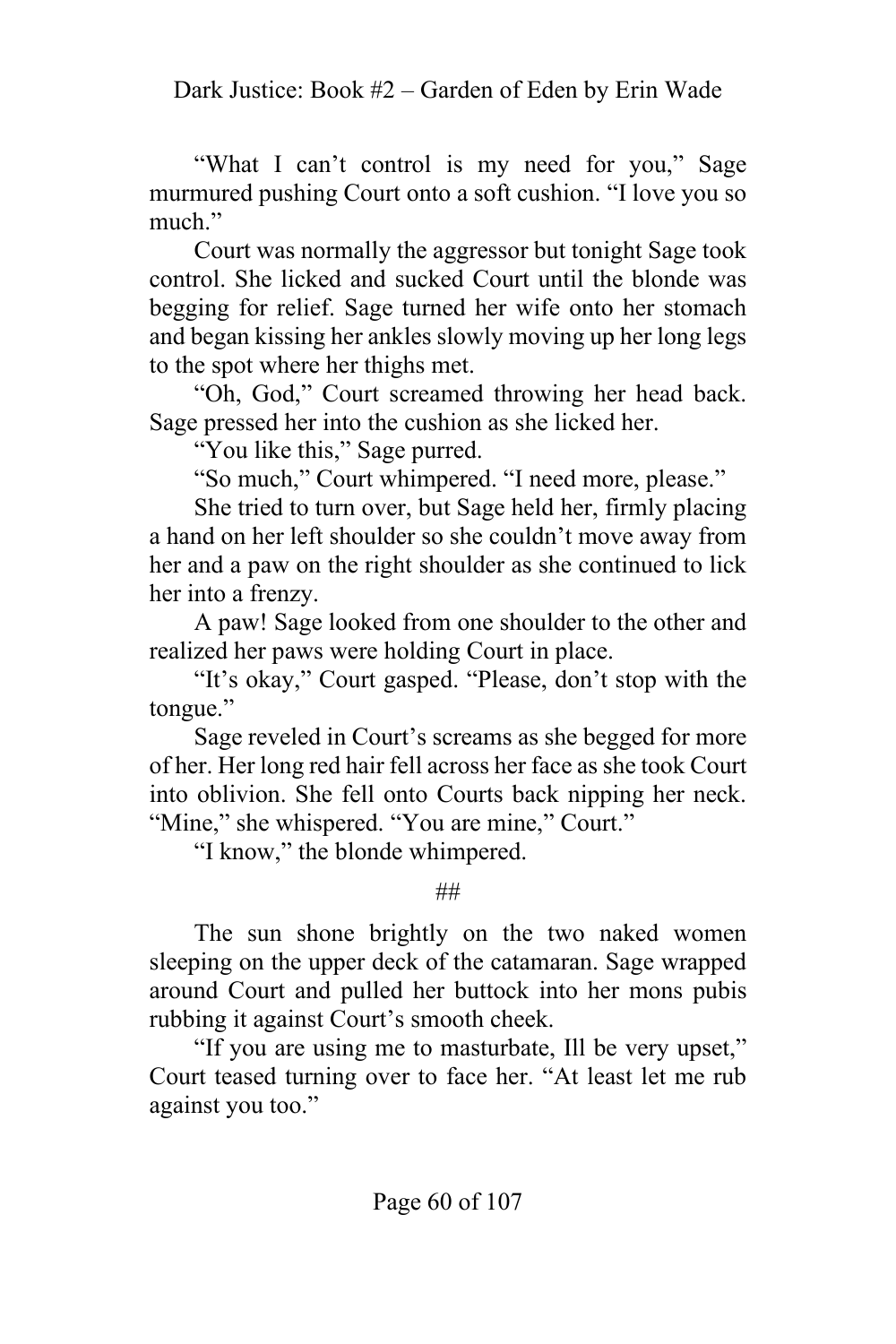"What I can't control is my need for you," Sage murmured pushing Court onto a soft cushion. "I love you so much."

Court was normally the aggressor but tonight Sage took control. She licked and sucked Court until the blonde was begging for relief. Sage turned her wife onto her stomach and began kissing her ankles slowly moving up her long legs to the spot where her thighs met.

"Oh, God," Court screamed throwing her head back. Sage pressed her into the cushion as she licked her.

"You like this," Sage purred.

"So much," Court whimpered. "I need more, please."

She tried to turn over, but Sage held her, firmly placing a hand on her left shoulder so she couldn't move away from her and a paw on the right shoulder as she continued to lick her into a frenzy.

A paw! Sage looked from one shoulder to the other and realized her paws were holding Court in place.

"It's okay," Court gasped. "Please, don't stop with the tongue."

Sage reveled in Court's screams as she begged for more of her. Her long red hair fell across her face as she took Court into oblivion. She fell onto Courts back nipping her neck. "Mine," she whispered. "You are mine," Court."

"I know," the blonde whimpered.

##

The sun shone brightly on the two naked women sleeping on the upper deck of the catamaran. Sage wrapped around Court and pulled her buttock into her mons pubis rubbing it against Court's smooth cheek.

"If you are using me to masturbate, Ill be very upset," Court teased turning over to face her. "At least let me rub against you too."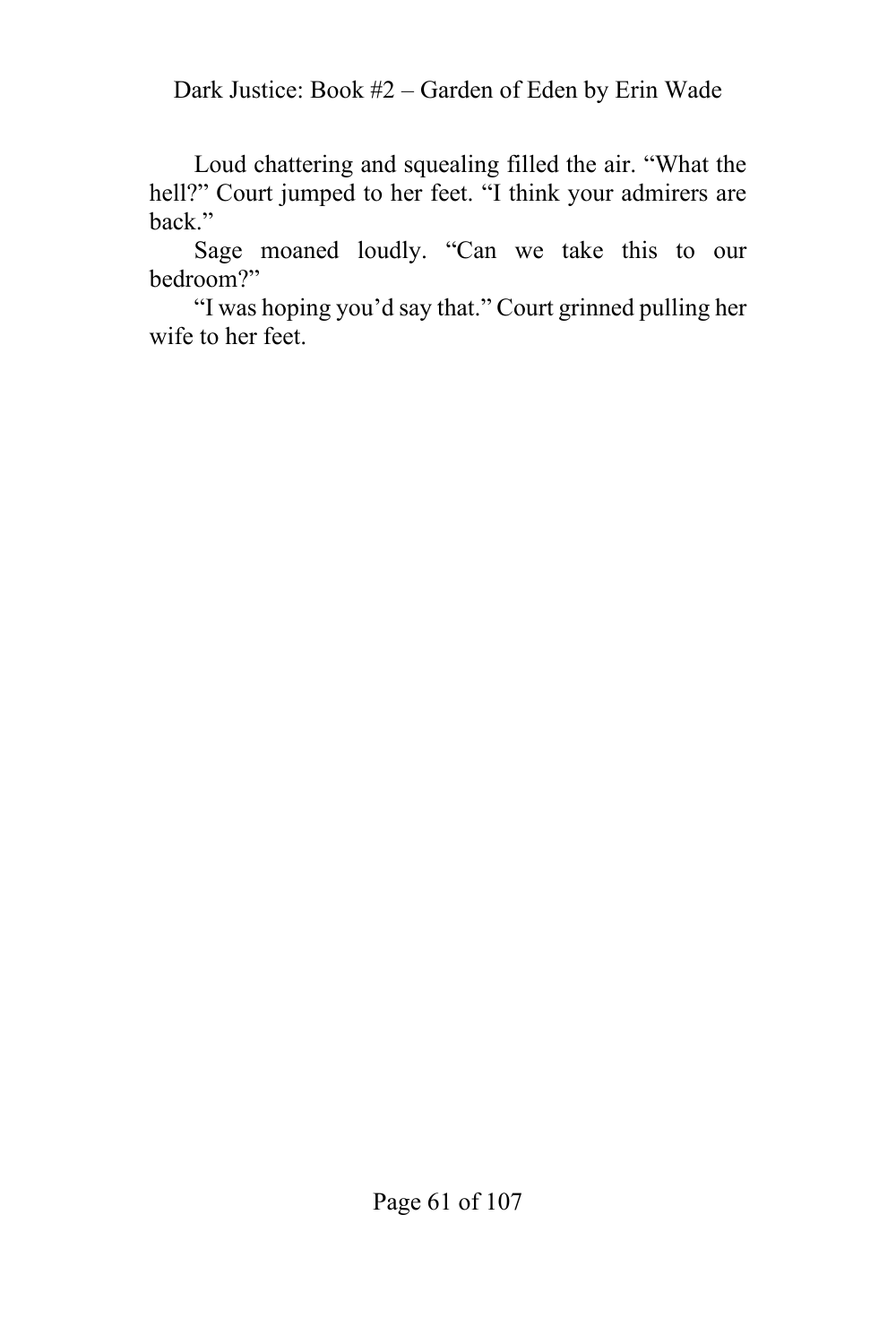Loud chattering and squealing filled the air. “What the hell?” Court jumped to her feet. “I think your admirers are back.”

Sage moaned loudly. “Can we take this to our bedroom?”

“I was hoping you’d say that.” Court grinned pulling her wife to her feet.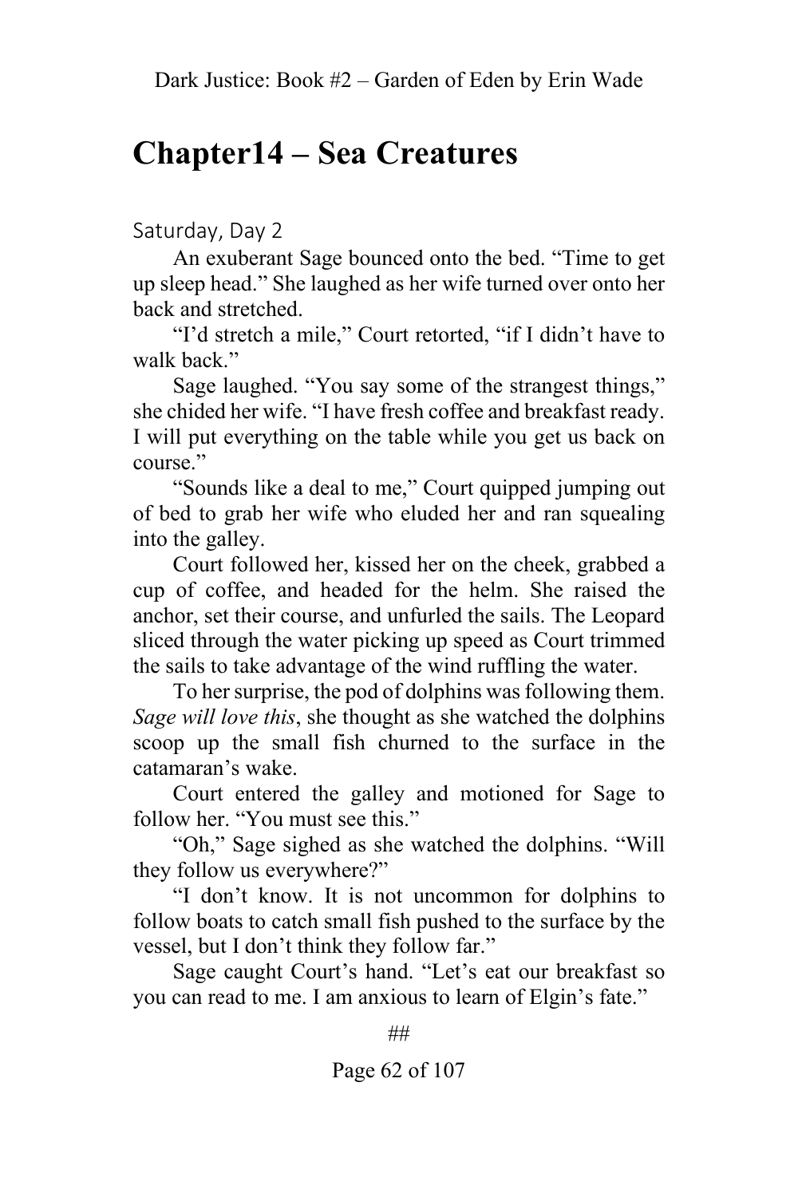# Chapter14 – Sea Creatures

Saturday, Day 2

An exuberant Sage bounced onto the bed. "Time to get up sleep head." She laughed as her wife turned over onto her back and stretched.

"I'd stretch a mile," Court retorted, "if I didn't have to walk back."

Sage laughed. "You say some of the strangest things," she chided her wife. "I have fresh coffee and breakfast ready. I will put everything on the table while you get us back on course."

"Sounds like a deal to me," Court quipped jumping out of bed to grab her wife who eluded her and ran squealing into the galley.

Court followed her, kissed her on the cheek, grabbed a cup of coffee, and headed for the helm. She raised the anchor, set their course, and unfurled the sails. The Leopard sliced through the water picking up speed as Court trimmed the sails to take advantage of the wind ruffling the water.

To her surprise, the pod of dolphins was following them. *Sage will love this*, she thought as she watched the dolphins scoop up the small fish churned to the surface in the catamaran's wake.

Court entered the galley and motioned for Sage to follow her. "You must see this."

"Oh," Sage sighed as she watched the dolphins. "Will they follow us everywhere?"

"I don't know. It is not uncommon for dolphins to follow boats to catch small fish pushed to the surface by the vessel, but I don't think they follow far."

Sage caught Court's hand. "Let's eat our breakfast so you can read to me. I am anxious to learn of Elgin's fate."

##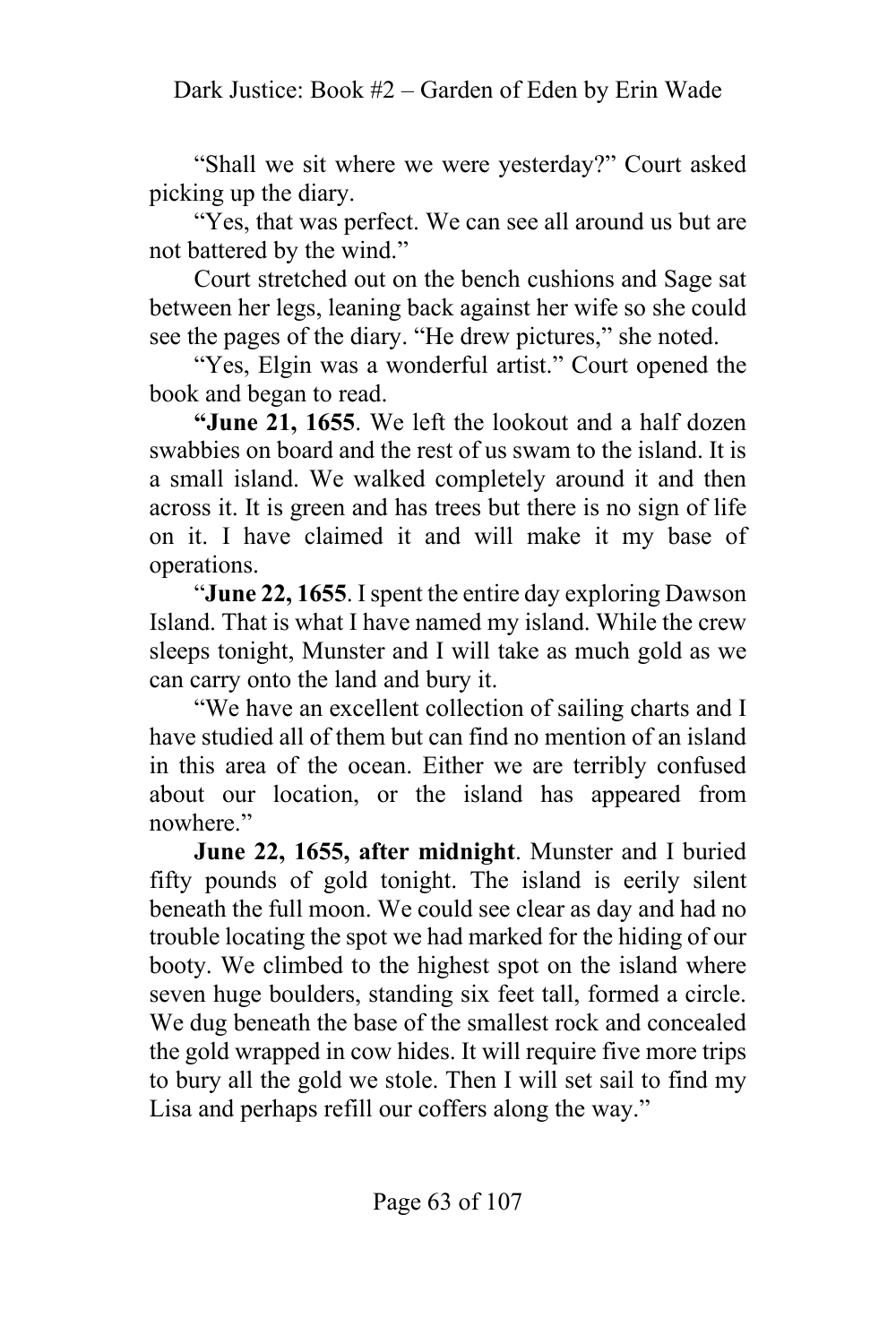"Shall we sit where we were yesterday?" Court asked picking up the diary.

"Yes, that was perfect. We can see all around us but are not battered by the wind."

Court stretched out on the bench cushions and Sage sat between her legs, leaning back against her wife so she could see the pages of the diary. "He drew pictures," she noted.

"Yes, Elgin was a wonderful artist." Court opened the book and began to read.

**"June 21, 1655**. We left the lookout and a half dozen swabbies on board and the rest of us swam to the island. It is a small island. We walked completely around it and then across it. It is green and has trees but there is no sign of life on it. I have claimed it and will make it my base of operations.

"**June 22, 1655**. I spent the entire day exploring Dawson Island. That is what I have named my island. While the crew sleeps tonight, Munster and I will take as much gold as we can carry onto the land and bury it.

"We have an excellent collection of sailing charts and I have studied all of them but can find no mention of an island in this area of the ocean. Either we are terribly confused about our location, or the island has appeared from nowhere."

**June 22, 1655, after midnight**. Munster and I buried fifty pounds of gold tonight. The island is eerily silent beneath the full moon. We could see clear as day and had no trouble locating the spot we had marked for the hiding of our booty. We climbed to the highest spot on the island where seven huge boulders, standing six feet tall, formed a circle. We dug beneath the base of the smallest rock and concealed the gold wrapped in cow hides. It will require five more trips to bury all the gold we stole. Then I will set sail to find my Lisa and perhaps refill our coffers along the way."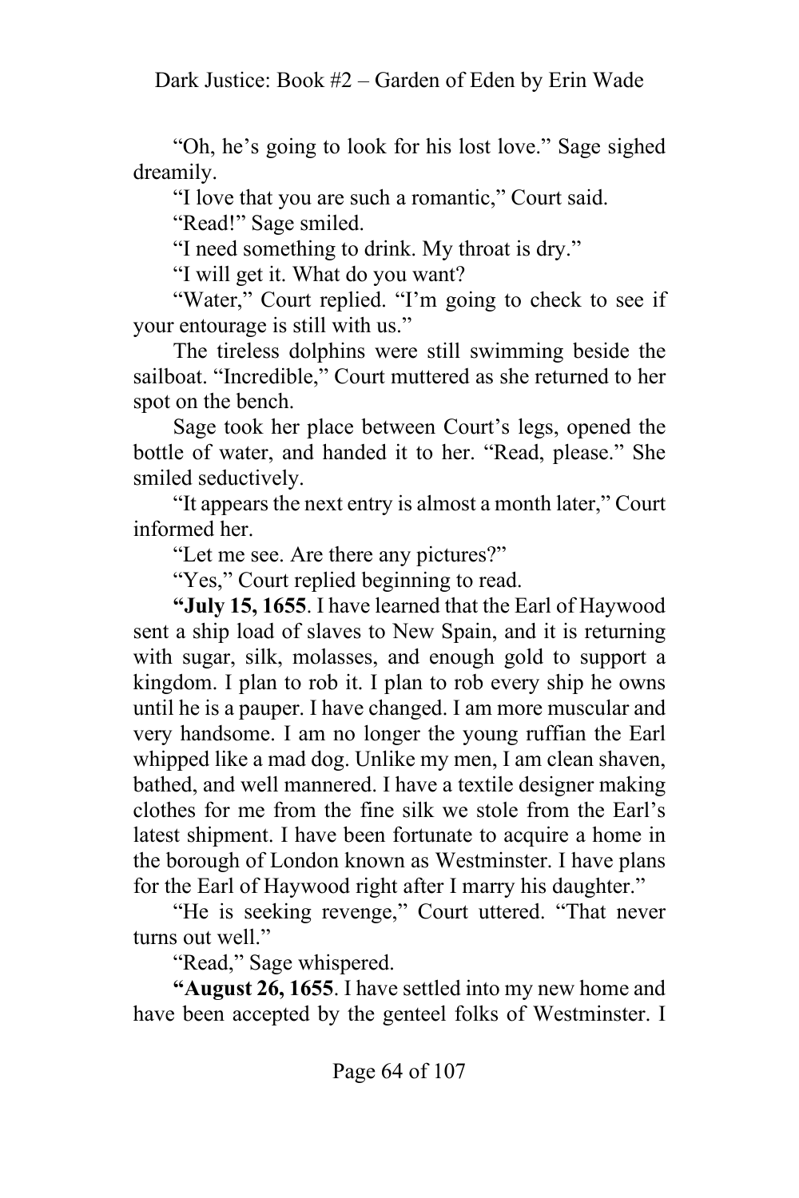"Oh, he's going to look for his lost love." Sage sighed dreamily.

"I love that you are such a romantic," Court said.

"Read!" Sage smiled.

"I need something to drink. My throat is dry."

"I will get it. What do you want?

"Water," Court replied. "I'm going to check to see if your entourage is still with us."

The tireless dolphins were still swimming beside the sailboat. "Incredible," Court muttered as she returned to her spot on the bench.

Sage took her place between Court's legs, opened the bottle of water, and handed it to her. "Read, please." She smiled seductively.

"It appears the next entry is almost a month later," Court informed her.

"Let me see. Are there any pictures?"

"Yes," Court replied beginning to read.

**"July 15, 1655**. I have learned that the Earl of Haywood sent a ship load of slaves to New Spain, and it is returning with sugar, silk, molasses, and enough gold to support a kingdom. I plan to rob it. I plan to rob every ship he owns until he is a pauper. I have changed. I am more muscular and very handsome. I am no longer the young ruffian the Earl whipped like a mad dog. Unlike my men, I am clean shaven, bathed, and well mannered. I have a textile designer making clothes for me from the fine silk we stole from the Earl's latest shipment. I have been fortunate to acquire a home in the borough of London known as Westminster. I have plans for the Earl of Haywood right after I marry his daughter."

"He is seeking revenge," Court uttered. "That never turns out well."

"Read," Sage whispered.

**"August 26, 1655**. I have settled into my new home and have been accepted by the genteel folks of Westminster. I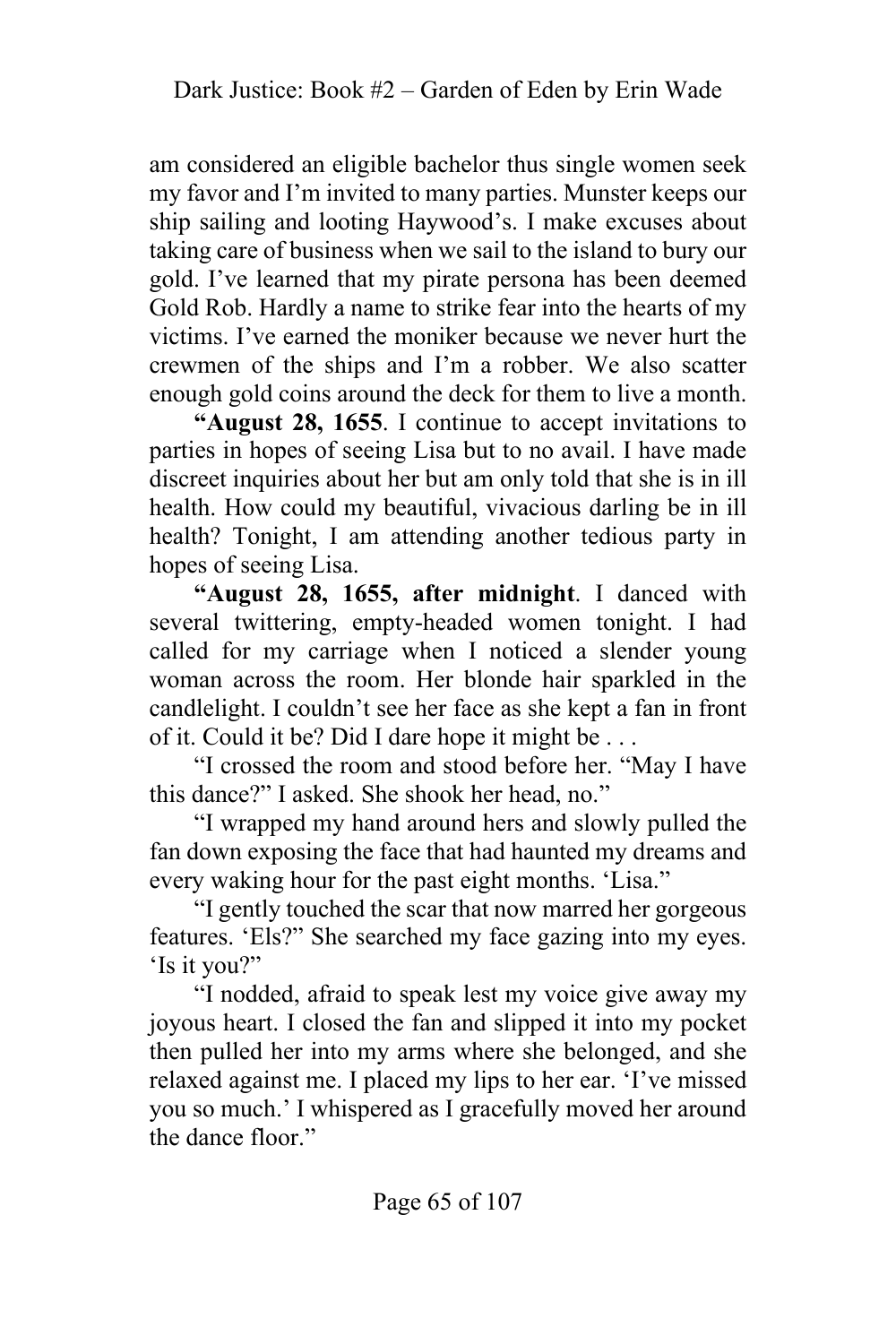am considered an eligible bachelor thus single women seek my favor and I'm invited to many parties. Munster keeps our ship sailing and looting Haywood's. I make excuses about taking care of business when we sail to the island to bury our gold. I've learned that my pirate persona has been deemed Gold Rob. Hardly a name to strike fear into the hearts of my victims. I've earned the moniker because we never hurt the crewmen of the ships and I'm a robber. We also scatter enough gold coins around the deck for them to live a month.

**"August 28, 1655**. I continue to accept invitations to parties in hopes of seeing Lisa but to no avail. I have made discreet inquiries about her but am only told that she is in ill health. How could my beautiful, vivacious darling be in ill health? Tonight, I am attending another tedious party in hopes of seeing Lisa.

**"August 28, 1655, after midnight**. I danced with several twittering, empty-headed women tonight. I had called for my carriage when I noticed a slender young woman across the room. Her blonde hair sparkled in the candlelight. I couldn't see her face as she kept a fan in front of it. Could it be? Did I dare hope it might be . . .

"I crossed the room and stood before her. "May I have this dance?" I asked. She shook her head, no."

"I wrapped my hand around hers and slowly pulled the fan down exposing the face that had haunted my dreams and every waking hour for the past eight months. 'Lisa."

"I gently touched the scar that now marred her gorgeous features. 'Els?" She searched my face gazing into my eyes. 'Is it you?"

"I nodded, afraid to speak lest my voice give away my joyous heart. I closed the fan and slipped it into my pocket then pulled her into my arms where she belonged, and she relaxed against me. I placed my lips to her ear. 'I've missed you so much.' I whispered as I gracefully moved her around the dance floor."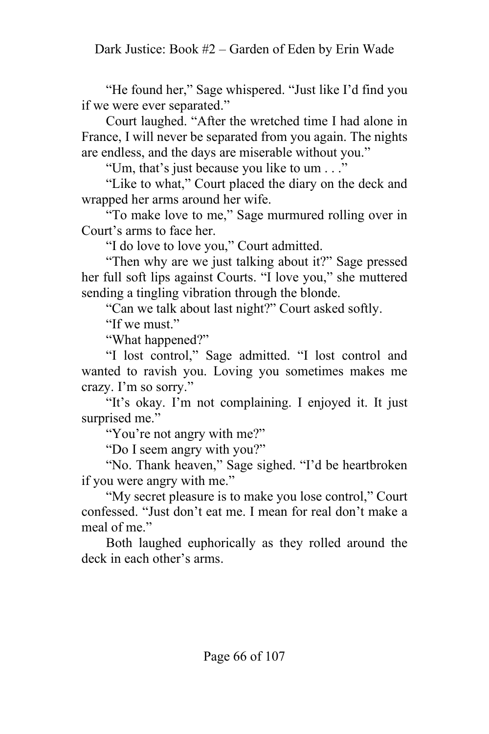"He found her," Sage whispered. "Just like I'd find you if we were ever separated."

Court laughed. "After the wretched time I had alone in France, I will never be separated from you again. The nights are endless, and the days are miserable without you."

"Um, that's just because you like to um . . ."

"Like to what," Court placed the diary on the deck and wrapped her arms around her wife.

"To make love to me," Sage murmured rolling over in Court's arms to face her.

"I do love to love you," Court admitted.

"Then why are we just talking about it?" Sage pressed her full soft lips against Courts. "I love you," she muttered sending a tingling vibration through the blonde.

"Can we talk about last night?" Court asked softly.

"If we must."

"What happened?"

"I lost control," Sage admitted. "I lost control and wanted to ravish you. Loving you sometimes makes me crazy. I'm so sorry."

"It's okay. I'm not complaining. I enjoyed it. It just surprised me."

"You're not angry with me?"

"Do I seem angry with you?"

"No. Thank heaven," Sage sighed. "I'd be heartbroken if you were angry with me."

"My secret pleasure is to make you lose control," Court confessed. "Just don't eat me. I mean for real don't make a meal of me."

Both laughed euphorically as they rolled around the deck in each other's arms.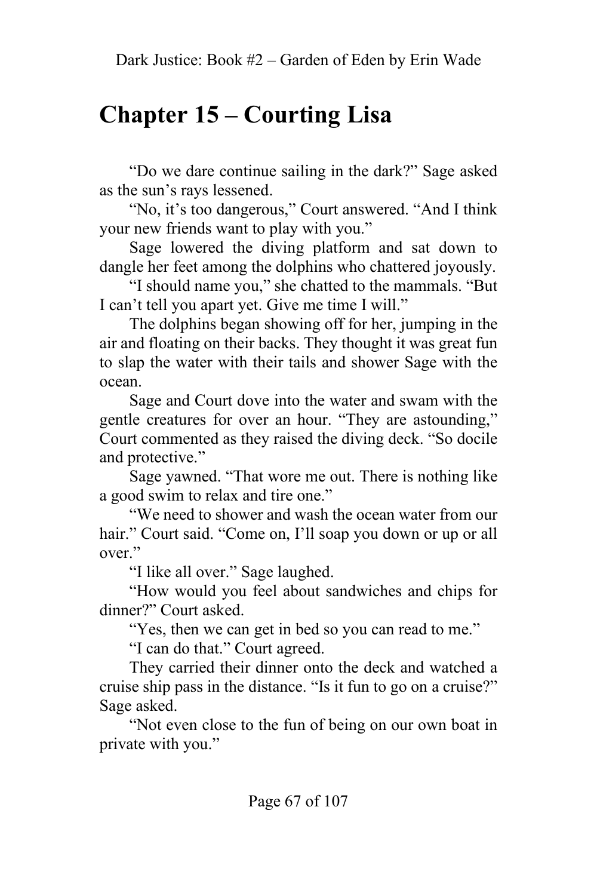## Chapter 15 – Courting Lisa

"Do we dare continue sailing in the dark?" Sage asked as the sun's rays lessened.

"No, it's too dangerous," Court answered. "And I think your new friends want to play with you."

Sage lowered the diving platform and sat down to dangle her feet among the dolphins who chattered joyously.

"I should name you," she chatted to the mammals. "But I can't tell you apart yet. Give me time I will."

The dolphins began showing off for her, jumping in the air and floating on their backs. They thought it was great fun to slap the water with their tails and shower Sage with the ocean.

Sage and Court dove into the water and swam with the gentle creatures for over an hour. "They are astounding," Court commented as they raised the diving deck. "So docile and protective."

Sage yawned. "That wore me out. There is nothing like a good swim to relax and tire one."

"We need to shower and wash the ocean water from our hair." Court said. "Come on, I'll soap you down or up or all over."

"I like all over." Sage laughed.

"How would you feel about sandwiches and chips for dinner?" Court asked.

"Yes, then we can get in bed so you can read to me."

"I can do that." Court agreed.

They carried their dinner onto the deck and watched a cruise ship pass in the distance. "Is it fun to go on a cruise?" Sage asked.

"Not even close to the fun of being on our own boat in private with you."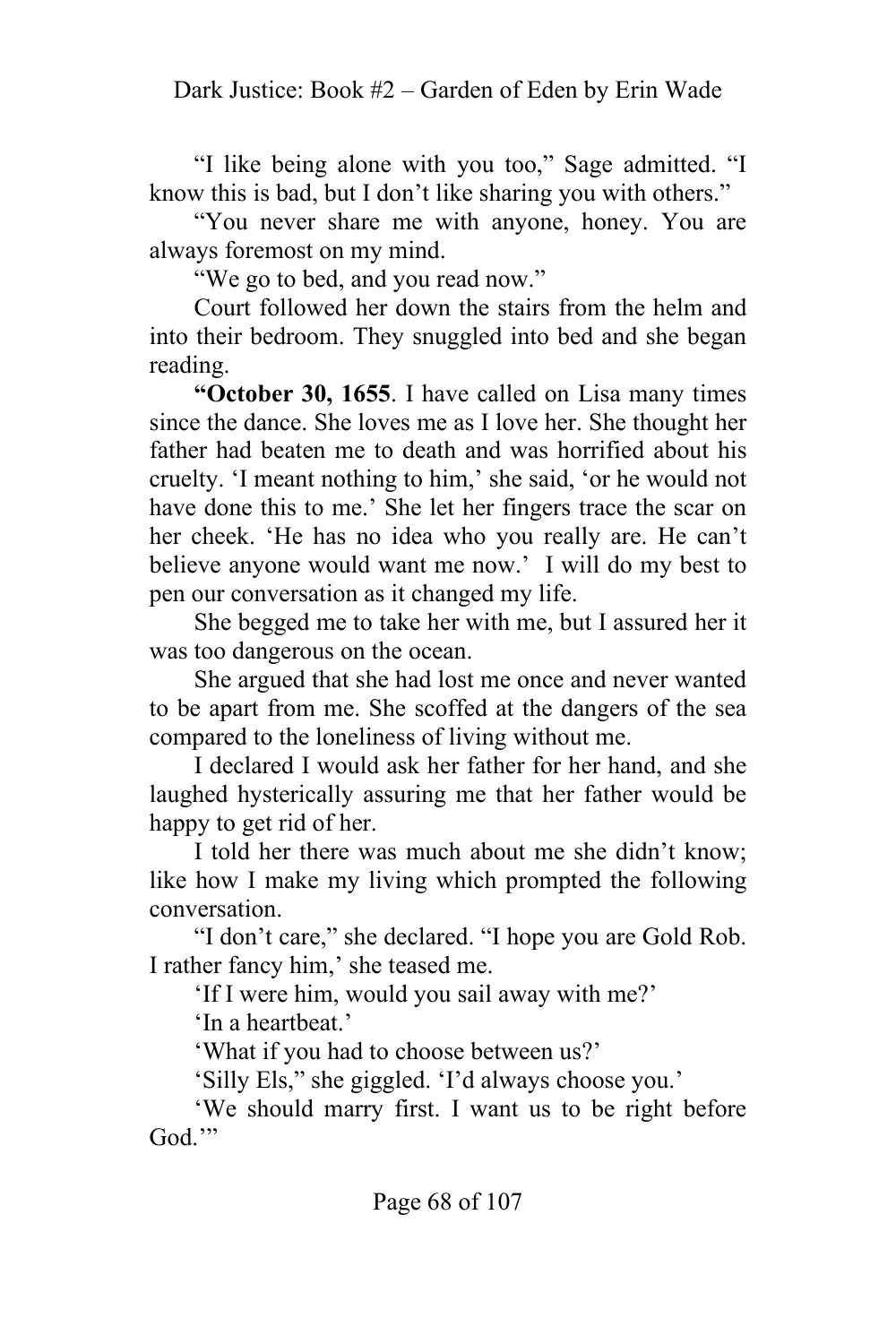"I like being alone with you too," Sage admitted. "I know this is bad, but I don't like sharing you with others."

"You never share me with anyone, honey. You are always foremost on my mind.

"We go to bed, and you read now."

Court followed her down the stairs from the helm and into their bedroom. They snuggled into bed and she began reading.

**"October 30, 1655**. I have called on Lisa many times since the dance. She loves me as I love her. She thought her father had beaten me to death and was horrified about his cruelty. 'I meant nothing to him,' she said, 'or he would not have done this to me.' She let her fingers trace the scar on her cheek. 'He has no idea who you really are. He can't believe anyone would want me now.' I will do my best to pen our conversation as it changed my life.

She begged me to take her with me, but I assured her it was too dangerous on the ocean.

She argued that she had lost me once and never wanted to be apart from me. She scoffed at the dangers of the sea compared to the loneliness of living without me.

I declared I would ask her father for her hand, and she laughed hysterically assuring me that her father would be happy to get rid of her.

I told her there was much about me she didn't know; like how I make my living which prompted the following conversation.

"I don't care," she declared. "I hope you are Gold Rob. I rather fancy him,' she teased me.

'If I were him, would you sail away with me?'

'In a heartbeat.'

'What if you had to choose between us?'

'Silly Els," she giggled. 'I'd always choose you.'

'We should marry first. I want us to be right before God.'"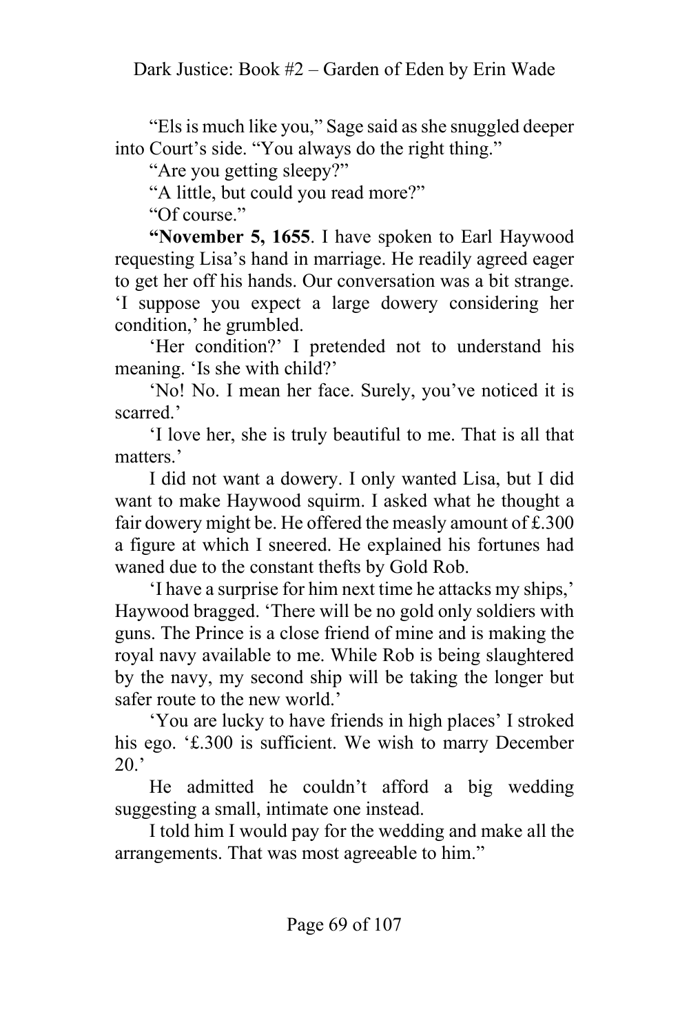"Els is much like you," Sage said as she snuggled deeper into Court's side. "You always do the right thing."

"Are you getting sleepy?"

"A little, but could you read more?"

"Of course."

**"November 5, 1655**. I have spoken to Earl Haywood requesting Lisa's hand in marriage. He readily agreed eager to get her off his hands. Our conversation was a bit strange. 'I suppose you expect a large dowery considering her condition,' he grumbled.

'Her condition?' I pretended not to understand his meaning. 'Is she with child?'

'No! No. I mean her face. Surely, you've noticed it is scarred.'

'I love her, she is truly beautiful to me. That is all that matters.'

I did not want a dowery. I only wanted Lisa, but I did want to make Haywood squirm. I asked what he thought a fair dowery might be. He offered the measly amount of £.300 a figure at which I sneered. He explained his fortunes had waned due to the constant thefts by Gold Rob.

'I have a surprise for him next time he attacks my ships,' Haywood bragged. 'There will be no gold only soldiers with guns. The Prince is a close friend of mine and is making the royal navy available to me. While Rob is being slaughtered by the navy, my second ship will be taking the longer but safer route to the new world.'

'You are lucky to have friends in high places' I stroked his ego. '£.300 is sufficient. We wish to marry December 20.'

He admitted he couldn't afford a big wedding suggesting a small, intimate one instead.

I told him I would pay for the wedding and make all the arrangements. That was most agreeable to him."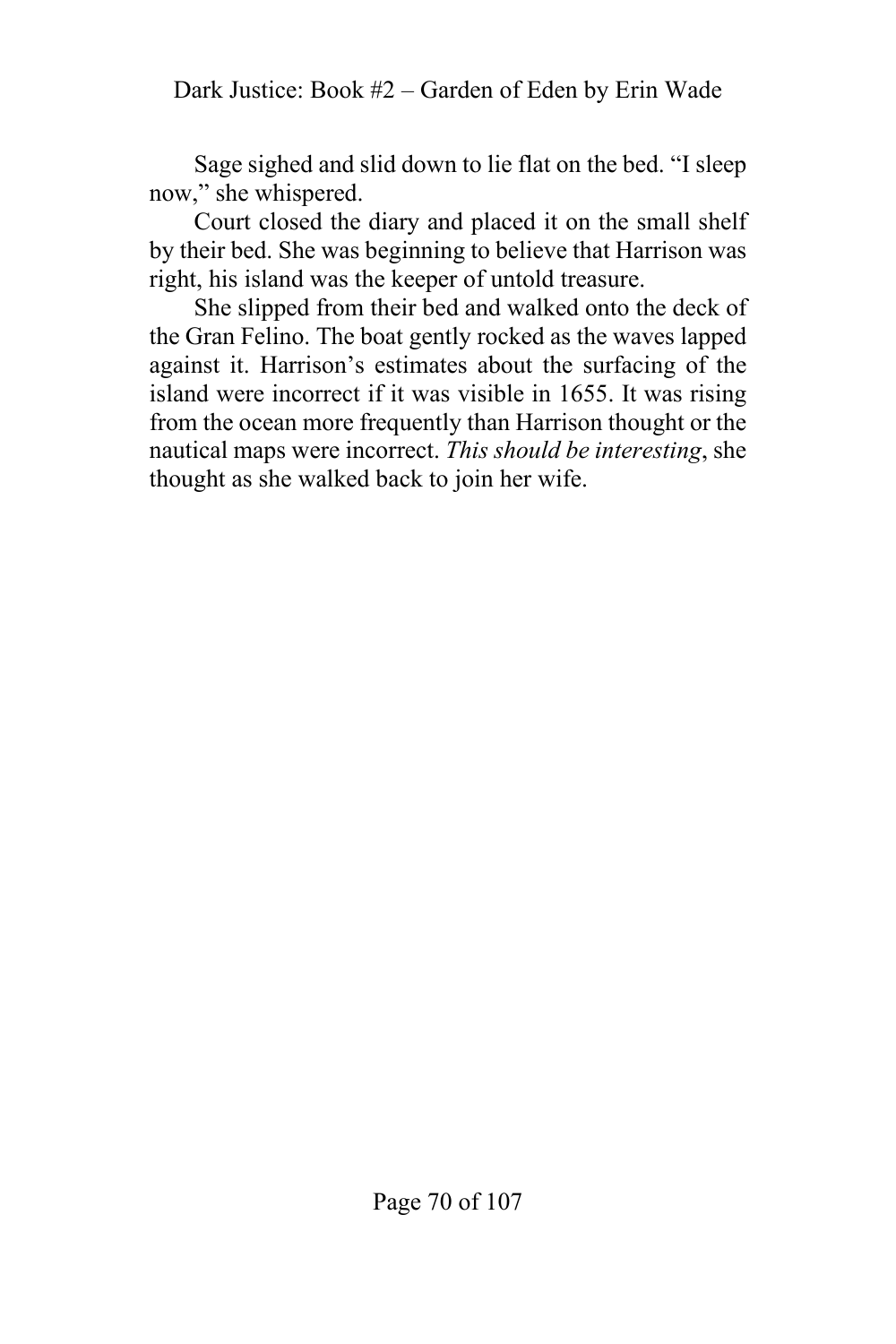Sage sighed and slid down to lie flat on the bed. "I sleep now," she whispered.

Court closed the diary and placed it on the small shelf by their bed. She was beginning to believe that Harrison was right, his island was the keeper of untold treasure.

She slipped from their bed and walked onto the deck of the Gran Felino. The boat gently rocked as the waves lapped against it. Harrison's estimates about the surfacing of the island were incorrect if it was visible in 1655. It was rising from the ocean more frequently than Harrison thought or the nautical maps were incorrect. *This should be interesting*, she thought as she walked back to join her wife.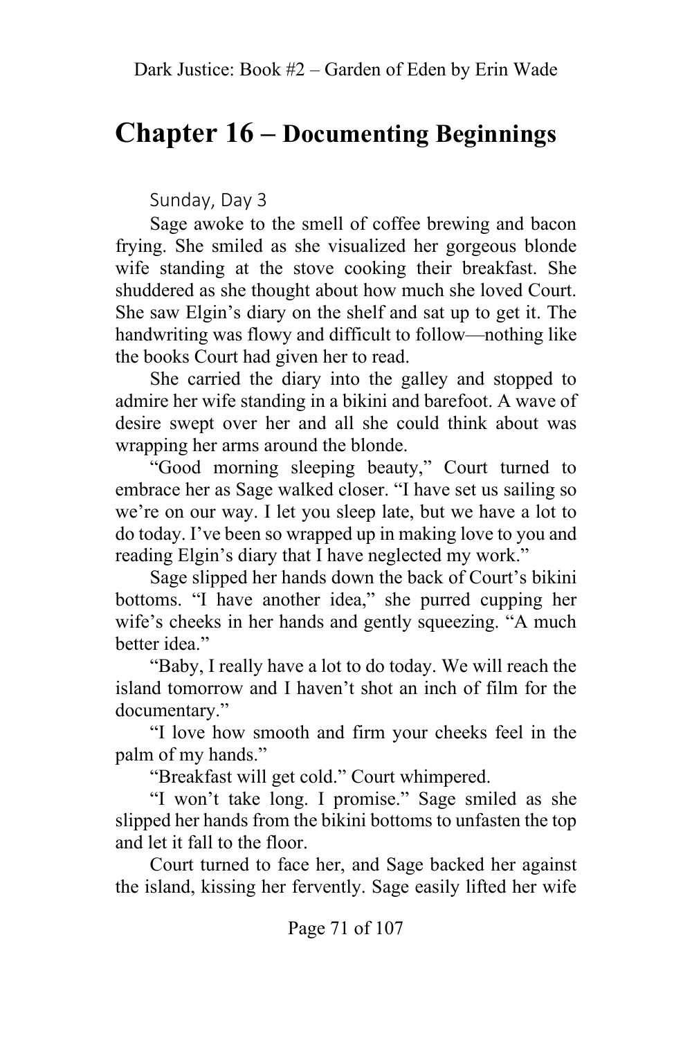# Chapter 16 – Documenting Beginnings

Sunday, Day 3

Sage awoke to the smell of coffee brewing and bacon frying. She smiled as she visualized her gorgeous blonde wife standing at the stove cooking their breakfast. She shuddered as she thought about how much she loved Court. She saw Elgin's diary on the shelf and sat up to get it. The handwriting was flowy and difficult to follow—nothing like the books Court had given her to read.

She carried the diary into the galley and stopped to admire her wife standing in a bikini and barefoot. A wave of desire swept over her and all she could think about was wrapping her arms around the blonde.

"Good morning sleeping beauty," Court turned to embrace her as Sage walked closer. "I have set us sailing so we're on our way. I let you sleep late, but we have a lot to do today. I've been so wrapped up in making love to you and reading Elgin's diary that I have neglected my work."

Sage slipped her hands down the back of Court's bikini bottoms. "I have another idea," she purred cupping her wife's cheeks in her hands and gently squeezing. "A much better idea."

"Baby, I really have a lot to do today. We will reach the island tomorrow and I haven't shot an inch of film for the documentary."

"I love how smooth and firm your cheeks feel in the palm of my hands."

"Breakfast will get cold." Court whimpered.

"I won't take long. I promise." Sage smiled as she slipped her hands from the bikini bottoms to unfasten the top and let it fall to the floor.

Court turned to face her, and Sage backed her against the island, kissing her fervently. Sage easily lifted her wife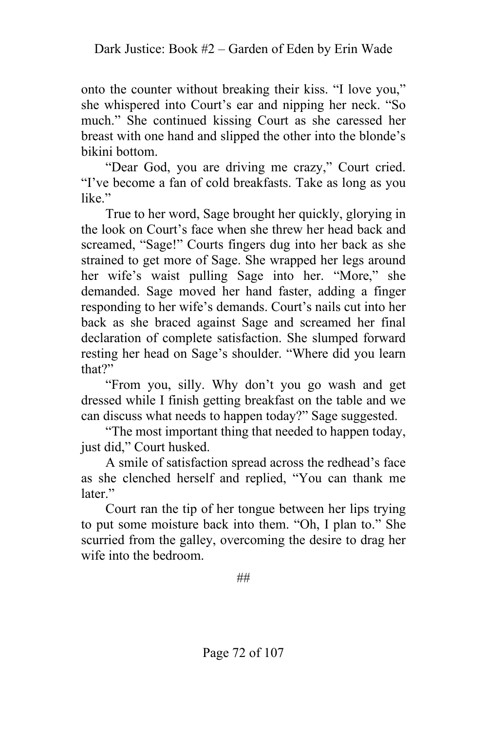onto the counter without breaking their kiss. "I love you," she whispered into Court's ear and nipping her neck. "So much." She continued kissing Court as she caressed her breast with one hand and slipped the other into the blonde's bikini bottom.

"Dear God, you are driving me crazy," Court cried. "I've become a fan of cold breakfasts. Take as long as you like."

True to her word, Sage brought her quickly, glorying in the look on Court's face when she threw her head back and screamed, "Sage!" Courts fingers dug into her back as she strained to get more of Sage. She wrapped her legs around her wife's waist pulling Sage into her. "More," she demanded. Sage moved her hand faster, adding a finger responding to her wife's demands. Court's nails cut into her back as she braced against Sage and screamed her final declaration of complete satisfaction. She slumped forward resting her head on Sage's shoulder. "Where did you learn that?"

"From you, silly. Why don't you go wash and get dressed while I finish getting breakfast on the table and we can discuss what needs to happen today?" Sage suggested.

"The most important thing that needed to happen today, just did," Court husked.

A smile of satisfaction spread across the redhead's face as she clenched herself and replied, "You can thank me later."

Court ran the tip of her tongue between her lips trying to put some moisture back into them. "Oh, I plan to." She scurried from the galley, overcoming the desire to drag her wife into the bedroom.

##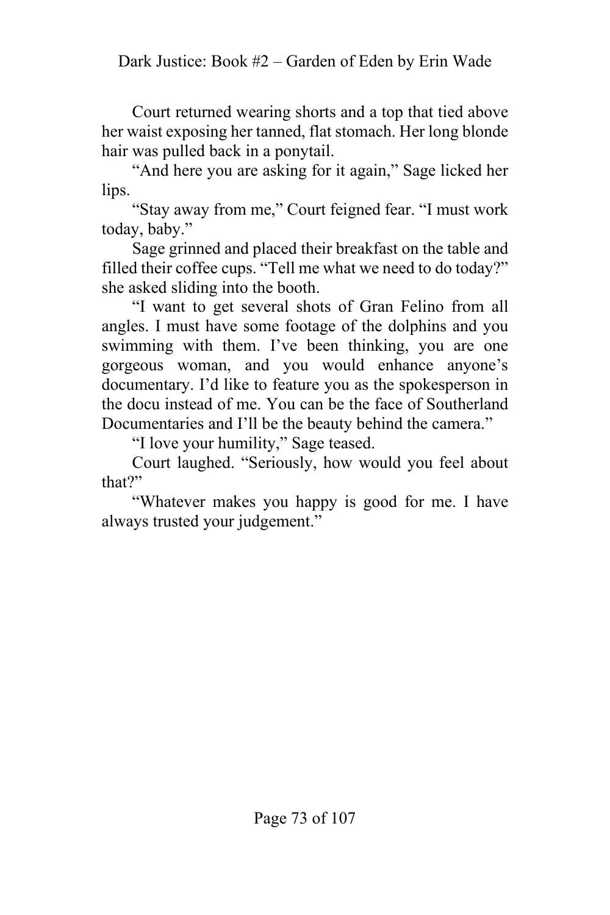Court returned wearing shorts and a top that tied above her waist exposing her tanned, flat stomach. Her long blonde hair was pulled back in a ponytail.

"And here you are asking for it again," Sage licked her lips.

"Stay away from me," Court feigned fear. "I must work today, baby."

Sage grinned and placed their breakfast on the table and filled their coffee cups. "Tell me what we need to do today?" she asked sliding into the booth.

"I want to get several shots of Gran Felino from all angles. I must have some footage of the dolphins and you swimming with them. I've been thinking, you are one gorgeous woman, and you would enhance anyone's documentary. I'd like to feature you as the spokesperson in the docu instead of me. You can be the face of Southerland Documentaries and I'll be the beauty behind the camera."

"I love your humility," Sage teased.

Court laughed. "Seriously, how would you feel about that?"

"Whatever makes you happy is good for me. I have always trusted your judgement."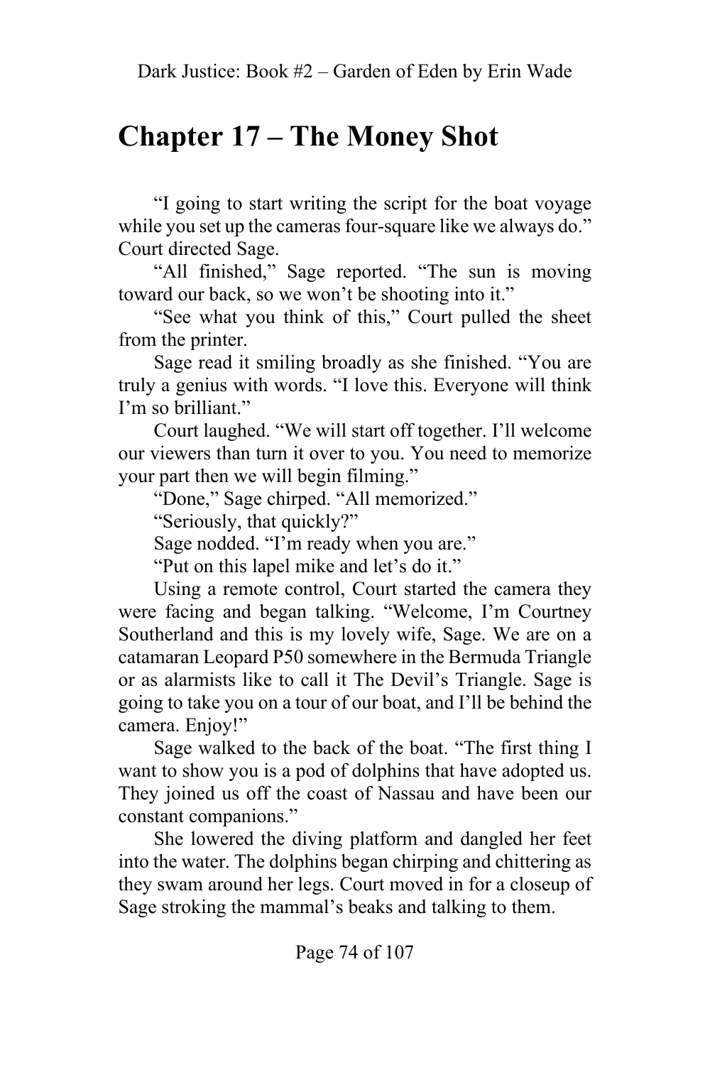# Chapter 17 – The Money Shot

"I going to start writing the script for the boat voyage while you set up the cameras four-square like we always do." Court directed Sage.

"All finished," Sage reported. "The sun is moving toward our back, so we won't be shooting into it."

"See what you think of this," Court pulled the sheet from the printer.

Sage read it smiling broadly as she finished. "You are truly a genius with words. "I love this. Everyone will think I'm so brilliant."

Court laughed. "We will start off together. I'll welcome our viewers than turn it over to you. You need to memorize your part then we will begin filming."

"Done," Sage chirped. "All memorized."

"Seriously, that quickly?"

Sage nodded. "I'm ready when you are."

"Put on this lapel mike and let's do it."

Using a remote control, Court started the camera they were facing and began talking. "Welcome, I'm Courtney Southerland and this is my lovely wife, Sage. We are on a catamaran Leopard P50 somewhere in the Bermuda Triangle or as alarmists like to call it The Devil's Triangle. Sage is going to take you on a tour of our boat, and I'll be behind the camera. Enjoy!"

Sage walked to the back of the boat. "The first thing I want to show you is a pod of dolphins that have adopted us. They joined us off the coast of Nassau and have been our constant companions."

She lowered the diving platform and dangled her feet into the water. The dolphins began chirping and chittering as they swam around her legs. Court moved in for a closeup of Sage stroking the mammal's beaks and talking to them.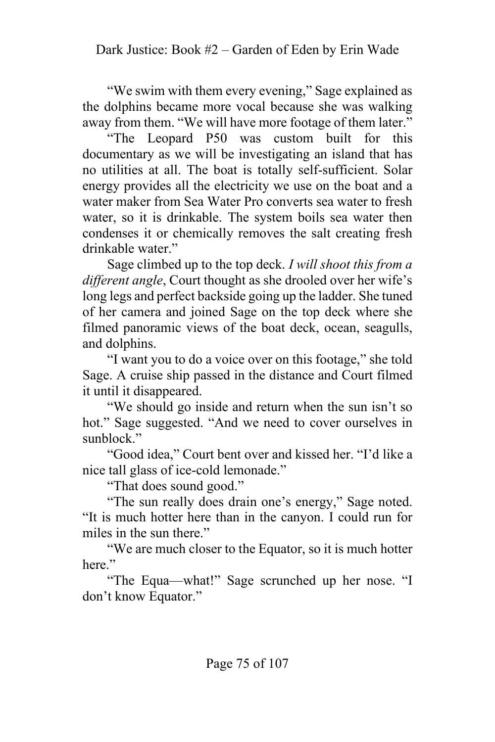"We swim with them every evening," Sage explained as the dolphins became more vocal because she was walking away from them. "We will have more footage of them later."

"The Leopard P50 was custom built for this documentary as we will be investigating an island that has no utilities at all. The boat is totally self-sufficient. Solar energy provides all the electricity we use on the boat and a water maker from Sea Water Pro converts sea water to fresh water, so it is drinkable. The system boils sea water then condenses it or chemically removes the salt creating fresh drinkable water."

Sage climbed up to the top deck. *I will shoot this from a different angle*, Court thought as she drooled over her wife's long legs and perfect backside going up the ladder. She tuned of her camera and joined Sage on the top deck where she filmed panoramic views of the boat deck, ocean, seagulls, and dolphins.

"I want you to do a voice over on this footage," she told Sage. A cruise ship passed in the distance and Court filmed it until it disappeared.

"We should go inside and return when the sun isn't so hot." Sage suggested. "And we need to cover ourselves in sunblock."

"Good idea," Court bent over and kissed her. "I'd like a nice tall glass of ice-cold lemonade."

"That does sound good."

"The sun really does drain one's energy," Sage noted. "It is much hotter here than in the canyon. I could run for miles in the sun there."

"We are much closer to the Equator, so it is much hotter here."

"The Equa—what!" Sage scrunched up her nose. "I don't know Equator."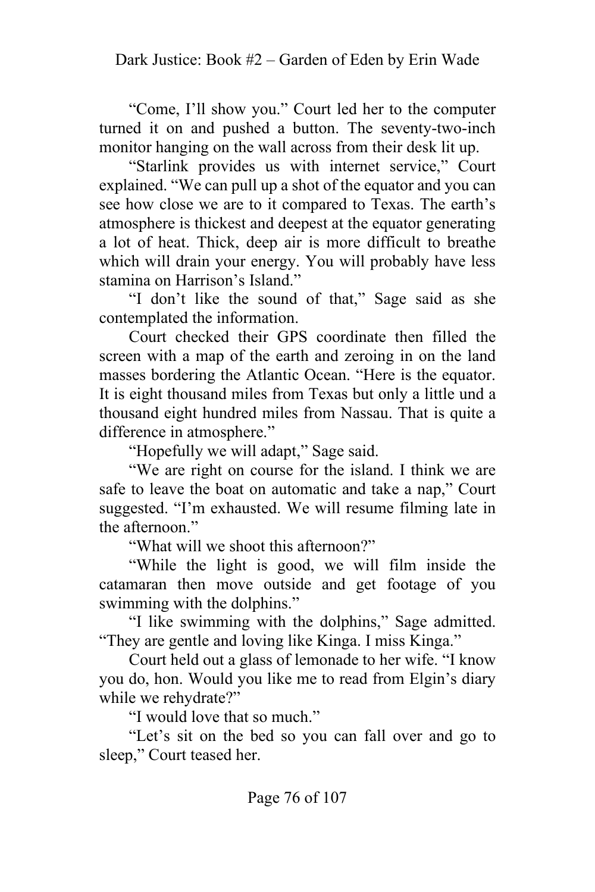"Come, I'll show you." Court led her to the computer turned it on and pushed a button. The seventy-two-inch monitor hanging on the wall across from their desk lit up.

"Starlink provides us with internet service," Court explained. "We can pull up a shot of the equator and you can see how close we are to it compared to Texas. The earth's atmosphere is thickest and deepest at the equator generating a lot of heat. Thick, deep air is more difficult to breathe which will drain your energy. You will probably have less stamina on Harrison's Island."

"I don't like the sound of that," Sage said as she contemplated the information.

Court checked their GPS coordinate then filled the screen with a map of the earth and zeroing in on the land masses bordering the Atlantic Ocean. "Here is the equator. It is eight thousand miles from Texas but only a little und a thousand eight hundred miles from Nassau. That is quite a difference in atmosphere."

"Hopefully we will adapt," Sage said.

"We are right on course for the island. I think we are safe to leave the boat on automatic and take a nap," Court suggested. "I'm exhausted. We will resume filming late in the afternoon."

"What will we shoot this afternoon?"

"While the light is good, we will film inside the catamaran then move outside and get footage of you swimming with the dolphins."

"I like swimming with the dolphins," Sage admitted. "They are gentle and loving like Kinga. I miss Kinga."

Court held out a glass of lemonade to her wife. "I know you do, hon. Would you like me to read from Elgin's diary while we rehydrate?"

"I would love that so much."

"Let's sit on the bed so you can fall over and go to sleep," Court teased her.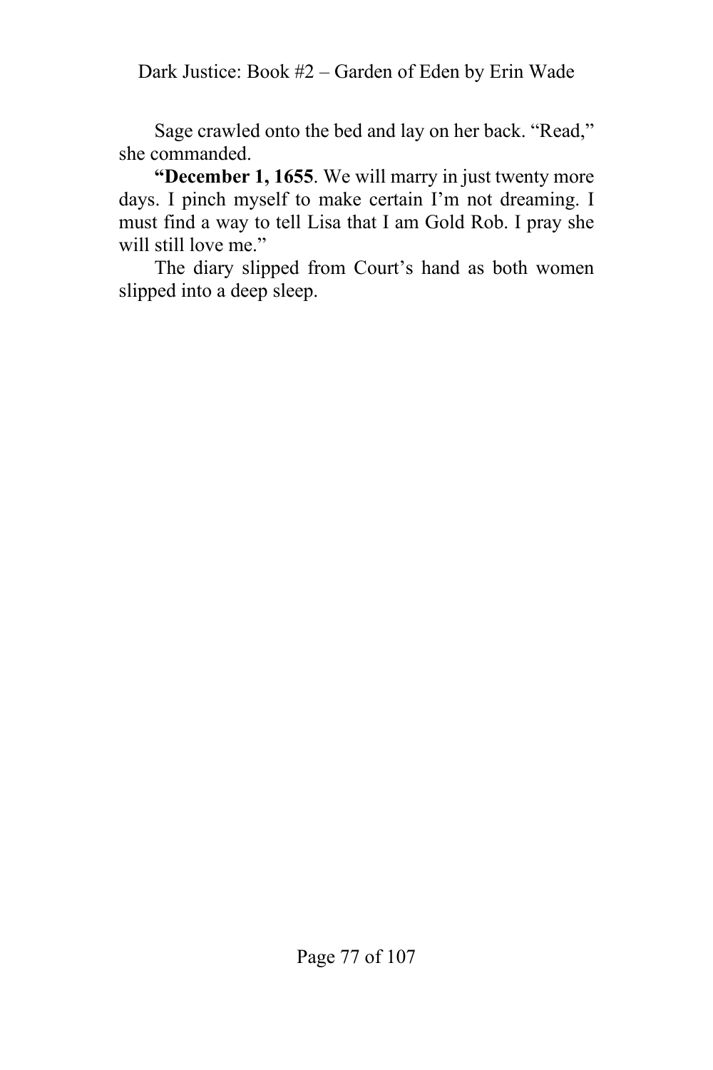Sage crawled onto the bed and lay on her back. “Read,” she commanded.

**“December 1, 1655**. We will marry in just twenty more days. I pinch myself to make certain I’m not dreaming. I must find a way to tell Lisa that I am Gold Rob. I pray she will still love me.”

The diary slipped from Court’s hand as both women slipped into a deep sleep.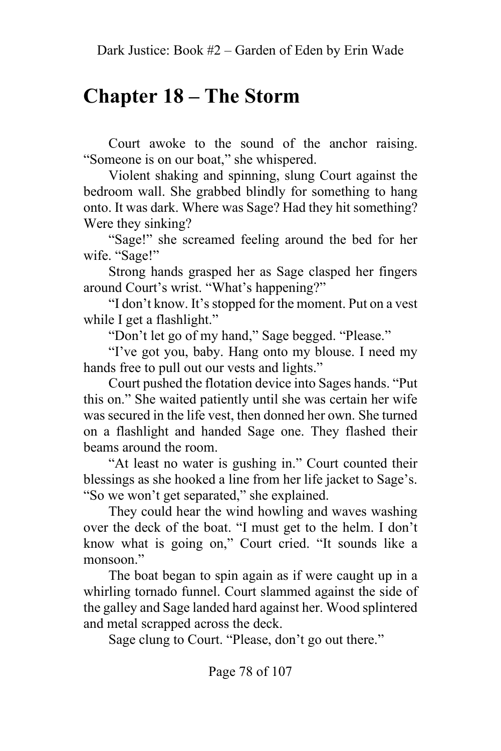# Chapter 18 – The Storm

Court awoke to the sound of the anchor raising. "Someone is on our boat," she whispered.

Violent shaking and spinning, slung Court against the bedroom wall. She grabbed blindly for something to hang onto. It was dark. Where was Sage? Had they hit something? Were they sinking?

"Sage!" she screamed feeling around the bed for her wife. "Sage!"

Strong hands grasped her as Sage clasped her fingers around Court's wrist. "What's happening?"

"I don't know. It's stopped for the moment. Put on a vest while I get a flashlight."

"Don't let go of my hand," Sage begged. "Please."

"I've got you, baby. Hang onto my blouse. I need my hands free to pull out our vests and lights."

Court pushed the flotation device into Sages hands. "Put this on." She waited patiently until she was certain her wife was secured in the life vest, then donned her own. She turned on a flashlight and handed Sage one. They flashed their beams around the room.

"At least no water is gushing in." Court counted their blessings as she hooked a line from her life jacket to Sage's. "So we won't get separated," she explained.

They could hear the wind howling and waves washing over the deck of the boat. "I must get to the helm. I don't know what is going on," Court cried. "It sounds like a monsoon."

The boat began to spin again as if were caught up in a whirling tornado funnel. Court slammed against the side of the galley and Sage landed hard against her. Wood splintered and metal scrapped across the deck.

Sage clung to Court. "Please, don't go out there."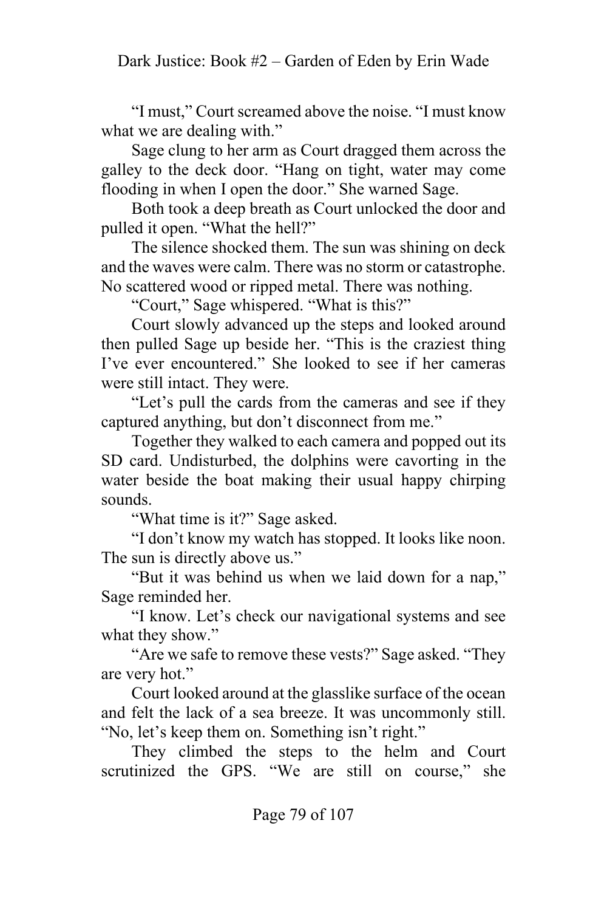"I must," Court screamed above the noise. "I must know what we are dealing with."

Sage clung to her arm as Court dragged them across the galley to the deck door. "Hang on tight, water may come flooding in when I open the door." She warned Sage.

Both took a deep breath as Court unlocked the door and pulled it open. "What the hell?"

The silence shocked them. The sun was shining on deck and the waves were calm. There was no storm or catastrophe. No scattered wood or ripped metal. There was nothing.

"Court," Sage whispered. "What is this?"

Court slowly advanced up the steps and looked around then pulled Sage up beside her. "This is the craziest thing I've ever encountered." She looked to see if her cameras were still intact. They were.

"Let's pull the cards from the cameras and see if they captured anything, but don't disconnect from me."

Together they walked to each camera and popped out its SD card. Undisturbed, the dolphins were cavorting in the water beside the boat making their usual happy chirping sounds.

"What time is it?" Sage asked.

"I don't know my watch has stopped. It looks like noon. The sun is directly above us."

"But it was behind us when we laid down for a nap," Sage reminded her.

"I know. Let's check our navigational systems and see what they show."

"Are we safe to remove these vests?" Sage asked. "They are very hot."

Court looked around at the glasslike surface of the ocean and felt the lack of a sea breeze. It was uncommonly still. "No, let's keep them on. Something isn't right."

They climbed the steps to the helm and Court scrutinized the GPS. "We are still on course," she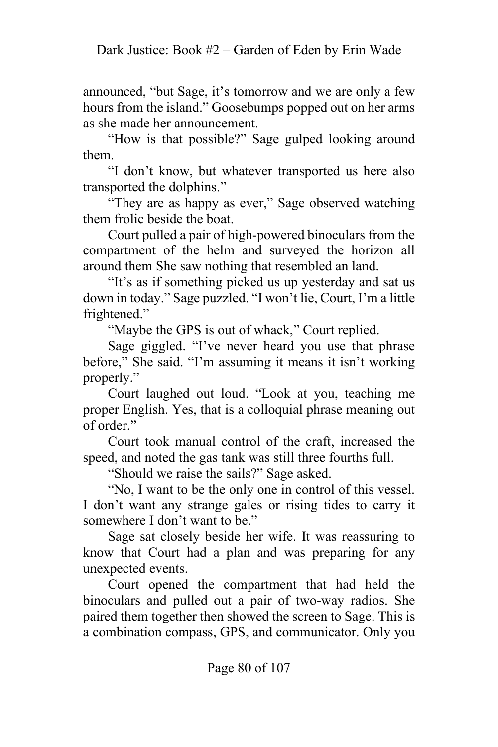announced, "but Sage, it's tomorrow and we are only a few hours from the island." Goosebumps popped out on her arms as she made her announcement.

"How is that possible?" Sage gulped looking around them.

"I don't know, but whatever transported us here also transported the dolphins."

"They are as happy as ever," Sage observed watching them frolic beside the boat.

Court pulled a pair of high-powered binoculars from the compartment of the helm and surveyed the horizon all around them She saw nothing that resembled an land.

"It's as if something picked us up yesterday and sat us down in today." Sage puzzled. "I won't lie, Court, I'm a little frightened."

"Maybe the GPS is out of whack," Court replied.

Sage giggled. "I've never heard you use that phrase before," She said. "I'm assuming it means it isn't working properly."

Court laughed out loud. "Look at you, teaching me proper English. Yes, that is a colloquial phrase meaning out of order."

Court took manual control of the craft, increased the speed, and noted the gas tank was still three fourths full.

"Should we raise the sails?" Sage asked.

"No, I want to be the only one in control of this vessel. I don't want any strange gales or rising tides to carry it somewhere I don't want to be."

Sage sat closely beside her wife. It was reassuring to know that Court had a plan and was preparing for any unexpected events.

Court opened the compartment that had held the binoculars and pulled out a pair of two-way radios. She paired them together then showed the screen to Sage. This is a combination compass, GPS, and communicator. Only you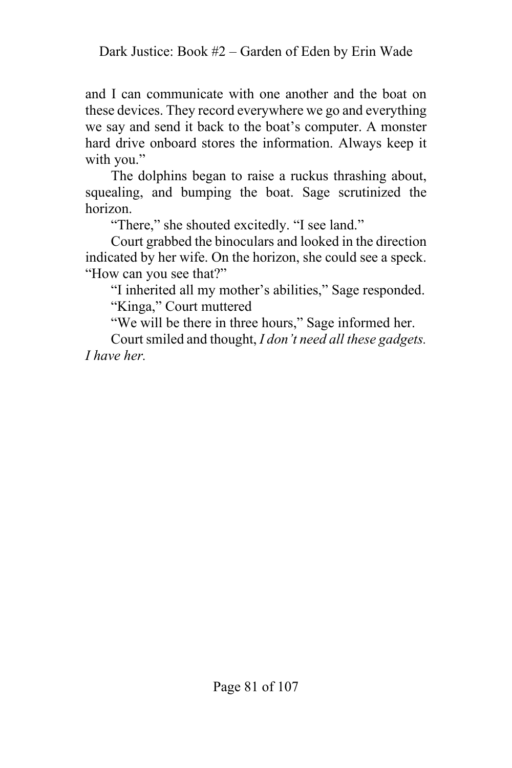and I can communicate with one another and the boat on these devices. They record everywhere we go and everything we say and send it back to the boat's computer. A monster hard drive onboard stores the information. Always keep it with you."

The dolphins began to raise a ruckus thrashing about, squealing, and bumping the boat. Sage scrutinized the horizon.

"There," she shouted excitedly. "I see land."

Court grabbed the binoculars and looked in the direction indicated by her wife. On the horizon, she could see a speck. "How can you see that?"

"I inherited all my mother's abilities," Sage responded.

"Kinga," Court muttered

"We will be there in three hours," Sage informed her.

Court smiled and thought, *I don't need all these gadgets. I have her.*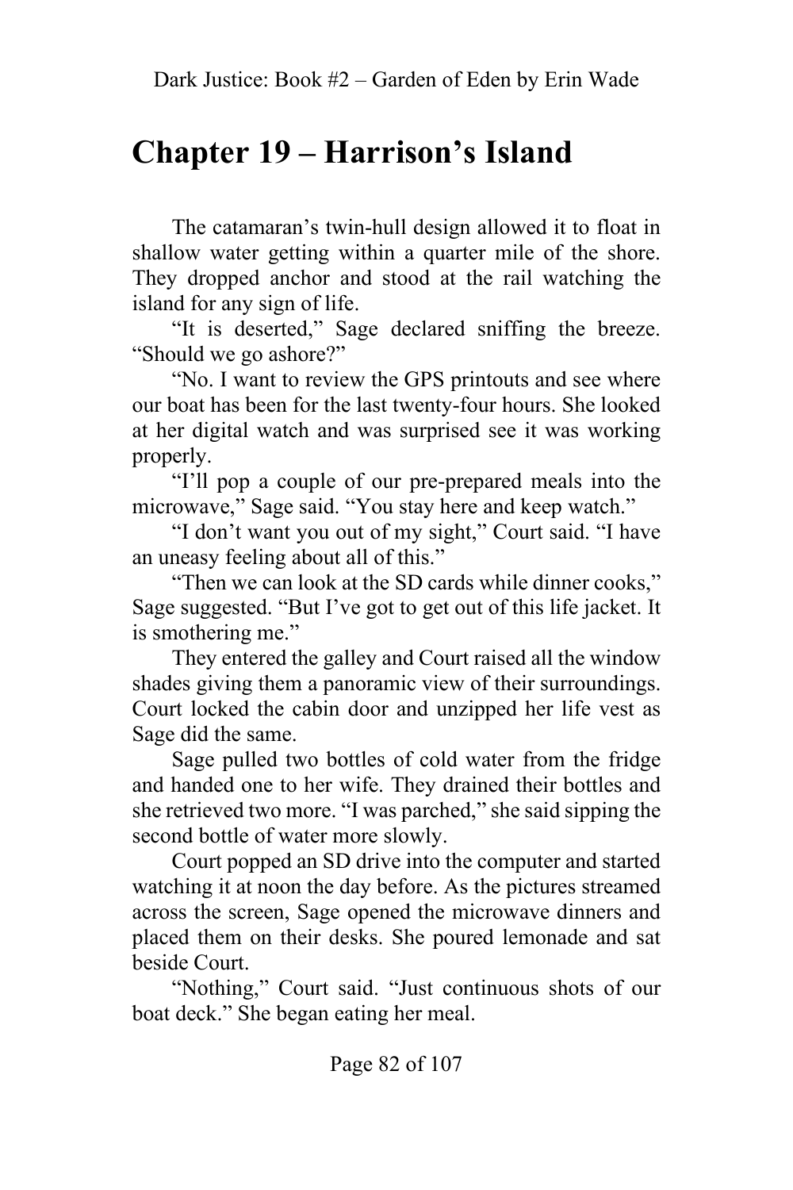# Chapter 19 – Harrison's Island

The catamaran's twin-hull design allowed it to float in shallow water getting within a quarter mile of the shore. They dropped anchor and stood at the rail watching the island for any sign of life.

"It is deserted," Sage declared sniffing the breeze. "Should we go ashore?"

"No. I want to review the GPS printouts and see where our boat has been for the last twenty-four hours. She looked at her digital watch and was surprised see it was working properly.

"I'll pop a couple of our pre-prepared meals into the microwave," Sage said. "You stay here and keep watch."

"I don't want you out of my sight," Court said. "I have an uneasy feeling about all of this."

"Then we can look at the SD cards while dinner cooks," Sage suggested. "But I've got to get out of this life jacket. It is smothering me."

They entered the galley and Court raised all the window shades giving them a panoramic view of their surroundings. Court locked the cabin door and unzipped her life vest as Sage did the same.

Sage pulled two bottles of cold water from the fridge and handed one to her wife. They drained their bottles and she retrieved two more. "I was parched," she said sipping the second bottle of water more slowly.

Court popped an SD drive into the computer and started watching it at noon the day before. As the pictures streamed across the screen, Sage opened the microwave dinners and placed them on their desks. She poured lemonade and sat beside Court.

"Nothing," Court said. "Just continuous shots of our boat deck." She began eating her meal.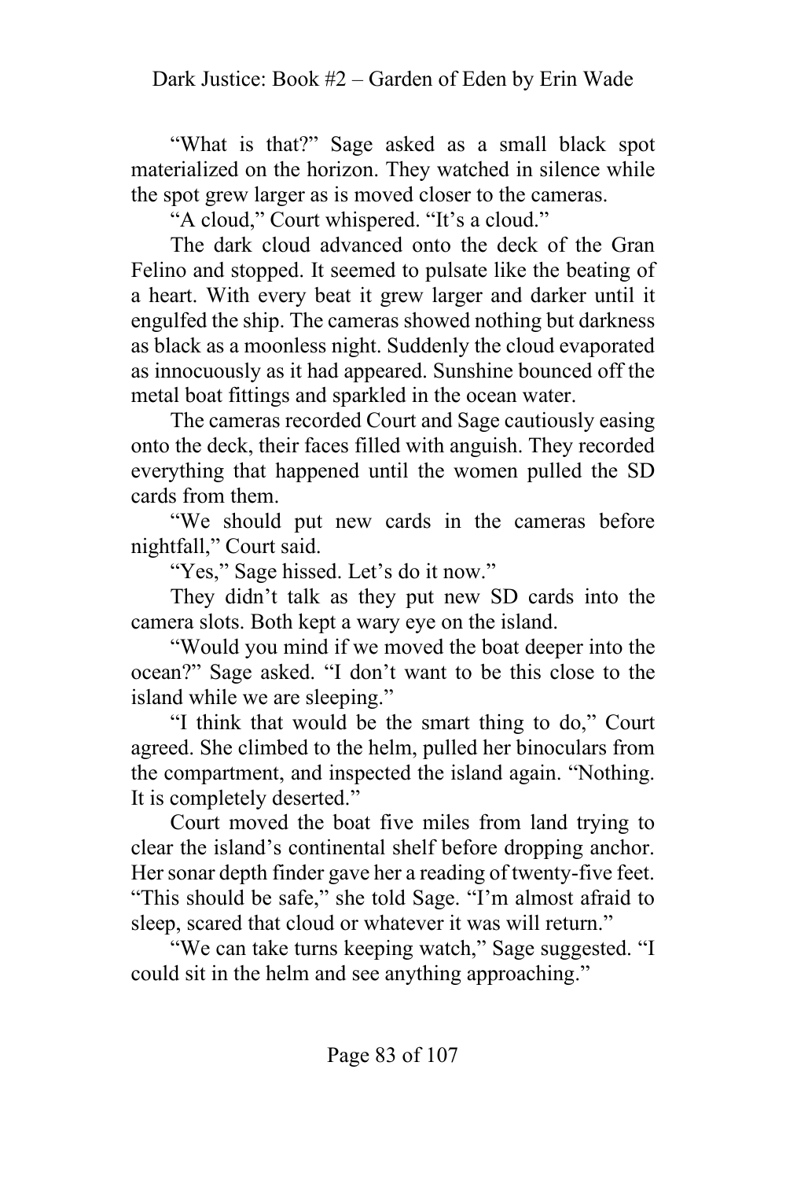"What is that?" Sage asked as a small black spot materialized on the horizon. They watched in silence while the spot grew larger as is moved closer to the cameras.

"A cloud," Court whispered. "It's a cloud."

The dark cloud advanced onto the deck of the Gran Felino and stopped. It seemed to pulsate like the beating of a heart. With every beat it grew larger and darker until it engulfed the ship. The cameras showed nothing but darkness as black as a moonless night. Suddenly the cloud evaporated as innocuously as it had appeared. Sunshine bounced off the metal boat fittings and sparkled in the ocean water.

The cameras recorded Court and Sage cautiously easing onto the deck, their faces filled with anguish. They recorded everything that happened until the women pulled the SD cards from them.

"We should put new cards in the cameras before nightfall," Court said.

"Yes," Sage hissed. Let's do it now."

They didn't talk as they put new SD cards into the camera slots. Both kept a wary eye on the island.

"Would you mind if we moved the boat deeper into the ocean?" Sage asked. "I don't want to be this close to the island while we are sleeping."

"I think that would be the smart thing to do," Court agreed. She climbed to the helm, pulled her binoculars from the compartment, and inspected the island again. "Nothing. It is completely deserted."

Court moved the boat five miles from land trying to clear the island's continental shelf before dropping anchor. Her sonar depth finder gave her a reading of twenty-five feet. "This should be safe," she told Sage. "I'm almost afraid to sleep, scared that cloud or whatever it was will return."

"We can take turns keeping watch," Sage suggested. "I could sit in the helm and see anything approaching."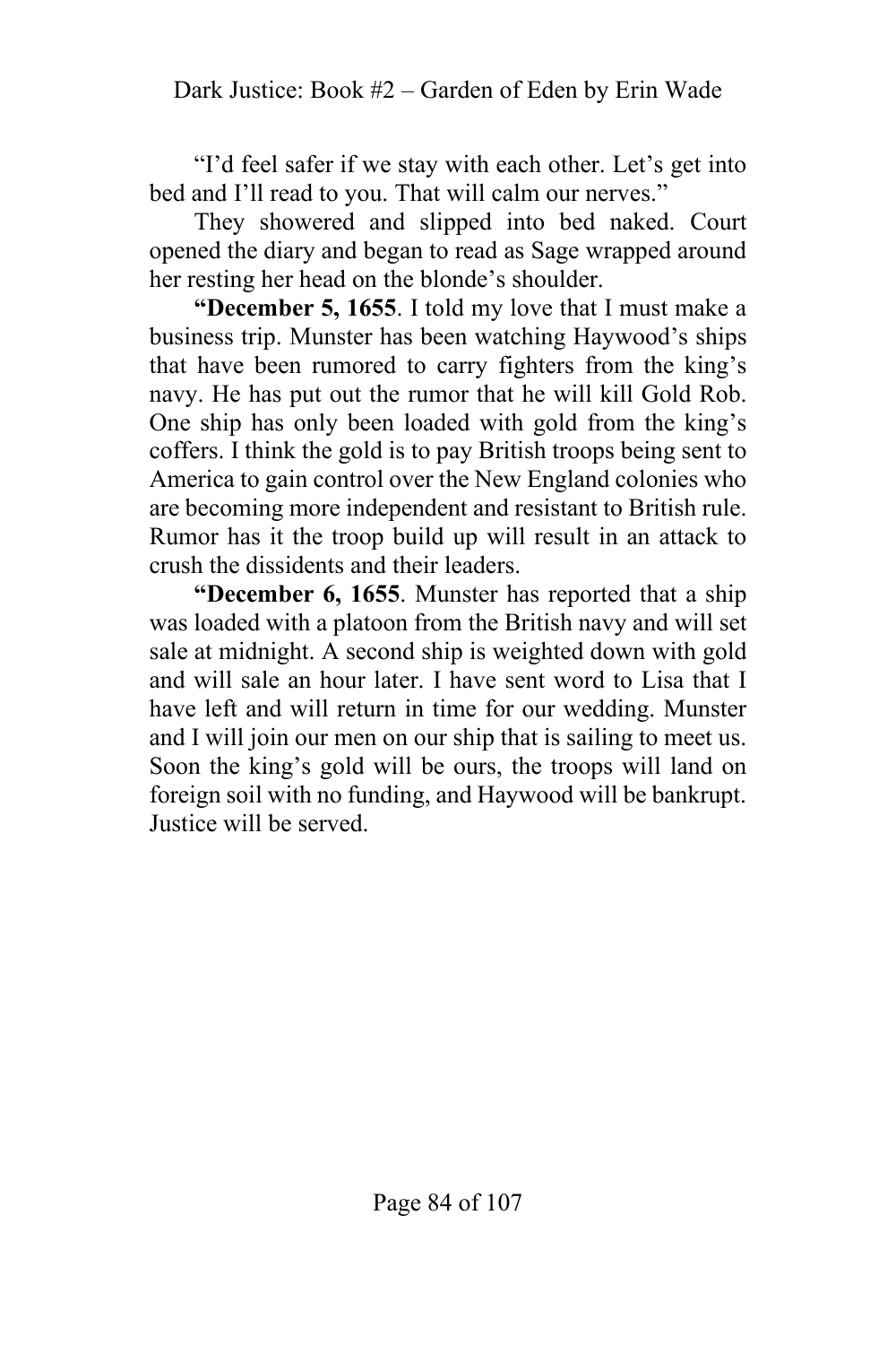"I'd feel safer if we stay with each other. Let's get into bed and I'll read to you. That will calm our nerves."

They showered and slipped into bed naked. Court opened the diary and began to read as Sage wrapped around her resting her head on the blonde's shoulder.

**"December 5, 1655**. I told my love that I must make a business trip. Munster has been watching Haywood's ships that have been rumored to carry fighters from the king's navy. He has put out the rumor that he will kill Gold Rob. One ship has only been loaded with gold from the king's coffers. I think the gold is to pay British troops being sent to America to gain control over the New England colonies who are becoming more independent and resistant to British rule. Rumor has it the troop build up will result in an attack to crush the dissidents and their leaders.

**"December 6, 1655**. Munster has reported that a ship was loaded with a platoon from the British navy and will set sale at midnight. A second ship is weighted down with gold and will sale an hour later. I have sent word to Lisa that I have left and will return in time for our wedding. Munster and I will join our men on our ship that is sailing to meet us. Soon the king's gold will be ours, the troops will land on foreign soil with no funding, and Haywood will be bankrupt. Justice will be served.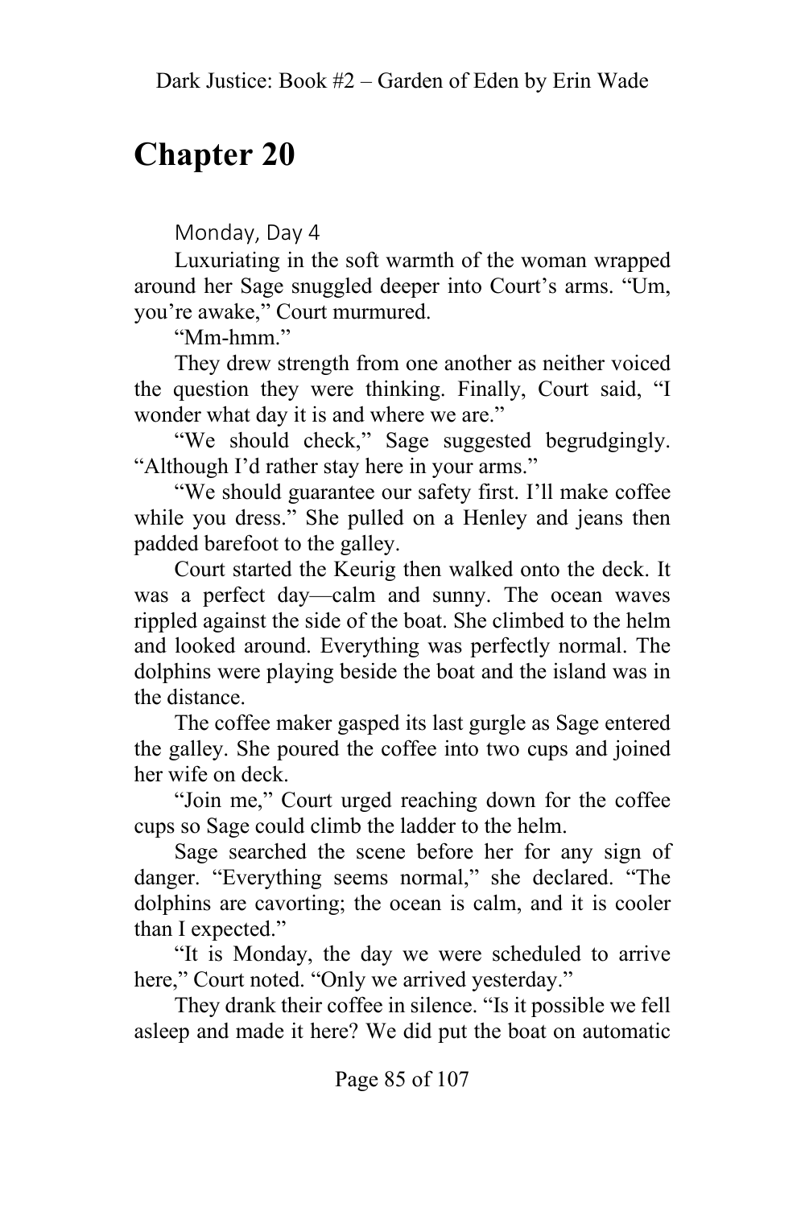# Chapter 20

Monday, Day 4

Luxuriating in the soft warmth of the woman wrapped around her Sage snuggled deeper into Court's arms. "Um, you're awake," Court murmured.

"Mm-hmm."

They drew strength from one another as neither voiced the question they were thinking. Finally, Court said, "I wonder what day it is and where we are."

"We should check," Sage suggested begrudgingly. "Although I'd rather stay here in your arms."

"We should guarantee our safety first. I'll make coffee while you dress." She pulled on a Henley and jeans then padded barefoot to the galley.

Court started the Keurig then walked onto the deck. It was a perfect day—calm and sunny. The ocean waves rippled against the side of the boat. She climbed to the helm and looked around. Everything was perfectly normal. The dolphins were playing beside the boat and the island was in the distance.

The coffee maker gasped its last gurgle as Sage entered the galley. She poured the coffee into two cups and joined her wife on deck.

"Join me," Court urged reaching down for the coffee cups so Sage could climb the ladder to the helm.

Sage searched the scene before her for any sign of danger. "Everything seems normal," she declared. "The dolphins are cavorting; the ocean is calm, and it is cooler than I expected."

"It is Monday, the day we were scheduled to arrive here," Court noted. "Only we arrived yesterday."

They drank their coffee in silence. "Is it possible we fell asleep and made it here? We did put the boat on automatic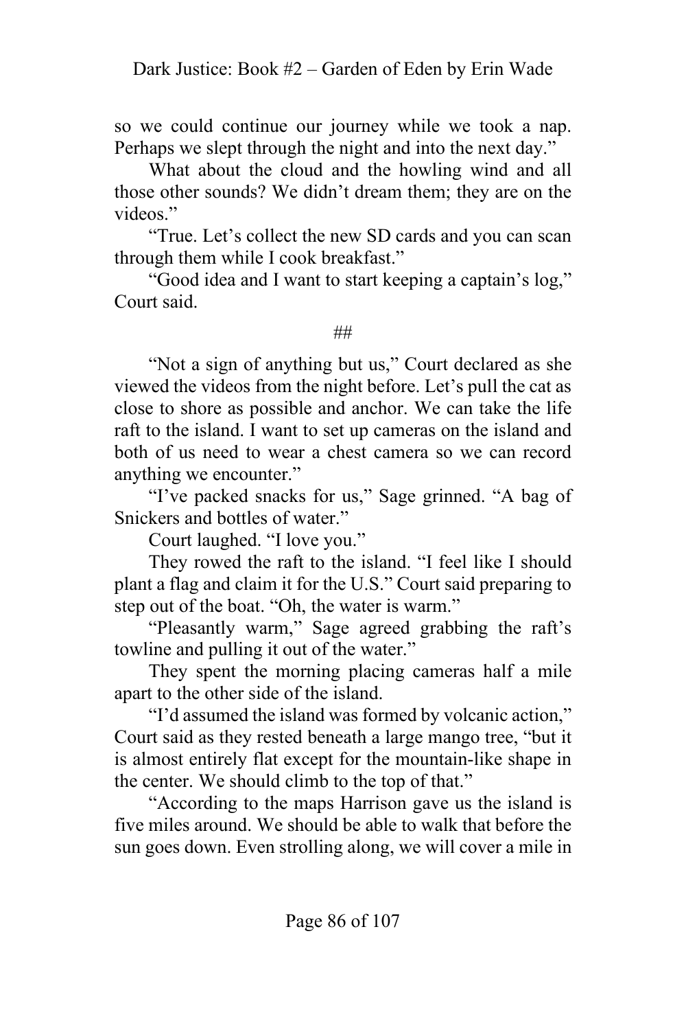so we could continue our journey while we took a nap. Perhaps we slept through the night and into the next day."

What about the cloud and the howling wind and all those other sounds? We didn't dream them; they are on the videos."

"True. Let's collect the new SD cards and you can scan through them while I cook breakfast."

"Good idea and I want to start keeping a captain's log," Court said.

##

"Not a sign of anything but us," Court declared as she viewed the videos from the night before. Let's pull the cat as close to shore as possible and anchor. We can take the life raft to the island. I want to set up cameras on the island and both of us need to wear a chest camera so we can record anything we encounter."

"I've packed snacks for us," Sage grinned. "A bag of Snickers and bottles of water."

Court laughed. "I love you."

They rowed the raft to the island. "I feel like I should plant a flag and claim it for the U.S." Court said preparing to step out of the boat. "Oh, the water is warm."

"Pleasantly warm," Sage agreed grabbing the raft's towline and pulling it out of the water."

They spent the morning placing cameras half a mile apart to the other side of the island.

"I'd assumed the island was formed by volcanic action," Court said as they rested beneath a large mango tree, "but it is almost entirely flat except for the mountain-like shape in the center. We should climb to the top of that."

"According to the maps Harrison gave us the island is five miles around. We should be able to walk that before the sun goes down. Even strolling along, we will cover a mile in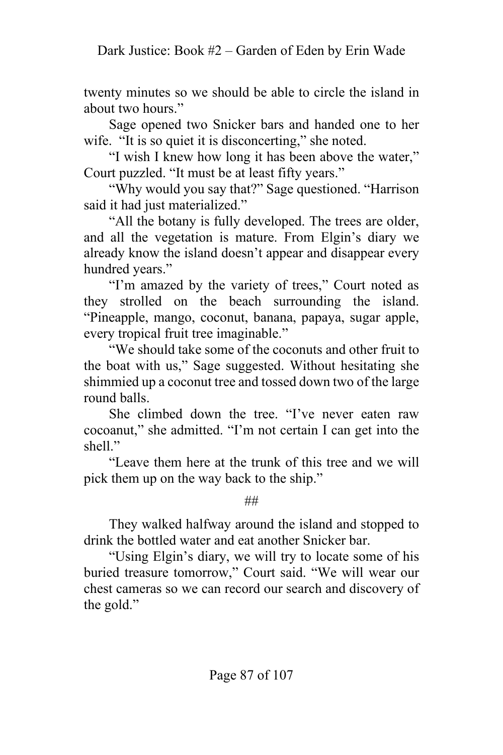twenty minutes so we should be able to circle the island in about two hours."

Sage opened two Snicker bars and handed one to her wife. "It is so quiet it is disconcerting," she noted.

"I wish I knew how long it has been above the water," Court puzzled. "It must be at least fifty years."

"Why would you say that?" Sage questioned. "Harrison said it had just materialized."

"All the botany is fully developed. The trees are older, and all the vegetation is mature. From Elgin's diary we already know the island doesn't appear and disappear every hundred years."

"I'm amazed by the variety of trees," Court noted as they strolled on the beach surrounding the island. "Pineapple, mango, coconut, banana, papaya, sugar apple, every tropical fruit tree imaginable."

"We should take some of the coconuts and other fruit to the boat with us," Sage suggested. Without hesitating she shimmied up a coconut tree and tossed down two of the large round balls.

She climbed down the tree. "I've never eaten raw cocoanut," she admitted. "I'm not certain I can get into the shell."

"Leave them here at the trunk of this tree and we will pick them up on the way back to the ship."

##

They walked halfway around the island and stopped to drink the bottled water and eat another Snicker bar.

"Using Elgin's diary, we will try to locate some of his buried treasure tomorrow," Court said. "We will wear our chest cameras so we can record our search and discovery of the gold."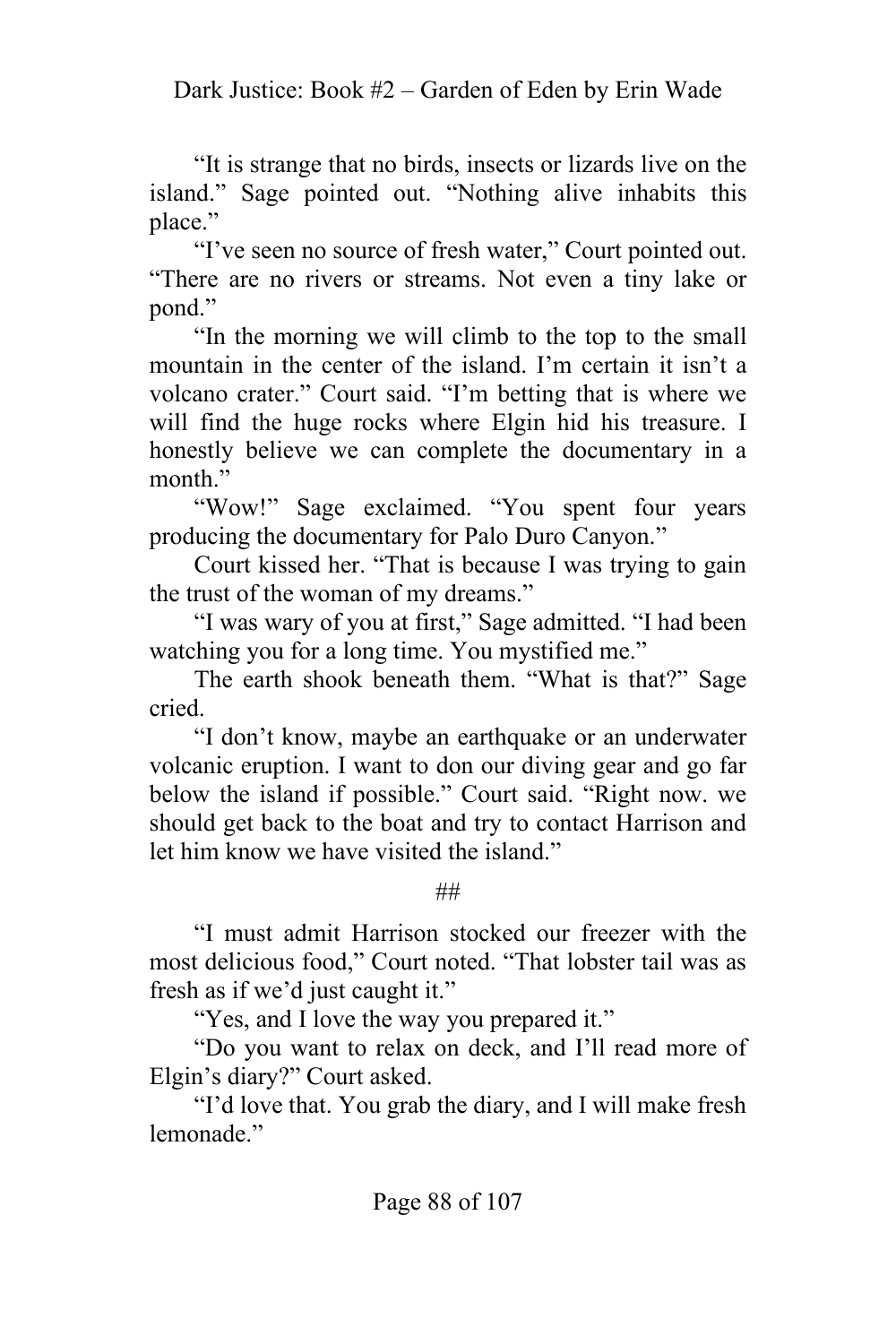"It is strange that no birds, insects or lizards live on the island." Sage pointed out. "Nothing alive inhabits this place."

"I've seen no source of fresh water," Court pointed out. "There are no rivers or streams. Not even a tiny lake or pond."

"In the morning we will climb to the top to the small mountain in the center of the island. I'm certain it isn't a volcano crater." Court said. "I'm betting that is where we will find the huge rocks where Elgin hid his treasure. I honestly believe we can complete the documentary in a month."

"Wow!" Sage exclaimed. "You spent four years producing the documentary for Palo Duro Canyon."

Court kissed her. "That is because I was trying to gain the trust of the woman of my dreams."

"I was wary of you at first," Sage admitted. "I had been watching you for a long time. You mystified me."

The earth shook beneath them. "What is that?" Sage cried.

"I don't know, maybe an earthquake or an underwater volcanic eruption. I want to don our diving gear and go far below the island if possible." Court said. "Right now. we should get back to the boat and try to contact Harrison and let him know we have visited the island."

##

"I must admit Harrison stocked our freezer with the most delicious food," Court noted. "That lobster tail was as fresh as if we'd just caught it."

"Yes, and I love the way you prepared it."

"Do you want to relax on deck, and I'll read more of Elgin's diary?" Court asked.

"I'd love that. You grab the diary, and I will make fresh lemonade."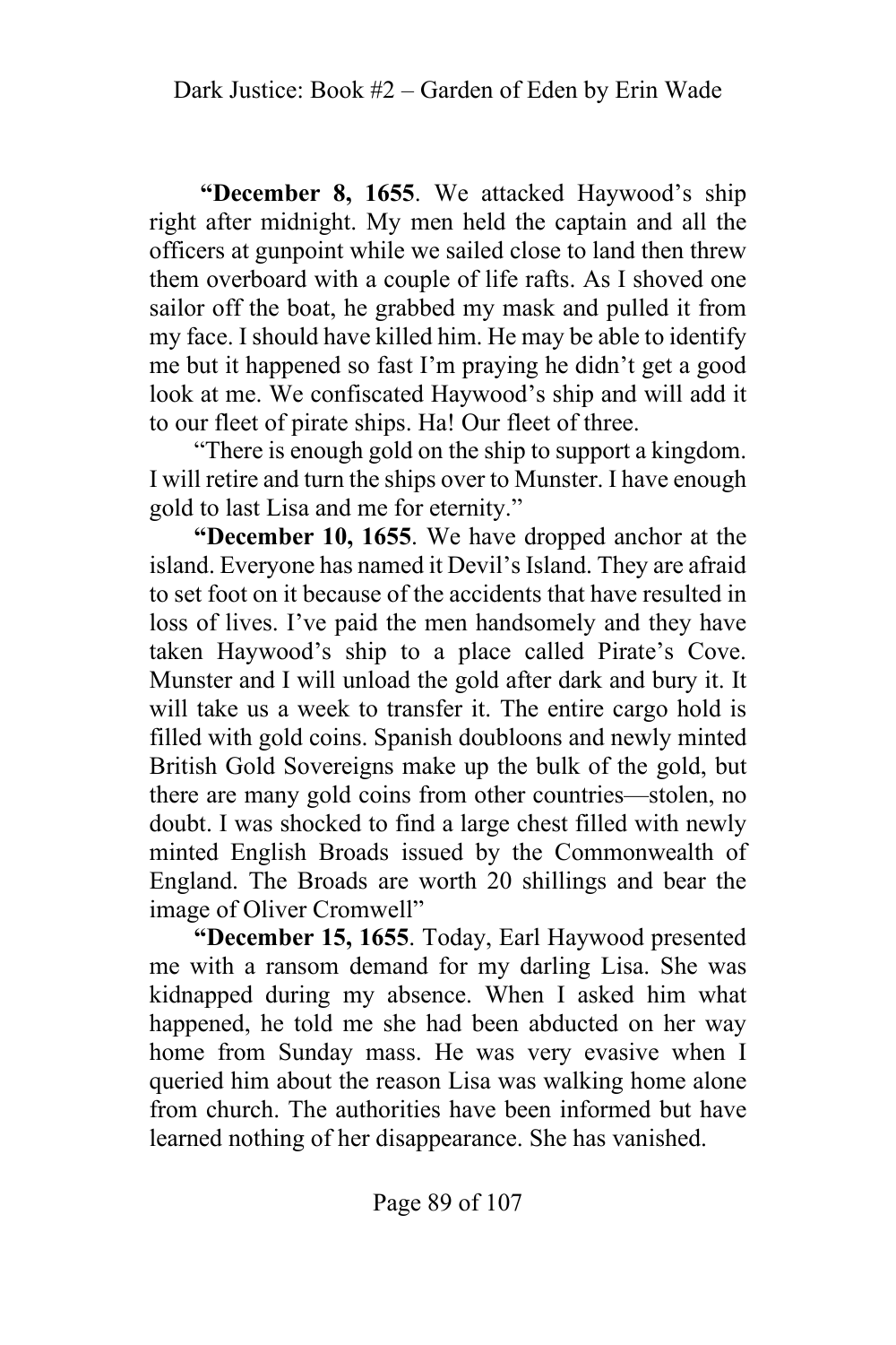"**December 8, 1655**. We attacked Haywood's ship right after midnight. My men held the captain and all the officers at gunpoint while we sailed close to land then threw them overboard with a couple of life rafts. As I shoved one sailor off the boat, he grabbed my mask and pulled it from my face. I should have killed him. He may be able to identify me but it happened so fast I'm praying he didn't get a good look at me. We confiscated Haywood's ship and will add it to our fleet of pirate ships. Ha! Our fleet of three.

"There is enough gold on the ship to support a kingdom. I will retire and turn the ships over to Munster. I have enough gold to last Lisa and me for eternity."

"**December 10, 1655**. We have dropped anchor at the island. Everyone has named it Devil's Island. They are afraid to set foot on it because of the accidents that have resulted in loss of lives. I've paid the men handsomely and they have taken Haywood's ship to a place called Pirate's Cove. Munster and I will unload the gold after dark and bury it. It will take us a week to transfer it. The entire cargo hold is filled with gold coins. Spanish doubloons and newly minted British Gold Sovereigns make up the bulk of the gold, but there are many gold coins from other countries—stolen, no doubt. I was shocked to find a large chest filled with newly minted English Broads issued by the Commonwealth of England. The Broads are worth 20 shillings and bear the image of Oliver Cromwell"

"**December 15, 1655**. Today, Earl Haywood presented me with a ransom demand for my darling Lisa. She was kidnapped during my absence. When I asked him what happened, he told me she had been abducted on her way home from Sunday mass. He was very evasive when I queried him about the reason Lisa was walking home alone from church. The authorities have been informed but have learned nothing of her disappearance. She has vanished.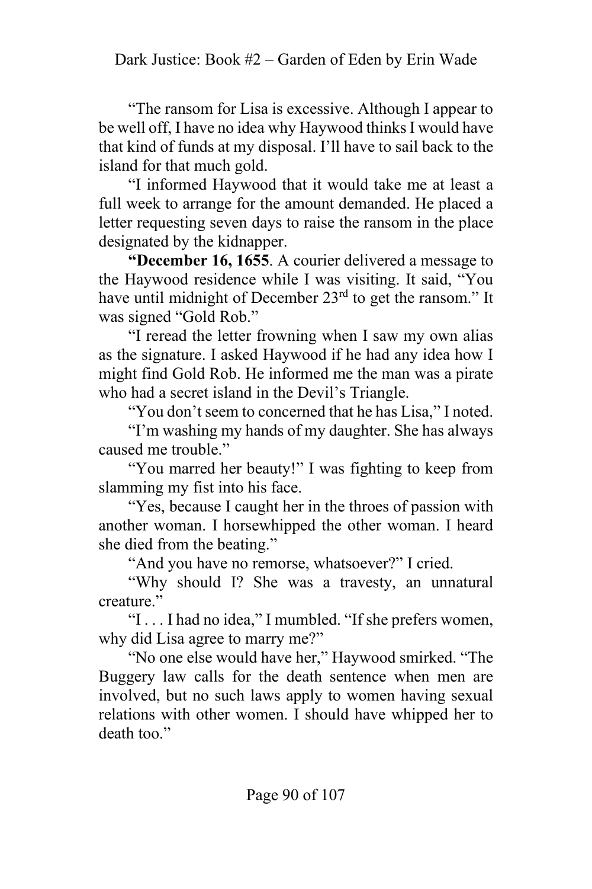"The ransom for Lisa is excessive. Although I appear to be well off, I have no idea why Haywood thinks I would have that kind of funds at my disposal. I'll have to sail back to the island for that much gold.

"I informed Haywood that it would take me at least a full week to arrange for the amount demanded. He placed a letter requesting seven days to raise the ransom in the place designated by the kidnapper.

**"December 16, 1655**. A courier delivered a message to the Haywood residence while I was visiting. It said, "You have until midnight of December 23rd to get the ransom." It was signed "Gold Rob."

"I reread the letter frowning when I saw my own alias as the signature. I asked Haywood if he had any idea how I might find Gold Rob. He informed me the man was a pirate who had a secret island in the Devil's Triangle.

"You don't seem to concerned that he has Lisa," I noted.

"I'm washing my hands of my daughter. She has always caused me trouble."

"You marred her beauty!" I was fighting to keep from slamming my fist into his face.

"Yes, because I caught her in the throes of passion with another woman. I horsewhipped the other woman. I heard she died from the beating."

"And you have no remorse, whatsoever?" I cried.

"Why should I? She was a travesty, an unnatural creature."

"I . . . I had no idea," I mumbled. "If she prefers women, why did Lisa agree to marry me?"

"No one else would have her," Haywood smirked. "The Buggery law calls for the death sentence when men are involved, but no such laws apply to women having sexual relations with other women. I should have whipped her to death too."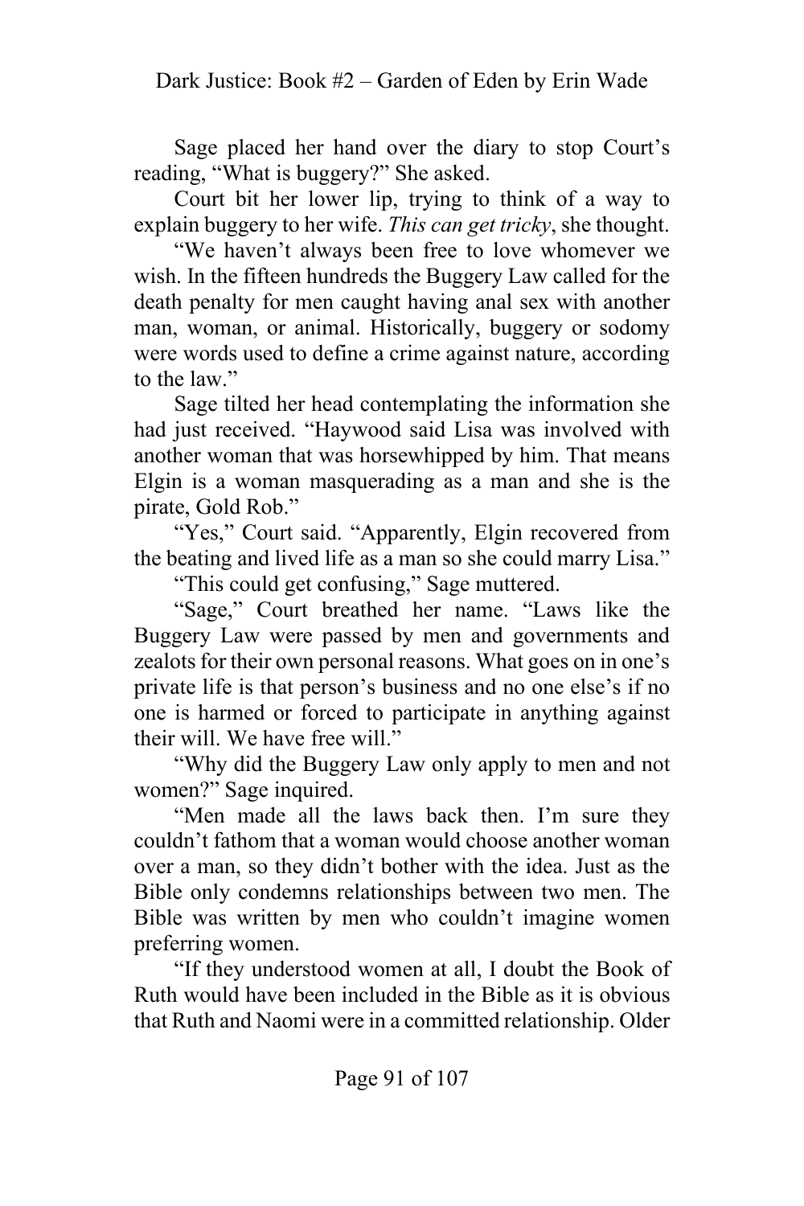Sage placed her hand over the diary to stop Court's reading, "What is buggery?" She asked.

Court bit her lower lip, trying to think of a way to explain buggery to her wife. *This can get tricky*, she thought.

"We haven't always been free to love whomever we wish. In the fifteen hundreds the Buggery Law called for the death penalty for men caught having anal sex with another man, woman, or animal. Historically, buggery or sodomy were words used to define a crime against nature, according to the law."

Sage tilted her head contemplating the information she had just received. "Haywood said Lisa was involved with another woman that was horsewhipped by him. That means Elgin is a woman masquerading as a man and she is the pirate, Gold Rob."

"Yes," Court said. "Apparently, Elgin recovered from the beating and lived life as a man so she could marry Lisa."

"This could get confusing," Sage muttered.

"Sage," Court breathed her name. "Laws like the Buggery Law were passed by men and governments and zealots for their own personal reasons. What goes on in one's private life is that person's business and no one else's if no one is harmed or forced to participate in anything against their will. We have free will."

"Why did the Buggery Law only apply to men and not women?" Sage inquired.

"Men made all the laws back then. I'm sure they couldn't fathom that a woman would choose another woman over a man, so they didn't bother with the idea. Just as the Bible only condemns relationships between two men. The Bible was written by men who couldn't imagine women preferring women.

"If they understood women at all, I doubt the Book of Ruth would have been included in the Bible as it is obvious that Ruth and Naomi were in a committed relationship. Older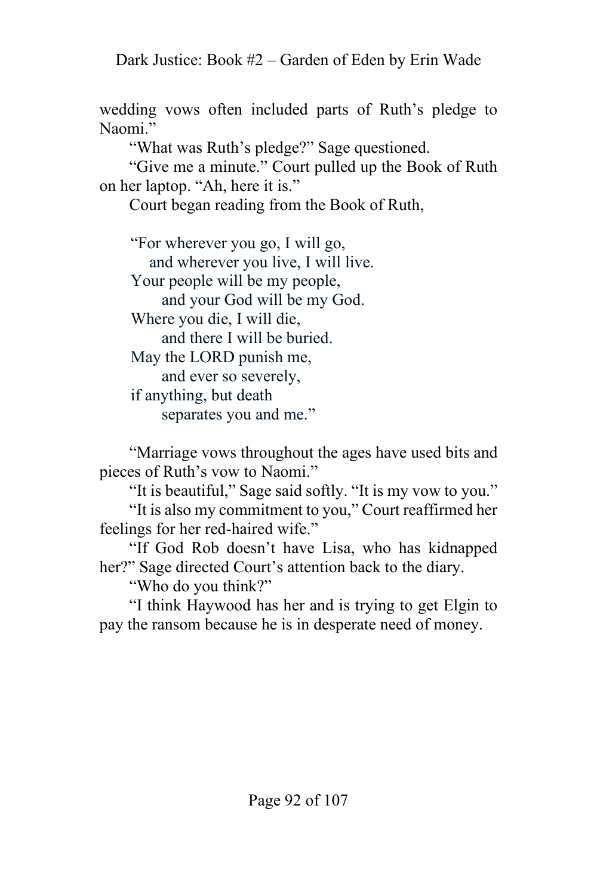wedding vows often included parts of Ruth's pledge to Naomi."

"What was Ruth's pledge?" Sage questioned.

"Give me a minute." Court pulled up the Book of Ruth on her laptop. "Ah, here it is."

Court began reading from the Book of Ruth,

> "For wherever you go, I will go,
> and wherever you live, I will live.
> Your people will be my people,
> and your God will be my God.
> Where you die, I will die,
> and there I will be buried.
> May the LORD punish me,
> and ever so severely,
> if anything, but death
> separates you and me."

"Marriage vows throughout the ages have used bits and pieces of Ruth's vow to Naomi."

"It is beautiful," Sage said softly. "It is my vow to you."

"It is also my commitment to you," Court reaffirmed her feelings for her red-haired wife."

"If God Rob doesn't have Lisa, who has kidnapped her?" Sage directed Court's attention back to the diary.

"Who do you think?"

"I think Haywood has her and is trying to get Elgin to pay the ransom because he is in desperate need of money.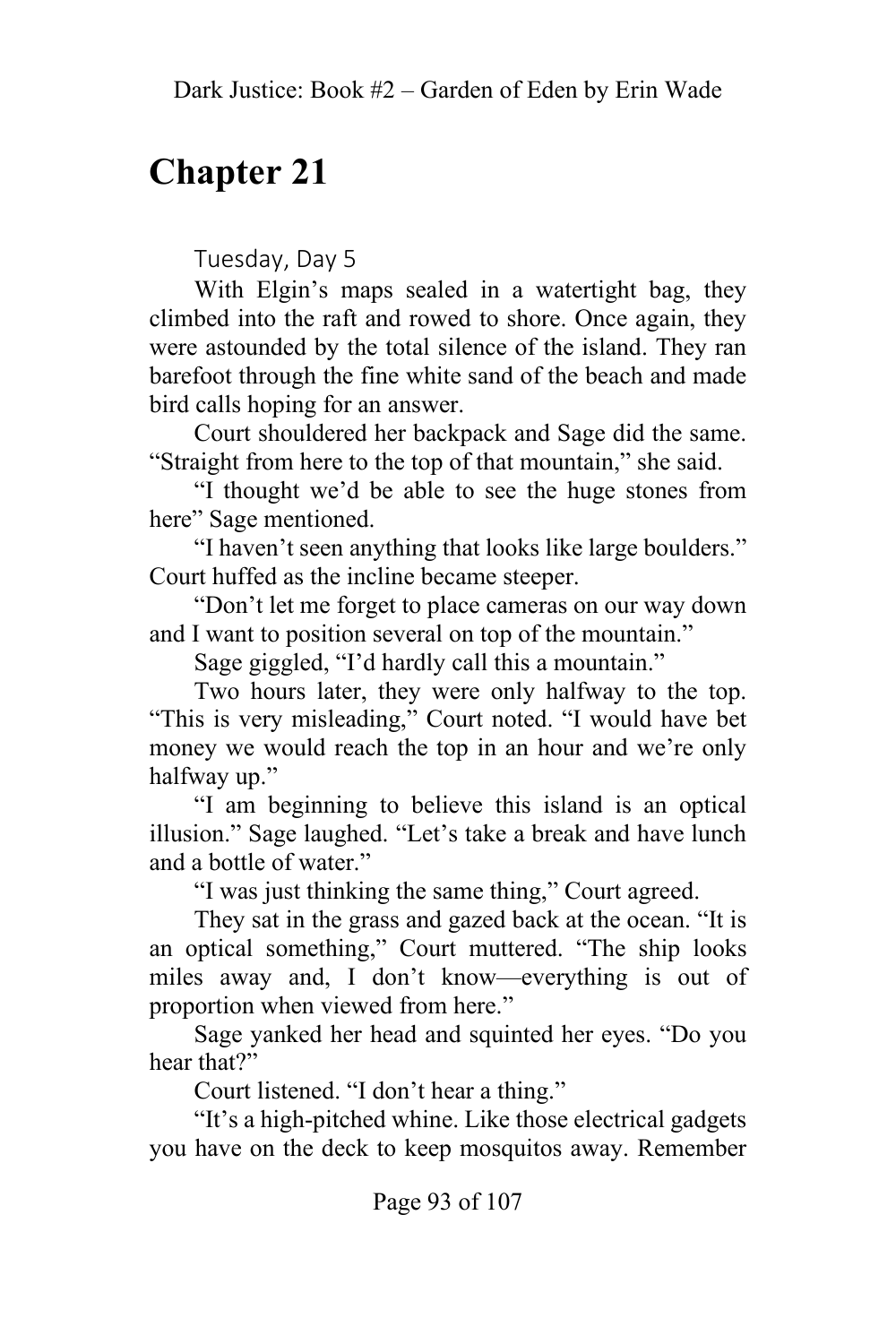# Chapter 21

Tuesday, Day 5

With Elgin's maps sealed in a watertight bag, they climbed into the raft and rowed to shore. Once again, they were astounded by the total silence of the island. They ran barefoot through the fine white sand of the beach and made bird calls hoping for an answer.

Court shouldered her backpack and Sage did the same. "Straight from here to the top of that mountain," she said.

"I thought we'd be able to see the huge stones from here" Sage mentioned.

"I haven't seen anything that looks like large boulders." Court huffed as the incline became steeper.

"Don't let me forget to place cameras on our way down and I want to position several on top of the mountain."

Sage giggled, "I'd hardly call this a mountain."

Two hours later, they were only halfway to the top. "This is very misleading," Court noted. "I would have bet money we would reach the top in an hour and we're only halfway up."

"I am beginning to believe this island is an optical illusion." Sage laughed. "Let's take a break and have lunch and a bottle of water."

"I was just thinking the same thing," Court agreed.

They sat in the grass and gazed back at the ocean. "It is an optical something," Court muttered. "The ship looks miles away and, I don't know—everything is out of proportion when viewed from here."

Sage yanked her head and squinted her eyes. "Do you hear that?"

Court listened. "I don't hear a thing."

"It's a high-pitched whine. Like those electrical gadgets you have on the deck to keep mosquitos away. Remember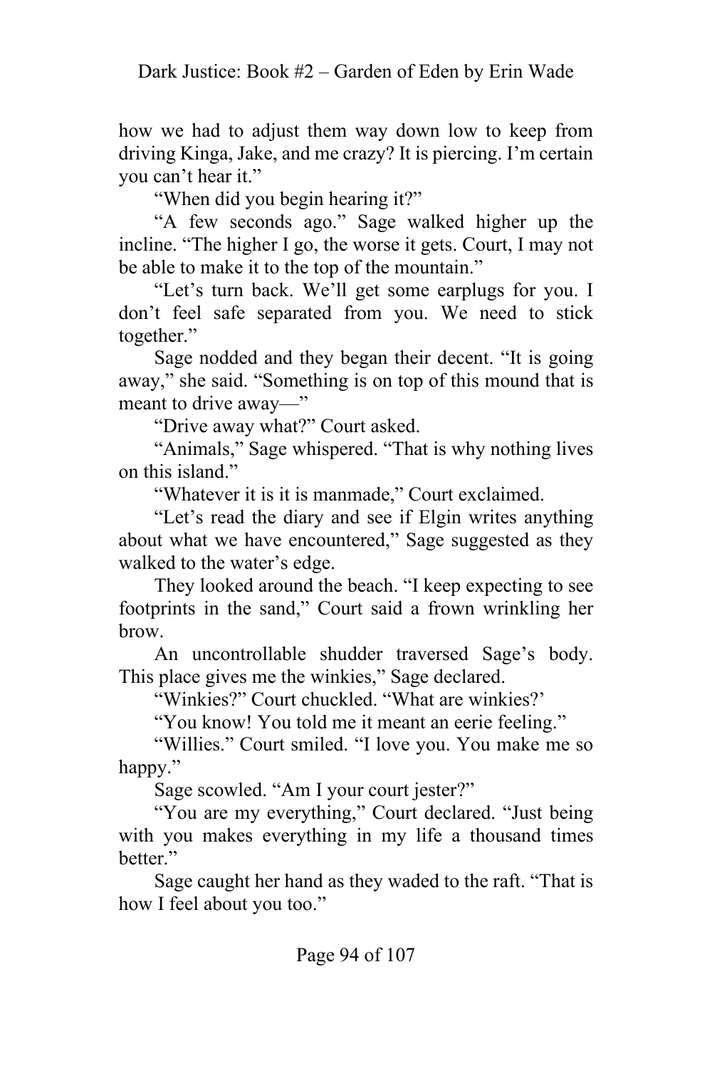how we had to adjust them way down low to keep from driving Kinga, Jake, and me crazy? It is piercing. I'm certain you can't hear it."

"When did you begin hearing it?"

"A few seconds ago." Sage walked higher up the incline. "The higher I go, the worse it gets. Court, I may not be able to make it to the top of the mountain."

"Let's turn back. We'll get some earplugs for you. I don't feel safe separated from you. We need to stick together."

Sage nodded and they began their decent. "It is going away," she said. "Something is on top of this mound that is meant to drive away—"

"Drive away what?" Court asked.

"Animals," Sage whispered. "That is why nothing lives on this island."

"Whatever it is it is manmade," Court exclaimed.

"Let's read the diary and see if Elgin writes anything about what we have encountered," Sage suggested as they walked to the water's edge.

They looked around the beach. "I keep expecting to see footprints in the sand," Court said a frown wrinkling her brow.

An uncontrollable shudder traversed Sage's body. This place gives me the winkies," Sage declared.

"Winkies?" Court chuckled. "What are winkies?'

"You know! You told me it meant an eerie feeling."

"Willies." Court smiled. "I love you. You make me so happy."

Sage scowled. "Am I your court jester?"

"You are my everything," Court declared. "Just being with you makes everything in my life a thousand times better."

Sage caught her hand as they waded to the raft. "That is how I feel about you too."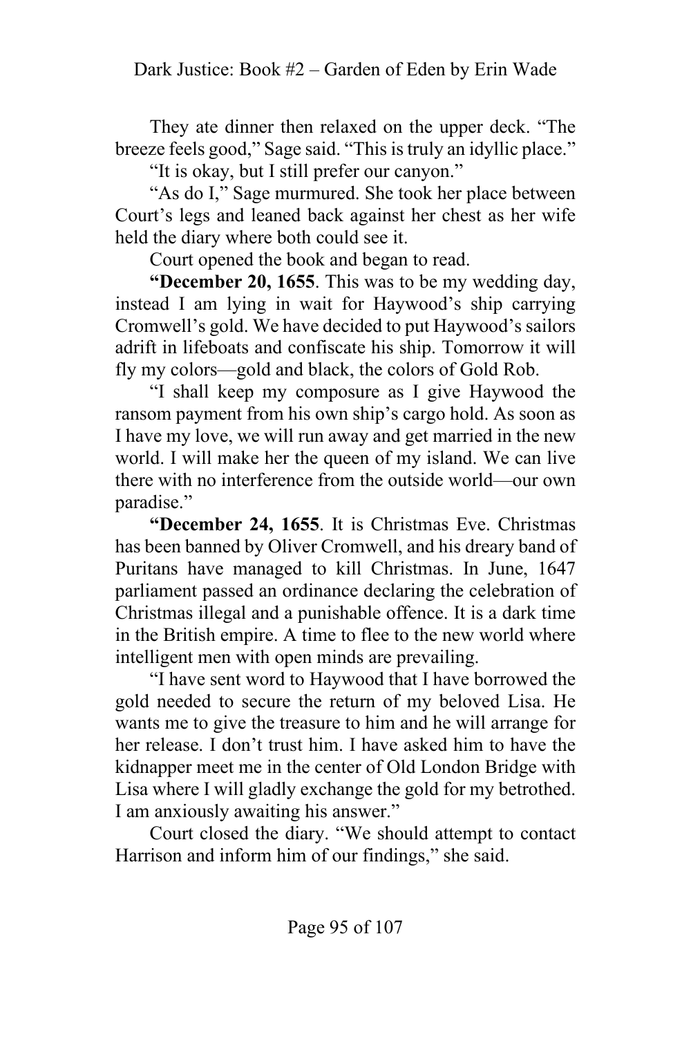They ate dinner then relaxed on the upper deck. "The breeze feels good," Sage said. "This is truly an idyllic place."

"It is okay, but I still prefer our canyon."

"As do I," Sage murmured. She took her place between Court's legs and leaned back against her chest as her wife held the diary where both could see it.

Court opened the book and began to read.

**"December 20, 1655**. This was to be my wedding day, instead I am lying in wait for Haywood's ship carrying Cromwell's gold. We have decided to put Haywood's sailors adrift in lifeboats and confiscate his ship. Tomorrow it will fly my colors—gold and black, the colors of Gold Rob.

"I shall keep my composure as I give Haywood the ransom payment from his own ship's cargo hold. As soon as I have my love, we will run away and get married in the new world. I will make her the queen of my island. We can live there with no interference from the outside world—our own paradise."

**"December 24, 1655**. It is Christmas Eve. Christmas has been banned by Oliver Cromwell, and his dreary band of Puritans have managed to kill Christmas. In June, 1647 parliament passed an ordinance declaring the celebration of Christmas illegal and a punishable offence. It is a dark time in the British empire. A time to flee to the new world where intelligent men with open minds are prevailing.

"I have sent word to Haywood that I have borrowed the gold needed to secure the return of my beloved Lisa. He wants me to give the treasure to him and he will arrange for her release. I don't trust him. I have asked him to have the kidnapper meet me in the center of Old London Bridge with Lisa where I will gladly exchange the gold for my betrothed. I am anxiously awaiting his answer."

Court closed the diary. "We should attempt to contact Harrison and inform him of our findings," she said.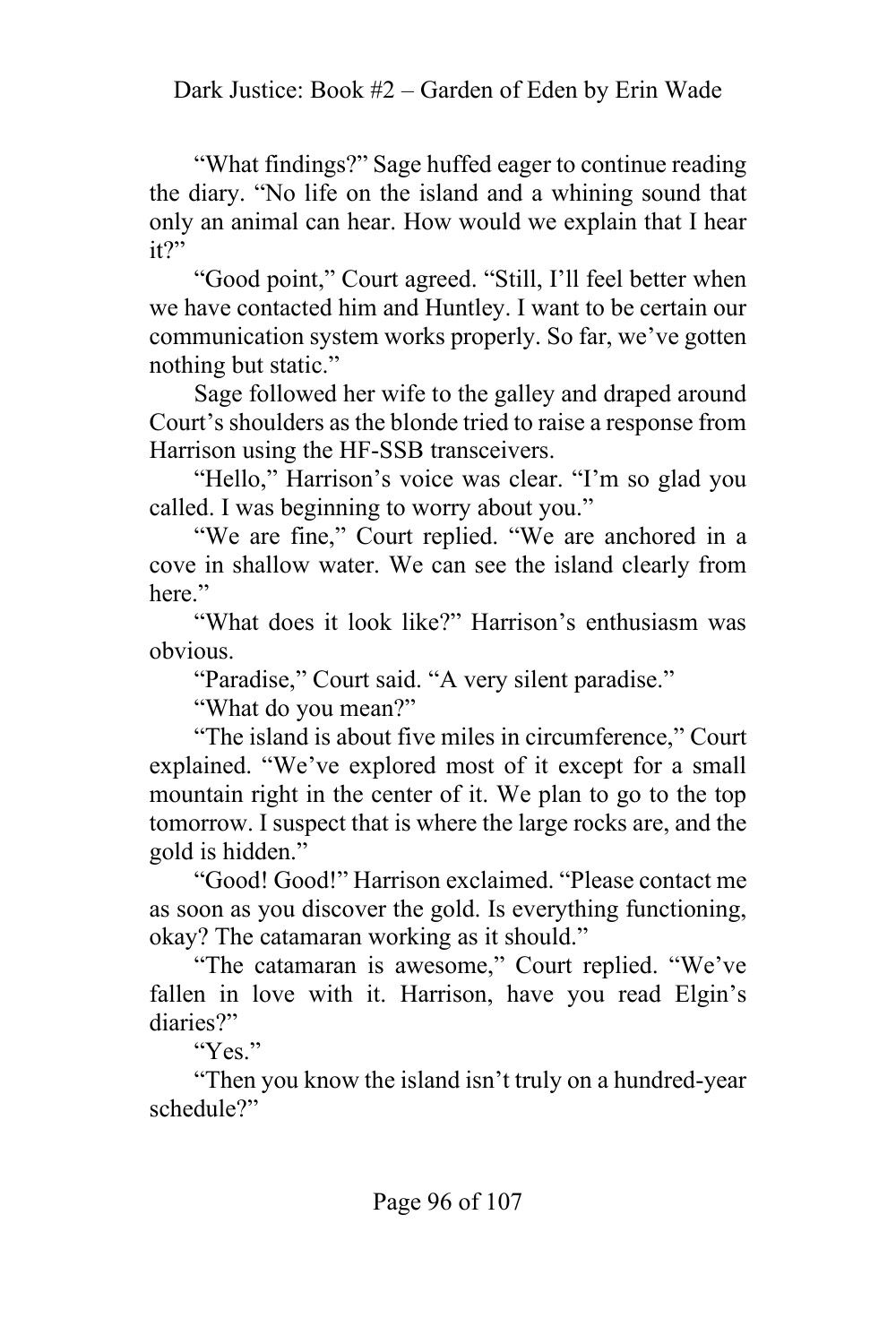"What findings?" Sage huffed eager to continue reading the diary. "No life on the island and a whining sound that only an animal can hear. How would we explain that I hear it?"

"Good point," Court agreed. "Still, I'll feel better when we have contacted him and Huntley. I want to be certain our communication system works properly. So far, we've gotten nothing but static."

Sage followed her wife to the galley and draped around Court's shoulders as the blonde tried to raise a response from Harrison using the HF-SSB transceivers.

"Hello," Harrison's voice was clear. "I'm so glad you called. I was beginning to worry about you."

"We are fine," Court replied. "We are anchored in a cove in shallow water. We can see the island clearly from here."

"What does it look like?" Harrison's enthusiasm was obvious.

"Paradise," Court said. "A very silent paradise."

"What do you mean?"

"The island is about five miles in circumference," Court explained. "We've explored most of it except for a small mountain right in the center of it. We plan to go to the top tomorrow. I suspect that is where the large rocks are, and the gold is hidden."

"Good! Good!" Harrison exclaimed. "Please contact me as soon as you discover the gold. Is everything functioning, okay? The catamaran working as it should."

"The catamaran is awesome," Court replied. "We've fallen in love with it. Harrison, have you read Elgin's diaries?"

"Yes."

"Then you know the island isn't truly on a hundred-year schedule?"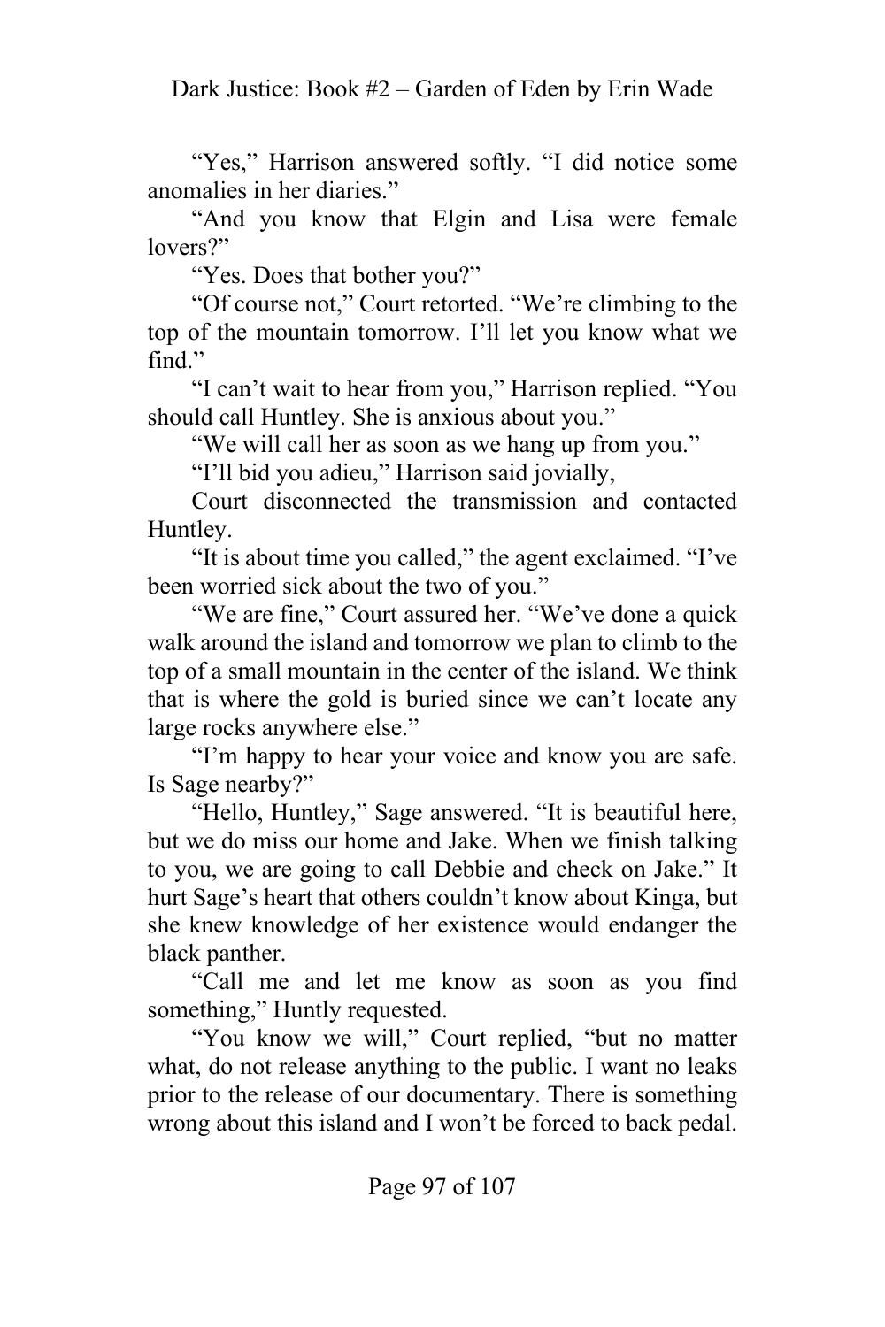"Yes," Harrison answered softly. "I did notice some anomalies in her diaries."

"And you know that Elgin and Lisa were female lovers?"

"Yes. Does that bother you?"

"Of course not," Court retorted. "We're climbing to the top of the mountain tomorrow. I'll let you know what we find."

"I can't wait to hear from you," Harrison replied. "You should call Huntley. She is anxious about you."

"We will call her as soon as we hang up from you."

"I'll bid you adieu," Harrison said jovially,

Court disconnected the transmission and contacted Huntley.

"It is about time you called," the agent exclaimed. "I've been worried sick about the two of you."

"We are fine," Court assured her. "We've done a quick walk around the island and tomorrow we plan to climb to the top of a small mountain in the center of the island. We think that is where the gold is buried since we can't locate any large rocks anywhere else."

"I'm happy to hear your voice and know you are safe. Is Sage nearby?"

"Hello, Huntley," Sage answered. "It is beautiful here, but we do miss our home and Jake. When we finish talking to you, we are going to call Debbie and check on Jake." It hurt Sage's heart that others couldn't know about Kinga, but she knew knowledge of her existence would endanger the black panther.

"Call me and let me know as soon as you find something," Huntly requested.

"You know we will," Court replied, "but no matter what, do not release anything to the public. I want no leaks prior to the release of our documentary. There is something wrong about this island and I won't be forced to back pedal.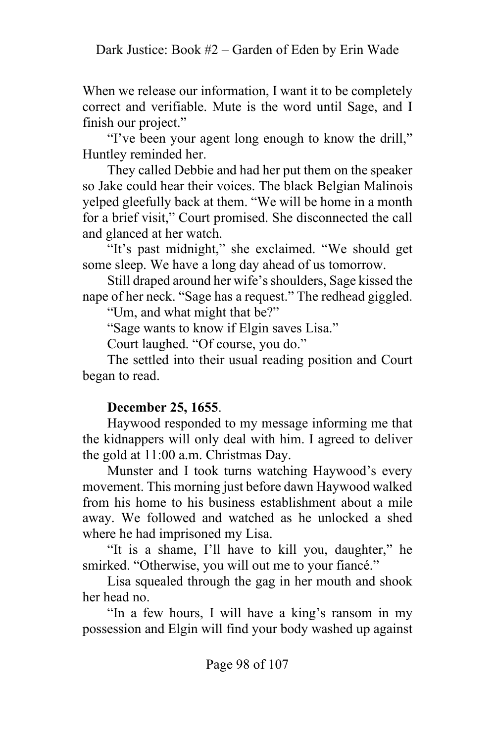When we release our information, I want it to be completely correct and verifiable. Mute is the word until Sage, and I finish our project."

"I've been your agent long enough to know the drill," Huntley reminded her.

They called Debbie and had her put them on the speaker so Jake could hear their voices. The black Belgian Malinois yelped gleefully back at them. "We will be home in a month for a brief visit," Court promised. She disconnected the call and glanced at her watch.

"It's past midnight," she exclaimed. "We should get some sleep. We have a long day ahead of us tomorrow.

Still draped around her wife's shoulders, Sage kissed the nape of her neck. "Sage has a request." The redhead giggled.

"Um, and what might that be?"

"Sage wants to know if Elgin saves Lisa."

Court laughed. "Of course, you do."

The settled into their usual reading position and Court began to read.

**December 25, 1655**.

Haywood responded to my message informing me that the kidnappers will only deal with him. I agreed to deliver the gold at 11:00 a.m. Christmas Day.

Munster and I took turns watching Haywood's every movement. This morning just before dawn Haywood walked from his home to his business establishment about a mile away. We followed and watched as he unlocked a shed where he had imprisoned my Lisa.

"It is a shame, I'll have to kill you, daughter," he smirked. "Otherwise, you will out me to your fiancé."

Lisa squealed through the gag in her mouth and shook her head no.

"In a few hours, I will have a king's ransom in my possession and Elgin will find your body washed up against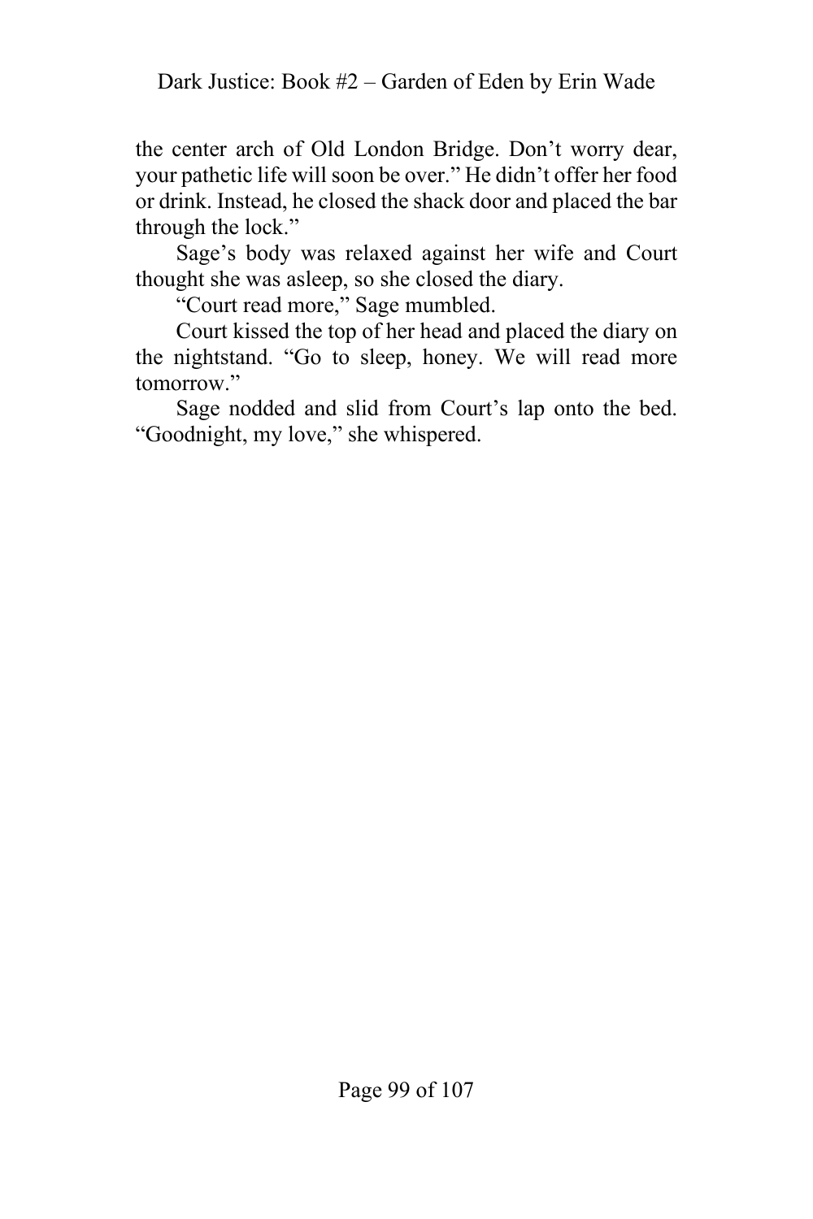the center arch of Old London Bridge. Don't worry dear, your pathetic life will soon be over." He didn't offer her food or drink. Instead, he closed the shack door and placed the bar through the lock."

Sage's body was relaxed against her wife and Court thought she was asleep, so she closed the diary.

"Court read more," Sage mumbled.

Court kissed the top of her head and placed the diary on the nightstand. "Go to sleep, honey. We will read more tomorrow."

Sage nodded and slid from Court's lap onto the bed. "Goodnight, my love," she whispered.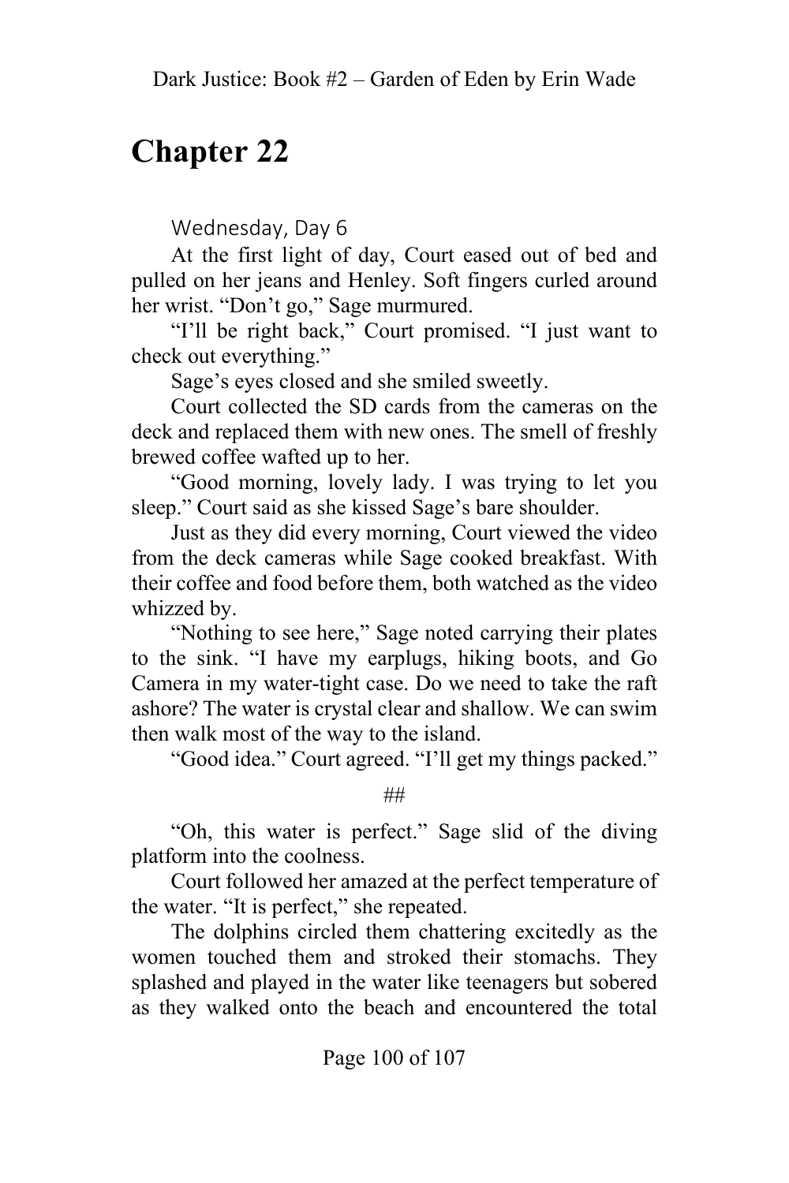# Chapter 22

Wednesday, Day 6

At the first light of day, Court eased out of bed and pulled on her jeans and Henley. Soft fingers curled around her wrist. “Don’t go,” Sage murmured.

“I’ll be right back,” Court promised. “I just want to check out everything.”

Sage’s eyes closed and she smiled sweetly.

Court collected the SD cards from the cameras on the deck and replaced them with new ones. The smell of freshly brewed coffee wafted up to her.

“Good morning, lovely lady. I was trying to let you sleep.” Court said as she kissed Sage’s bare shoulder.

Just as they did every morning, Court viewed the video from the deck cameras while Sage cooked breakfast. With their coffee and food before them, both watched as the video whizzed by.

“Nothing to see here,” Sage noted carrying their plates to the sink. “I have my earplugs, hiking boots, and Go Camera in my water-tight case. Do we need to take the raft ashore? The water is crystal clear and shallow. We can swim then walk most of the way to the island.

“Good idea.” Court agreed. “I’ll get my things packed.”

##

“Oh, this water is perfect.” Sage slid of the diving platform into the coolness.

Court followed her amazed at the perfect temperature of the water. “It is perfect,” she repeated.

The dolphins circled them chattering excitedly as the women touched them and stroked their stomachs. They splashed and played in the water like teenagers but sobered as they walked onto the beach and encountered the total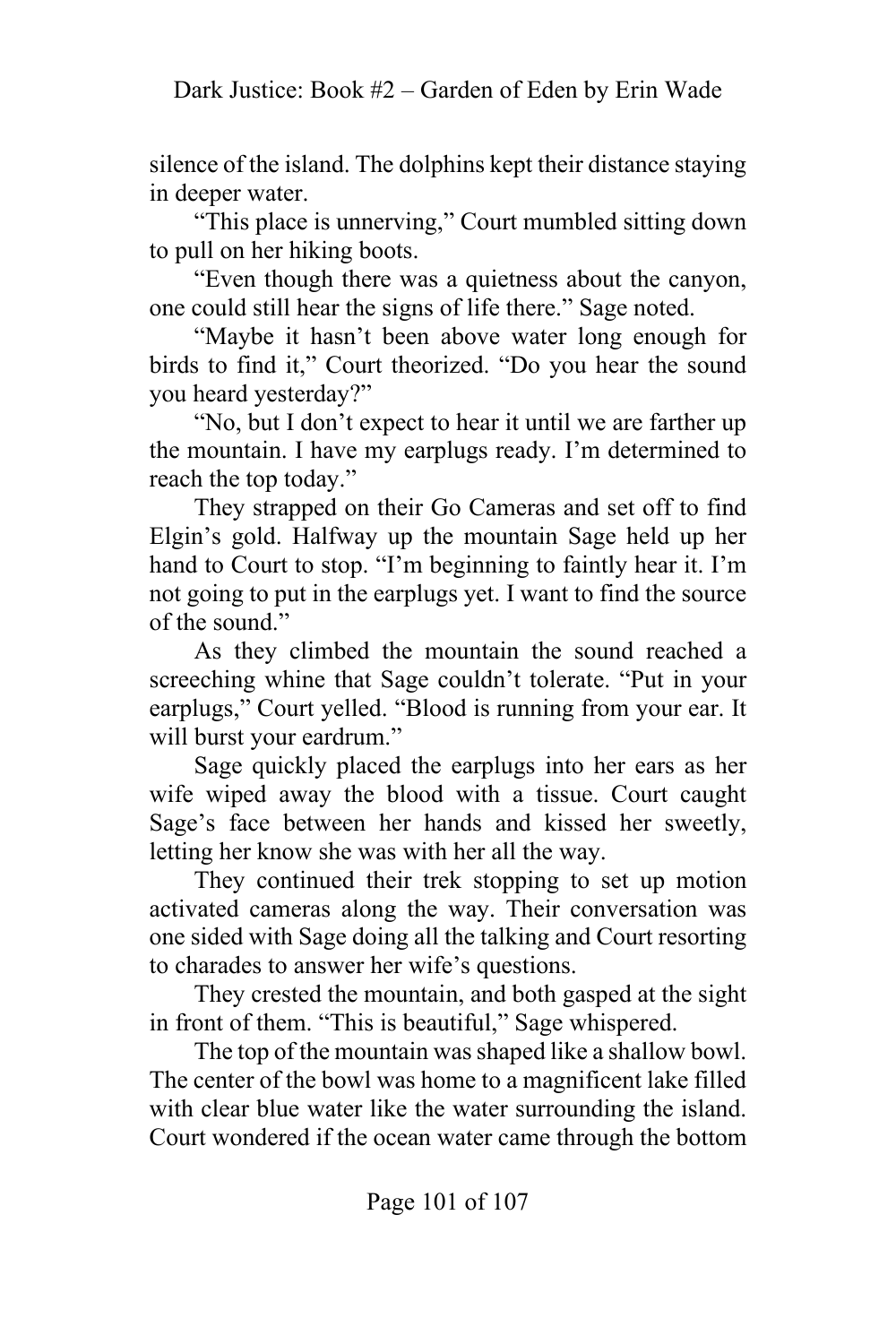silence of the island. The dolphins kept their distance staying in deeper water.

"This place is unnerving," Court mumbled sitting down to pull on her hiking boots.

"Even though there was a quietness about the canyon, one could still hear the signs of life there." Sage noted.

"Maybe it hasn't been above water long enough for birds to find it," Court theorized. "Do you hear the sound you heard yesterday?"

"No, but I don't expect to hear it until we are farther up the mountain. I have my earplugs ready. I'm determined to reach the top today."

They strapped on their Go Cameras and set off to find Elgin's gold. Halfway up the mountain Sage held up her hand to Court to stop. "I'm beginning to faintly hear it. I'm not going to put in the earplugs yet. I want to find the source of the sound."

As they climbed the mountain the sound reached a screeching whine that Sage couldn't tolerate. "Put in your earplugs," Court yelled. "Blood is running from your ear. It will burst your eardrum."

Sage quickly placed the earplugs into her ears as her wife wiped away the blood with a tissue. Court caught Sage's face between her hands and kissed her sweetly, letting her know she was with her all the way.

They continued their trek stopping to set up motion activated cameras along the way. Their conversation was one sided with Sage doing all the talking and Court resorting to charades to answer her wife's questions.

They crested the mountain, and both gasped at the sight in front of them. "This is beautiful," Sage whispered.

The top of the mountain was shaped like a shallow bowl. The center of the bowl was home to a magnificent lake filled with clear blue water like the water surrounding the island. Court wondered if the ocean water came through the bottom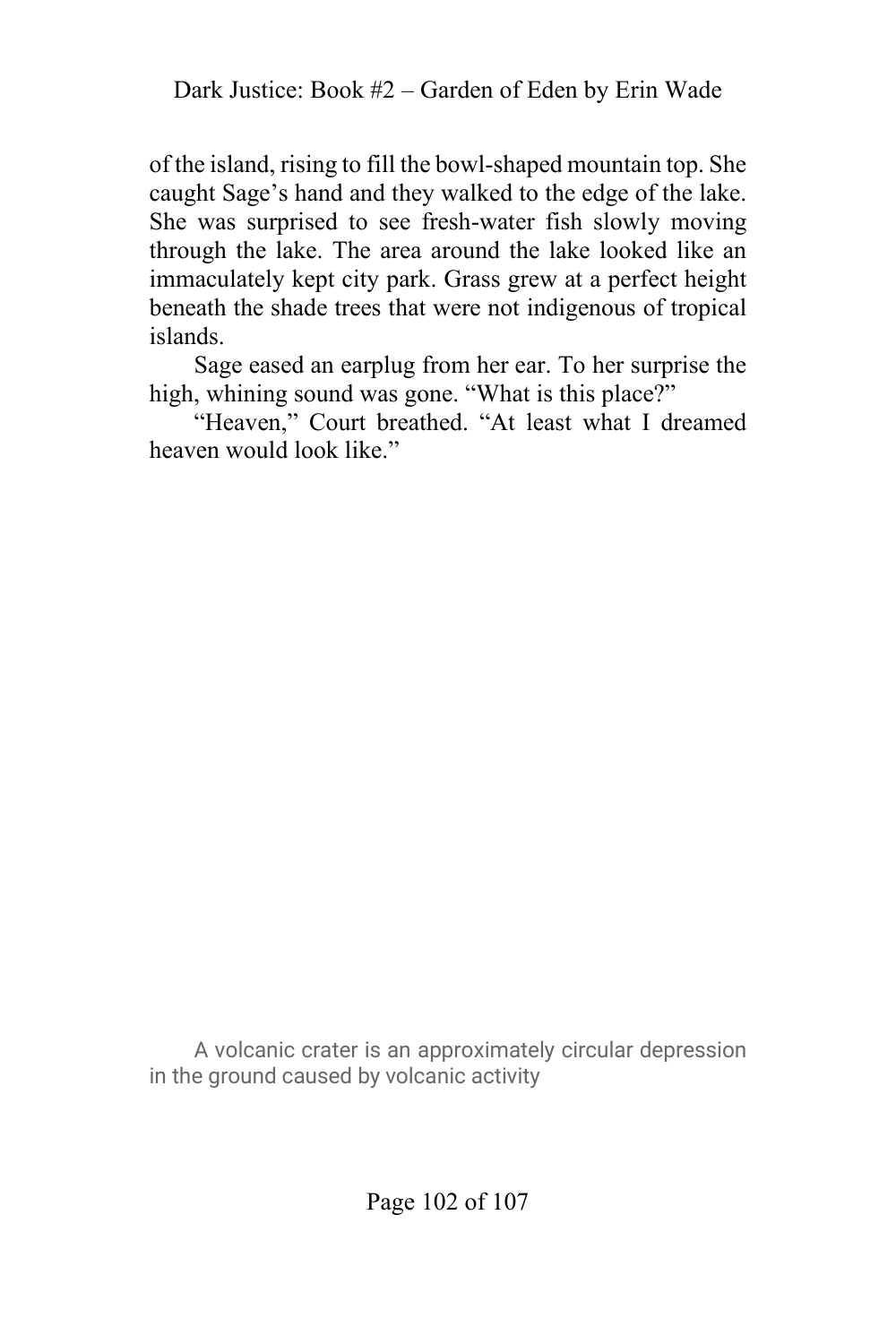of the island, rising to fill the bowl-shaped mountain top. She caught Sage's hand and they walked to the edge of the lake. She was surprised to see fresh-water fish slowly moving through the lake. The area around the lake looked like an immaculately kept city park. Grass grew at a perfect height beneath the shade trees that were not indigenous of tropical islands.

Sage eased an earplug from her ear. To her surprise the high, whining sound was gone. "What is this place?"

"Heaven," Court breathed. "At least what I dreamed heaven would look like."

A volcanic crater is an approximately circular depression in the ground caused by volcanic activity